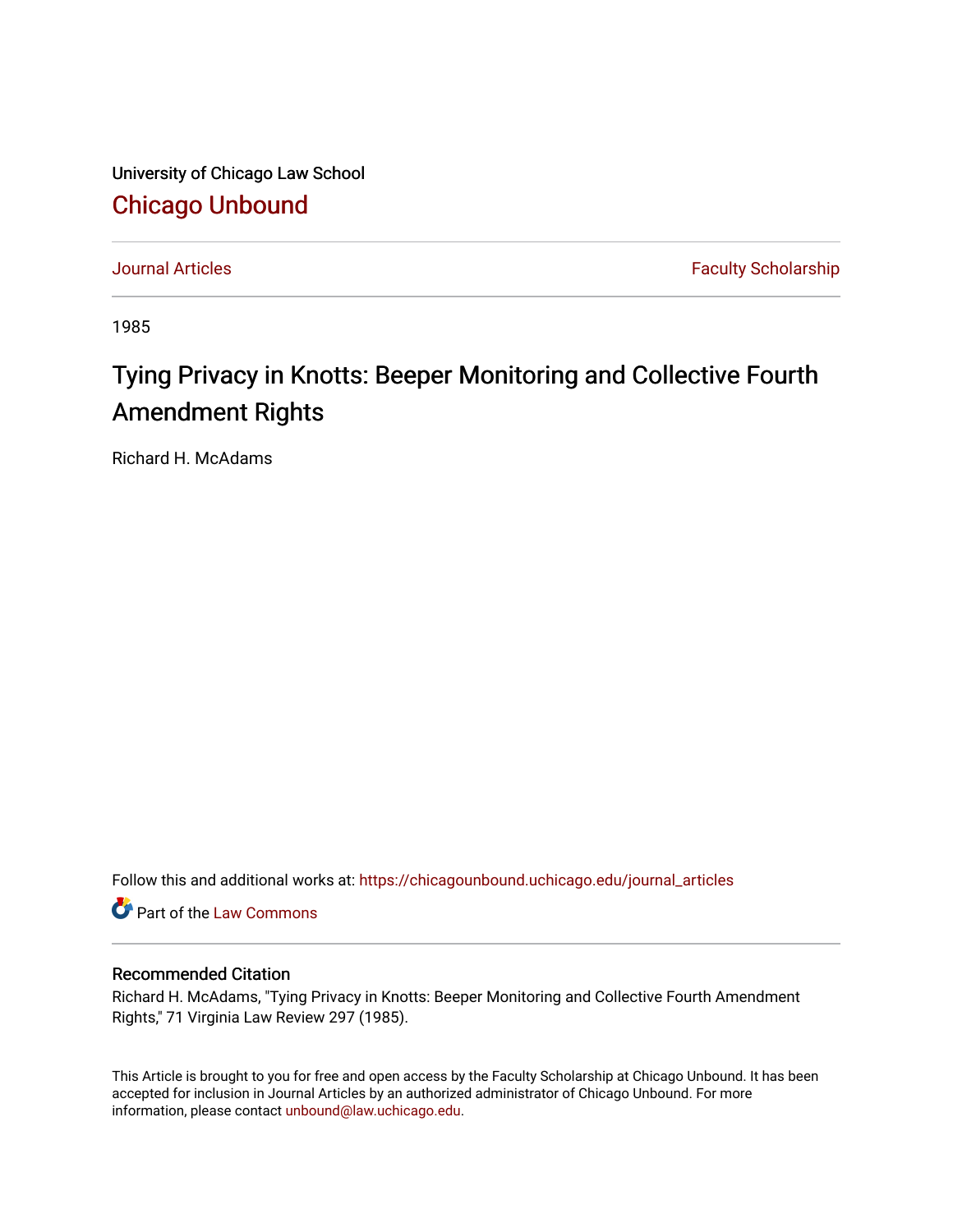University of Chicago Law School

# Chicago Unbound

Journal Articles | Faculty Scholarship

1985

# Tying Privacy in Knotts: Beeper Monitoring and Collective Fourth Amendment Rights

Richard H. McAdams

Follow this and additional works at: https://chicagounbound.uchicago.edu/journal_articles

Part of the Law Commons

## Recommended Citation

Richard H. McAdams, "Tying Privacy in Knotts: Beeper Monitoring and Collective Fourth Amendment Rights," 71 Virginia Law Review 297 (1985).

This Article is brought to you for free and open access by the Faculty Scholarship at Chicago Unbound. It has been accepted for inclusion in Journal Articles by an authorized administrator of Chicago Unbound. For more information, please contact unbound@law.uchicago.edu.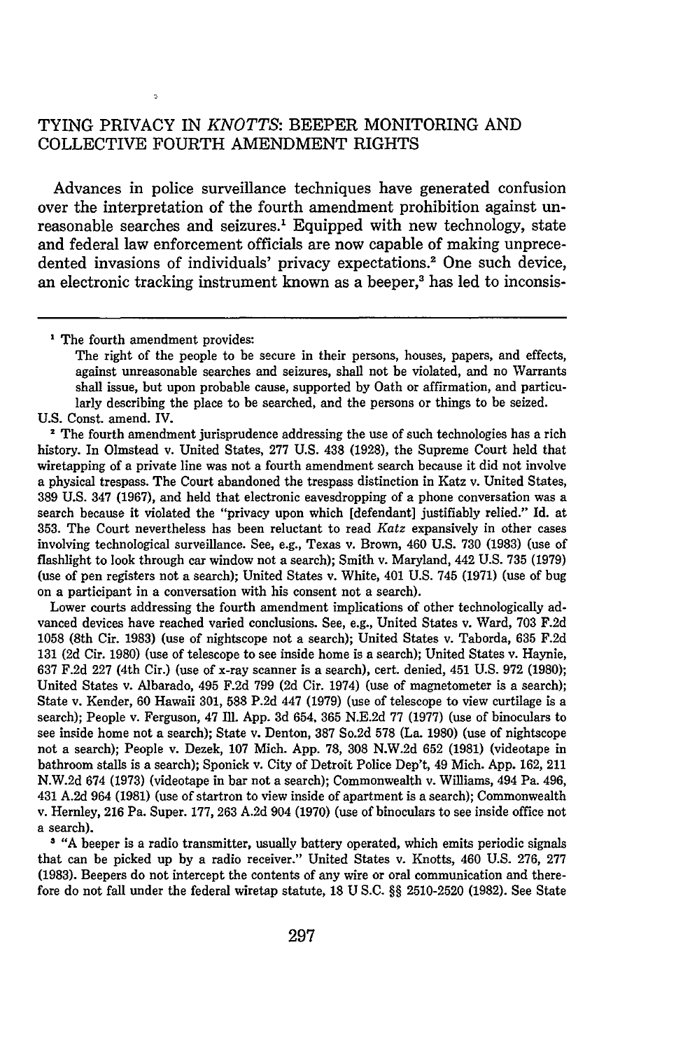# TYING PRIVACY IN *KNOTTS*: BEEPER MONITORING AND COLLECTIVE FOURTH AMENDMENT RIGHTS

Advances in police surveillance techniques have generated confusion over the interpretation of the fourth amendment prohibition against unreasonable searches and seizures.[1] Equipped with new technology, state and federal law enforcement officials are now capable of making unprecedented invasions of individuals' privacy expectations.[2] One such device, an electronic tracking instrument known as a beeper,[3] has led to inconsis-

---

[1] The fourth amendment provides:

> The right of the people to be secure in their persons, houses, papers, and effects, against unreasonable searches and seizures, shall not be violated, and no Warrants shall issue, but upon probable cause, supported by Oath or affirmation, and particularly describing the place to be searched, and the persons or things to be seized.

U.S. Const. amend. IV.

[2] The fourth amendment jurisprudence addressing the use of such technologies has a rich history. In Olmstead v. United States, 277 U.S. 438 (1928), the Supreme Court held that wiretapping of a private line was not a fourth amendment search because it did not involve a physical trespass. The Court abandoned the trespass distinction in Katz v. United States, 389 U.S. 347 (1967), and held that electronic eavesdropping of a phone conversation was a search because it violated the "privacy upon which [defendant] justifiably relied." Id. at 353. The Court nevertheless has been reluctant to read *Katz* expansively in other cases involving technological surveillance. See, e.g., Texas v. Brown, 460 U.S. 730 (1983) (use of flashlight to look through car window not a search); Smith v. Maryland, 442 U.S. 735 (1979) (use of pen registers not a search); United States v. White, 401 U.S. 745 (1971) (use of bug on a participant in a conversation with his consent not a search).

Lower courts addressing the fourth amendment implications of other technologically advanced devices have reached varied conclusions. See, e.g., United States v. Ward, 703 F.2d 1058 (8th Cir. 1983) (use of nightscope not a search); United States v. Taborda, 635 F.2d 131 (2d Cir. 1980) (use of telescope to see inside home is a search); United States v. Haynie, 637 F.2d 227 (4th Cir.) (use of x-ray scanner is a search), cert. denied, 451 U.S. 972 (1980); United States v. Albarado, 495 F.2d 799 (2d Cir. 1974) (use of magnetometer is a search); State v. Kender, 60 Hawaii 301, 588 P.2d 447 (1979) (use of telescope to view curtilage is a search); People v. Ferguson, 47 Ill. App. 3d 654, 365 N.E.2d 77 (1977) (use of binoculars to see inside home not a search); State v. Denton, 387 So.2d 578 (La. 1980) (use of nightscope not a search); People v. Dezek, 107 Mich. App. 78, 308 N.W.2d 652 (1981) (videotape in bathroom stalls is a search); Sponick v. City of Detroit Police Dep't, 49 Mich. App. 162, 211 N.W.2d 674 (1973) (videotape in bar not a search); Commonwealth v. Williams, 494 Pa. 496, 431 A.2d 964 (1981) (use of startron to view inside of apartment is a search); Commonwealth v. Hernley, 216 Pa. Super. 177, 263 A.2d 904 (1970) (use of binoculars to see inside office not a search).

[3] "A beeper is a radio transmitter, usually battery operated, which emits periodic signals that can be picked up by a radio receiver." United States v. Knotts, 460 U.S. 276, 277 (1983). Beepers do not intercept the contents of any wire or oral communication and therefore do not fall under the federal wiretap statute, 18 U.S.C. §§ 2510-2520 (1982). See State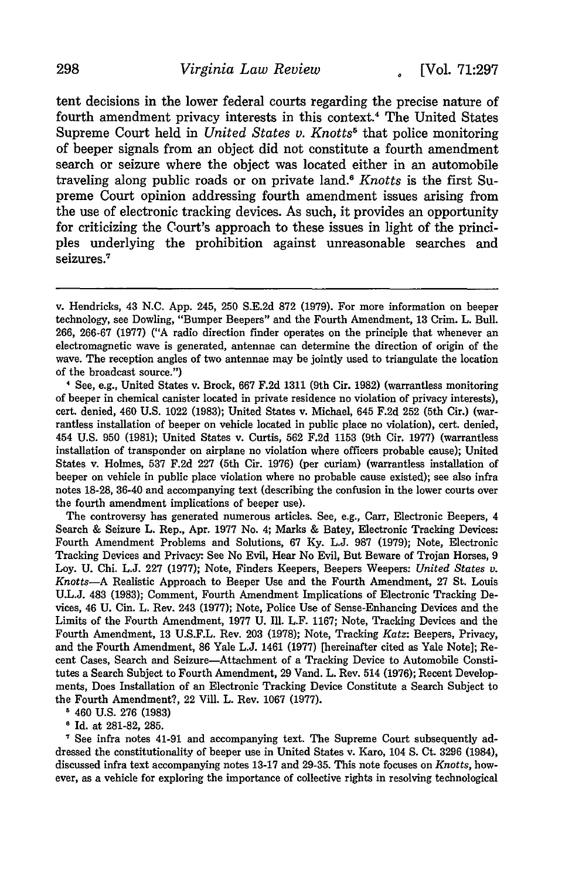tent decisions in the lower federal courts regarding the precise nature of fourth amendment privacy interests in this context.[4] The United States Supreme Court held in *United States v. Knotts*[5] that police monitoring of beeper signals from an object did not constitute a fourth amendment search or seizure where the object was located either in an automobile traveling along public roads or on private land.[6] *Knotts* is the first Supreme Court opinion addressing fourth amendment issues arising from the use of electronic tracking devices. As such, it provides an opportunity for criticizing the Court's approach to these issues in light of the principles underlying the prohibition against unreasonable searches and seizures.[7]

---

v. Hendricks, 43 N.C. App. 245, 250 S.E.2d 872 (1979). For more information on beeper technology, see Dowling, "Bumper Beepers" and the Fourth Amendment, 13 Crim. L. Bull. 266, 266-67 (1977) ("A radio direction finder operates on the principle that whenever an electromagnetic wave is generated, antennae can determine the direction of origin of the wave. The reception angles of two antennae may be jointly used to triangulate the location of the broadcast source.")

[4] See, e.g., United States v. Brock, 667 F.2d 1311 (9th Cir. 1982) (warrantless monitoring of beeper in chemical canister located in private residence no violation of privacy interests), cert. denied, 460 U.S. 1022 (1983); United States v. Michael, 645 F.2d 252 (5th Cir.) (warrantless installation of beeper on vehicle located in public place no violation), cert. denied, 454 U.S. 950 (1981); United States v. Curtis, 562 F.2d 1153 (9th Cir. 1977) (warrantless installation of transponder on airplane no violation where officers probable cause); United States v. Holmes, 537 F.2d 227 (5th Cir. 1976) (per curiam) (warrantless installation of beeper on vehicle in public place violation where no probable cause existed); see also infra notes 18-28, 36-40 and accompanying text (describing the confusion in the lower courts over the fourth amendment implications of beeper use).

The controversy has generated numerous articles. See, e.g., Carr, Electronic Beepers, 4 Search & Seizure L. Rep., Apr. 1977 No. 4; Marks & Batey, Electronic Tracking Devices: Fourth Amendment Problems and Solutions, 67 Ky. L.J. 987 (1979); Note, Electronic Tracking Devices and Privacy: See No Evil, Hear No Evil, But Beware of Trojan Horses, 9 Loy. U. Chi. L.J. 227 (1977); Note, Finders Keepers, Beepers Weepers: *United States v. Knotts*—A Realistic Approach to Beeper Use and the Fourth Amendment, 27 St. Louis U.L.J. 483 (1983); Comment, Fourth Amendment Implications of Electronic Tracking Devices, 46 U. Cin. L. Rev. 243 (1977); Note, Police Use of Sense-Enhancing Devices and the Limits of the Fourth Amendment, 1977 U. Ill. L.F. 1167; Note, Tracking Devices and the Fourth Amendment, 13 U.S.F.L. Rev. 203 (1978); Note, Tracking *Katz*: Beepers, Privacy, and the Fourth Amendment, 86 Yale L.J. 1461 (1977) [hereinafter cited as Yale Note]; Recent Cases, Search and Seizure—Attachment of a Tracking Device to Automobile Constitutes a Search Subject to Fourth Amendment, 29 Vand. L. Rev. 514 (1976); Recent Developments, Does Installation of an Electronic Tracking Device Constitute a Search Subject to the Fourth Amendment?, 22 Vill. L. Rev. 1067 (1977).

[5] 460 U.S. 276 (1983)

[6] Id. at 281-82, 285.

[7] See infra notes 41-91 and accompanying text. The Supreme Court subsequently addressed the constitutionality of beeper use in United States v. Karo, 104 S. Ct. 3296 (1984), discussed infra text accompanying notes 13-17 and 29-35. This note focuses on *Knotts*, however, as a vehicle for exploring the importance of collective rights in resolving technological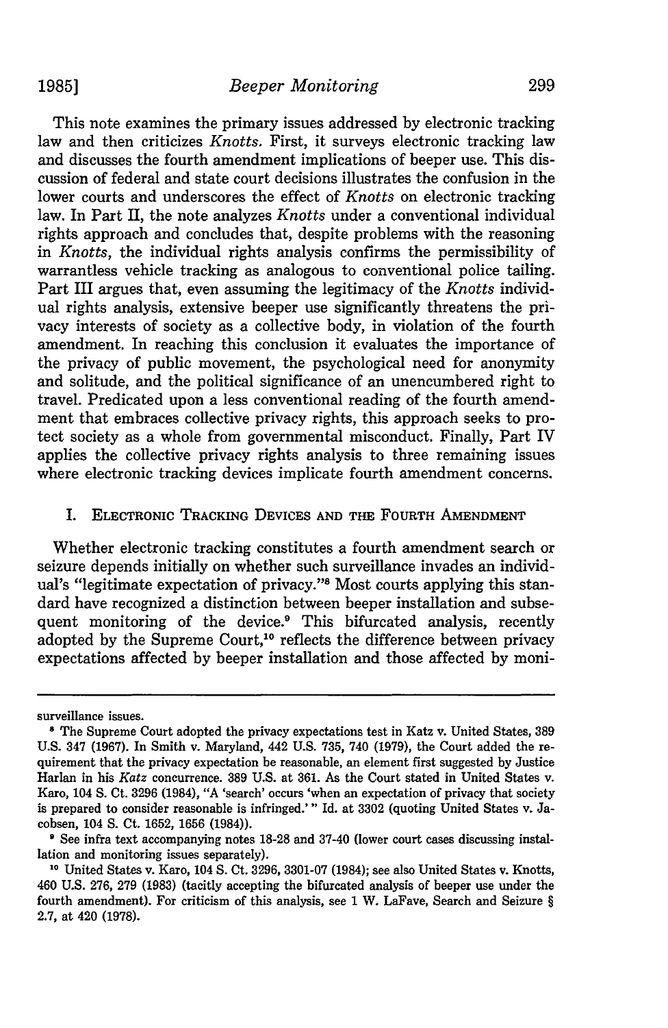This note examines the primary issues addressed by electronic tracking law and then criticizes *Knotts*. First, it surveys electronic tracking law and discusses the fourth amendment implications of beeper use. This discussion of federal and state court decisions illustrates the confusion in the lower courts and underscores the effect of *Knotts* on electronic tracking law. In Part II, the note analyzes *Knotts* under a conventional individual rights approach and concludes that, despite problems with the reasoning in *Knotts*, the individual rights analysis confirms the permissibility of warrantless vehicle tracking as analogous to conventional police tailing. Part III argues that, even assuming the legitimacy of the *Knotts* individual rights analysis, extensive beeper use significantly threatens the privacy interests of society as a collective body, in violation of the fourth amendment. In reaching this conclusion it evaluates the importance of the privacy of public movement, the psychological need for anonymity and solitude, and the political significance of an unencumbered right to travel. Predicated upon a less conventional reading of the fourth amendment that embraces collective privacy rights, this approach seeks to protect society as a whole from governmental misconduct. Finally, Part IV applies the collective privacy rights analysis to three remaining issues where electronic tracking devices implicate fourth amendment concerns.

## I. Electronic Tracking Devices and the Fourth Amendment

Whether electronic tracking constitutes a fourth amendment search or seizure depends initially on whether such surveillance invades an individual's "legitimate expectation of privacy."[8] Most courts applying this standard have recognized a distinction between beeper installation and subsequent monitoring of the device.[9] This bifurcated analysis, recently adopted by the Supreme Court,[10] reflects the difference between privacy expectations affected by beeper installation and those affected by moni-

---

surveillance issues.

[8] The Supreme Court adopted the privacy expectations test in Katz v. United States, 389 U.S. 347 (1967). In Smith v. Maryland, 442 U.S. 735, 740 (1979), the Court added the requirement that the privacy expectation be reasonable, an element first suggested by Justice Harlan in his *Katz* concurrence. 389 U.S. at 361. As the Court stated in United States v. Karo, 104 S. Ct. 3296 (1984), "A 'search' occurs 'when an expectation of privacy that society is prepared to consider reasonable is infringed.'" Id. at 3302 (quoting United States v. Jacobsen, 104 S. Ct. 1652, 1656 (1984)).

[9] See infra text accompanying notes 18-28 and 37-40 (lower court cases discussing installation and monitoring issues separately).

[10] United States v. Karo, 104 S. Ct. 3296, 3301-07 (1984); see also United States v. Knotts, 460 U.S. 276, 279 (1983) (tacitly accepting the bifurcated analysis of beeper use under the fourth amendment). For criticism of this analysis, see 1 W. LaFave, Search and Seizure § 2.7, at 420 (1978).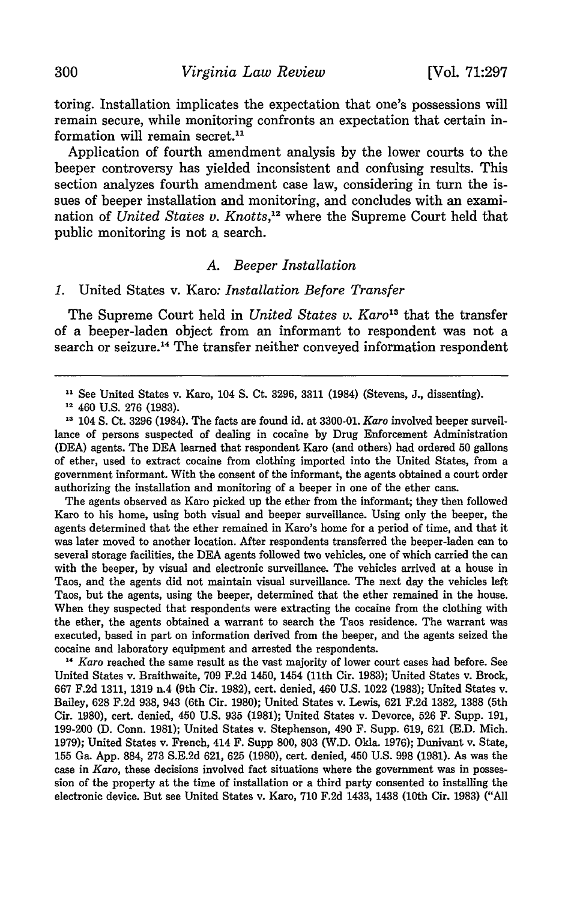toring. Installation implicates the expectation that one's possessions will remain secure, while monitoring confronts an expectation that certain information will remain secret.[11]

Application of fourth amendment analysis by the lower courts to the beeper controversy has yielded inconsistent and confusing results. This section analyzes fourth amendment case law, considering in turn the issues of beeper installation and monitoring, and concludes with an examination of *United States v. Knotts*,[12] where the Supreme Court held that public monitoring is not a search.

### A. *Beeper Installation*

#### 1. United States v. Karo: *Installation Before Transfer*

The Supreme Court held in *United States v. Karo*[13] that the transfer of a beeper-laden object from an informant to respondent was not a search or seizure.[14] The transfer neither conveyed information respondent

---

[11] See United States v. Karo, 104 S. Ct. 3296, 3311 (1984) (Stevens, J., dissenting).

[12] 460 U.S. 276 (1983).

[13] 104 S. Ct. 3296 (1984). The facts are found id. at 3300-01. *Karo* involved beeper surveillance of persons suspected of dealing in cocaine by Drug Enforcement Administration (DEA) agents. The DEA learned that respondent Karo (and others) had ordered 50 gallons of ether, used to extract cocaine from clothing imported into the United States, from a government informant. With the consent of the informant, the agents obtained a court order authorizing the installation and monitoring of a beeper in one of the ether cans.

The agents observed as Karo picked up the ether from the informant; they then followed Karo to his home, using both visual and beeper surveillance. Using only the beeper, the agents determined that the ether remained in Karo's home for a period of time, and that it was later moved to another location. After respondents transferred the beeper-laden can to several storage facilities, the DEA agents followed two vehicles, one of which carried the can with the beeper, by visual and electronic surveillance. The vehicles arrived at a house in Taos, and the agents did not maintain visual surveillance. The next day the vehicles left Taos, but the agents, using the beeper, determined that the ether remained in the house. When they suspected that respondents were extracting the cocaine from the clothing with the ether, the agents obtained a warrant to search the Taos residence. The warrant was executed, based in part on information derived from the beeper, and the agents seized the cocaine and laboratory equipment and arrested the respondents.

[14] *Karo* reached the same result as the vast majority of lower court cases had before. See United States v. Braithwaite, 709 F.2d 1450, 1454 (11th Cir. 1983); United States v. Brock, 667 F.2d 1311, 1319 n.4 (9th Cir. 1982), cert. denied, 460 U.S. 1022 (1983); United States v. Bailey, 628 F.2d 938, 943 (6th Cir. 1980); United States v. Lewis, 621 F.2d 1382, 1388 (5th Cir. 1980), cert. denied, 450 U.S. 935 (1981); United States v. Devorce, 526 F. Supp. 191, 199-200 (D. Conn. 1981); United States v. Stephenson, 490 F. Supp. 619, 621 (E.D. Mich. 1979); United States v. French, 414 F. Supp 800, 803 (W.D. Okla. 1976); Dunivant v. State, 155 Ga. App. 884, 273 S.E.2d 621, 625 (1980), cert. denied, 450 U.S. 998 (1981). As was the case in *Karo*, these decisions involved fact situations where the government was in possession of the property at the time of installation or a third party consented to installing the electronic device. But see United States v. Karo, 710 F.2d 1433, 1438 (10th Cir. 1983) ("All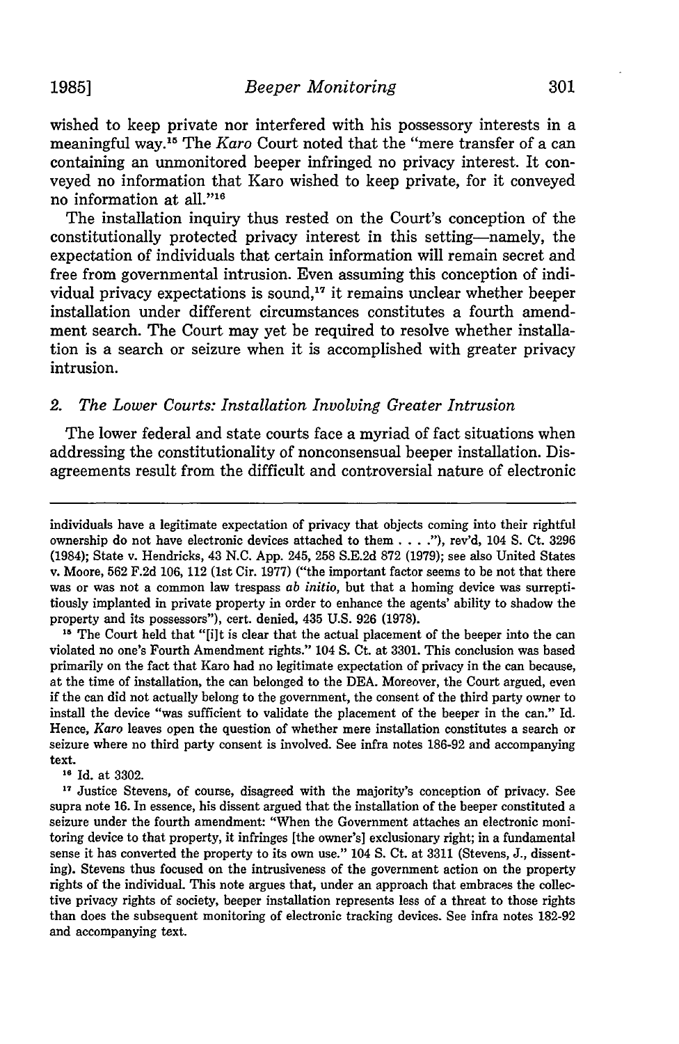wished to keep private nor interfered with his possessory interests in a meaningful way.[15] The *Karo* Court noted that the "mere transfer of a can containing an unmonitored beeper infringed no privacy interest. It conveyed no information that Karo wished to keep private, for it conveyed no information at all."[16]

The installation inquiry thus rested on the Court's conception of the constitutionally protected privacy interest in this setting—namely, the expectation of individuals that certain information will remain secret and free from governmental intrusion. Even assuming this conception of individual privacy expectations is sound,[17] it remains unclear whether beeper installation under different circumstances constitutes a fourth amendment search. The Court may yet be required to resolve whether installation is a search or seizure when it is accomplished with greater privacy intrusion.

### 2. *The Lower Courts: Installation Involving Greater Intrusion*

The lower federal and state courts face a myriad of fact situations when addressing the constitutionality of nonconsensual beeper installation. Disagreements result from the difficult and controversial nature of electronic

---

individuals have a legitimate expectation of privacy that objects coming into their rightful ownership do not have electronic devices attached to them . . . ."), rev'd, 104 S. Ct. 3296 (1984); State v. Hendricks, 43 N.C. App. 245, 258 S.E.2d 872 (1979); see also United States v. Moore, 562 F.2d 106, 112 (1st Cir. 1977) ("the important factor seems to be not that there was or was not a common law trespass *ab initio*, but that a homing device was surreptitiously implanted in private property in order to enhance the agents' ability to shadow the property and its possessors"), cert. denied, 435 U.S. 926 (1978).

[15] The Court held that "[i]t is clear that the actual placement of the beeper into the can violated no one's Fourth Amendment rights." 104 S. Ct. at 3301. This conclusion was based primarily on the fact that Karo had no legitimate expectation of privacy in the can because, at the time of installation, the can belonged to the DEA. Moreover, the Court argued, even if the can did not actually belong to the government, the consent of the third party owner to install the device "was sufficient to validate the placement of the beeper in the can." Id. Hence, *Karo* leaves open the question of whether mere installation constitutes a search or seizure where no third party consent is involved. See infra notes 186-92 and accompanying text.

[16] Id. at 3302.

[17] Justice Stevens, of course, disagreed with the majority's conception of privacy. See supra note 16. In essence, his dissent argued that the installation of the beeper constituted a seizure under the fourth amendment: "When the Government attaches an electronic monitoring device to that property, it infringes [the owner's] exclusionary right; in a fundamental sense it has converted the property to its own use." 104 S. Ct. at 3311 (Stevens, J., dissenting). Stevens thus focused on the intrusiveness of the government action on the property rights of the individual. This note argues that, under an approach that embraces the collective privacy rights of society, beeper installation represents less of a threat to those rights than does the subsequent monitoring of electronic tracking devices. See infra notes 182-92 and accompanying text.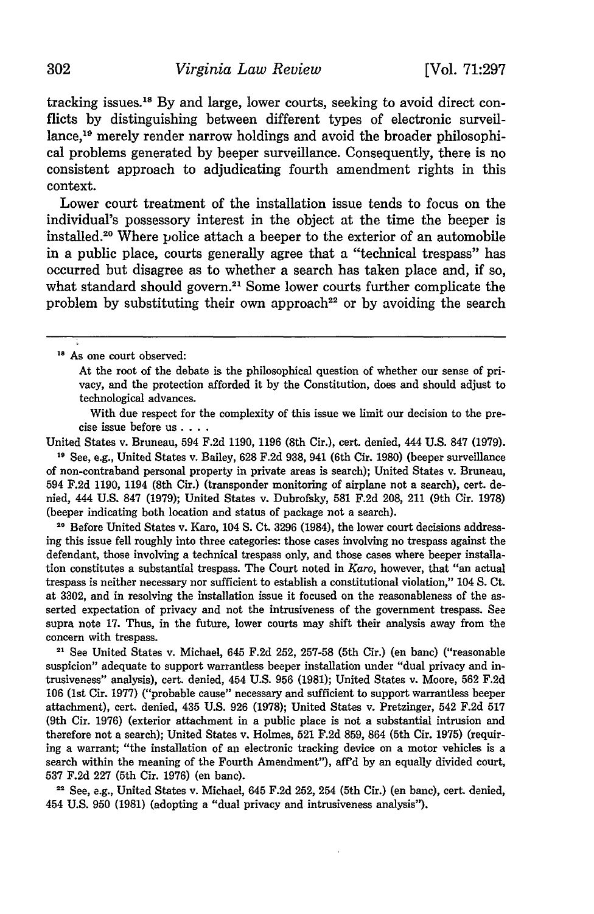tracking issues.[18] By and large, lower courts, seeking to avoid direct conflicts by distinguishing between different types of electronic surveillance,[19] merely render narrow holdings and avoid the broader philosophical problems generated by beeper surveillance. Consequently, there is no consistent approach to adjudicating fourth amendment rights in this context.

Lower court treatment of the installation issue tends to focus on the individual's possessory interest in the object at the time the beeper is installed.[20] Where police attach a beeper to the exterior of an automobile in a public place, courts generally agree that a "technical trespass" has occurred but disagree as to whether a search has taken place and, if so, what standard should govern.[21] Some lower courts further complicate the problem by substituting their own approach[22] or by avoiding the search

---

[18] As one court observed:

> At the root of the debate is the philosophical question of whether our sense of privacy, and the protection afforded it by the Constitution, does and should adjust to technological advances.
>
> With due respect for the complexity of this issue we limit our decision to the precise issue before us . . . .

United States v. Bruneau, 594 F.2d 1190, 1196 (8th Cir.), cert. denied, 444 U.S. 847 (1979).

[19] See, e.g., United States v. Bailey, 628 F.2d 938, 941 (6th Cir. 1980) (beeper surveillance of non-contraband personal property in private areas is search); United States v. Bruneau, 594 F.2d 1190, 1194 (8th Cir.) (transponder monitoring of airplane not a search), cert. denied, 444 U.S. 847 (1979); United States v. Dubrofsky, 581 F.2d 208, 211 (9th Cir. 1978) (beeper indicating both location and status of package not a search).

[20] Before United States v. Karo, 104 S. Ct. 3296 (1984), the lower court decisions addressing this issue fell roughly into three categories: those cases involving no trespass against the defendant, those involving a technical trespass only, and those cases where beeper installation constitutes a substantial trespass. The Court noted in *Karo*, however, that "an actual trespass is neither necessary nor sufficient to establish a constitutional violation," 104 S. Ct. at 3302, and in resolving the installation issue it focused on the reasonableness of the asserted expectation of privacy and not the intrusiveness of the government trespass. See supra note 17. Thus, in the future, lower courts may shift their analysis away from the concern with trespass.

[21] See United States v. Michael, 645 F.2d 252, 257-58 (5th Cir.) (en banc) ("reasonable suspicion" adequate to support warrantless beeper installation under "dual privacy and intrusiveness" analysis), cert. denied, 454 U.S. 956 (1981); United States v. Moore, 562 F.2d 106 (1st Cir. 1977) ("probable cause" necessary and sufficient to support warrantless beeper attachment), cert. denied, 435 U.S. 926 (1978); United States v. Pretzinger, 542 F.2d 517 (9th Cir. 1976) (exterior attachment in a public place is not a substantial intrusion and therefore not a search); United States v. Holmes, 521 F.2d 859, 864 (5th Cir. 1975) (requiring a warrant; "the installation of an electronic tracking device on a motor vehicles is a search within the meaning of the Fourth Amendment"), aff'd by an equally divided court, 537 F.2d 227 (5th Cir. 1976) (en banc).

[22] See, e.g., United States v. Michael, 645 F.2d 252, 254 (5th Cir.) (en banc), cert. denied, 454 U.S. 950 (1981) (adopting a "dual privacy and intrusiveness analysis").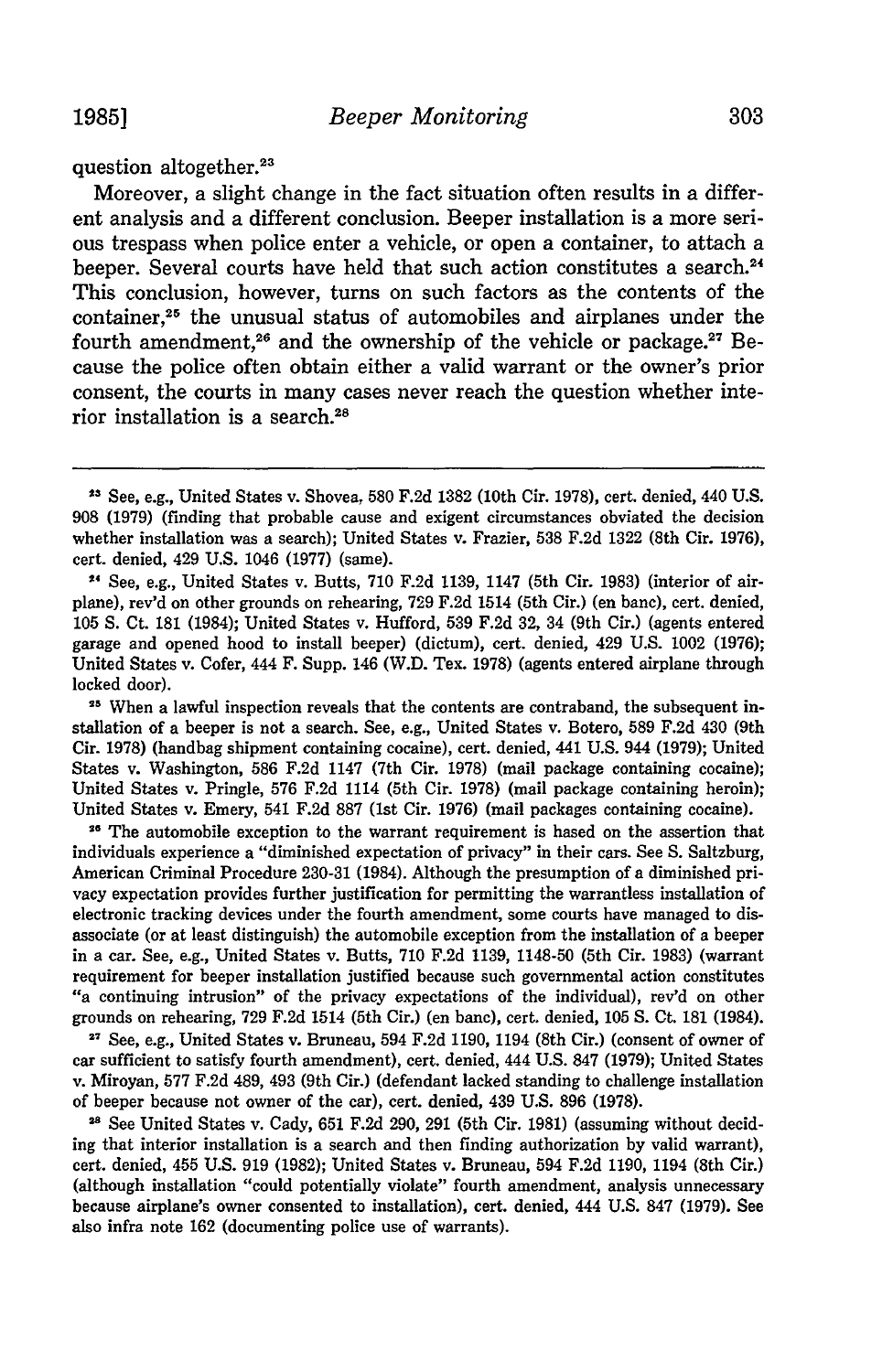question altogether.[23]

Moreover, a slight change in the fact situation often results in a different analysis and a different conclusion. Beeper installation is a more serious trespass when police enter a vehicle, or open a container, to attach a beeper. Several courts have held that such action constitutes a search.[24] This conclusion, however, turns on such factors as the contents of the container,[25] the unusual status of automobiles and airplanes under the fourth amendment,[26] and the ownership of the vehicle or package.[27] Because the police often obtain either a valid warrant or the owner's prior consent, the courts in many cases never reach the question whether interior installation is a search.[28]

---

[23] See, e.g., United States v. Shovea, 580 F.2d 1382 (10th Cir. 1978), cert. denied, 440 U.S. 908 (1979) (finding that probable cause and exigent circumstances obviated the decision whether installation was a search); United States v. Frazier, 538 F.2d 1322 (8th Cir. 1976), cert. denied, 429 U.S. 1046 (1977) (same).

[24] See, e.g., United States v. Butts, 710 F.2d 1139, 1147 (5th Cir. 1983) (interior of airplane), rev'd on other grounds on rehearing, 729 F.2d 1514 (5th Cir.) (en banc), cert. denied, 105 S. Ct. 181 (1984); United States v. Hufford, 539 F.2d 32, 34 (9th Cir.) (agents entered garage and opened hood to install beeper) (dictum), cert. denied, 429 U.S. 1002 (1976); United States v. Cofer, 444 F. Supp. 146 (W.D. Tex. 1978) (agents entered airplane through locked door).

[25] When a lawful inspection reveals that the contents are contraband, the subsequent installation of a beeper is not a search. See, e.g., United States v. Botero, 589 F.2d 430 (9th Cir. 1978) (handbag shipment containing cocaine), cert. denied, 441 U.S. 944 (1979); United States v. Washington, 586 F.2d 1147 (7th Cir. 1978) (mail package containing cocaine); United States v. Pringle, 576 F.2d 1114 (5th Cir. 1978) (mail package containing heroin); United States v. Emery, 541 F.2d 887 (1st Cir. 1976) (mail packages containing cocaine).

[26] The automobile exception to the warrant requirement is based on the assertion that individuals experience a "diminished expectation of privacy" in their cars. See S. Saltzburg, American Criminal Procedure 230-31 (1984). Although the presumption of a diminished privacy expectation provides further justification for permitting the warrantless installation of electronic tracking devices under the fourth amendment, some courts have managed to disassociate (or at least distinguish) the automobile exception from the installation of a beeper in a car. See, e.g., United States v. Butts, 710 F.2d 1139, 1148-50 (5th Cir. 1983) (warrant requirement for beeper installation justified because such governmental action constitutes "a continuing intrusion" of the privacy expectations of the individual), rev'd on other grounds on rehearing, 729 F.2d 1514 (5th Cir.) (en banc), cert. denied, 105 S. Ct. 181 (1984).

[27] See, e.g., United States v. Bruneau, 594 F.2d 1190, 1194 (8th Cir.) (consent of owner of car sufficient to satisfy fourth amendment), cert. denied, 444 U.S. 847 (1979); United States v. Miroyan, 577 F.2d 489, 493 (9th Cir.) (defendant lacked standing to challenge installation of beeper because not owner of the car), cert. denied, 439 U.S. 896 (1978).

[28] See United States v. Cady, 651 F.2d 290, 291 (5th Cir. 1981) (assuming without deciding that interior installation is a search and then finding authorization by valid warrant), cert. denied, 455 U.S. 919 (1982); United States v. Bruneau, 594 F.2d 1190, 1194 (8th Cir.) (although installation "could potentially violate" fourth amendment, analysis unnecessary because airplane's owner consented to installation), cert. denied, 444 U.S. 847 (1979). See also infra note 162 (documenting police use of warrants).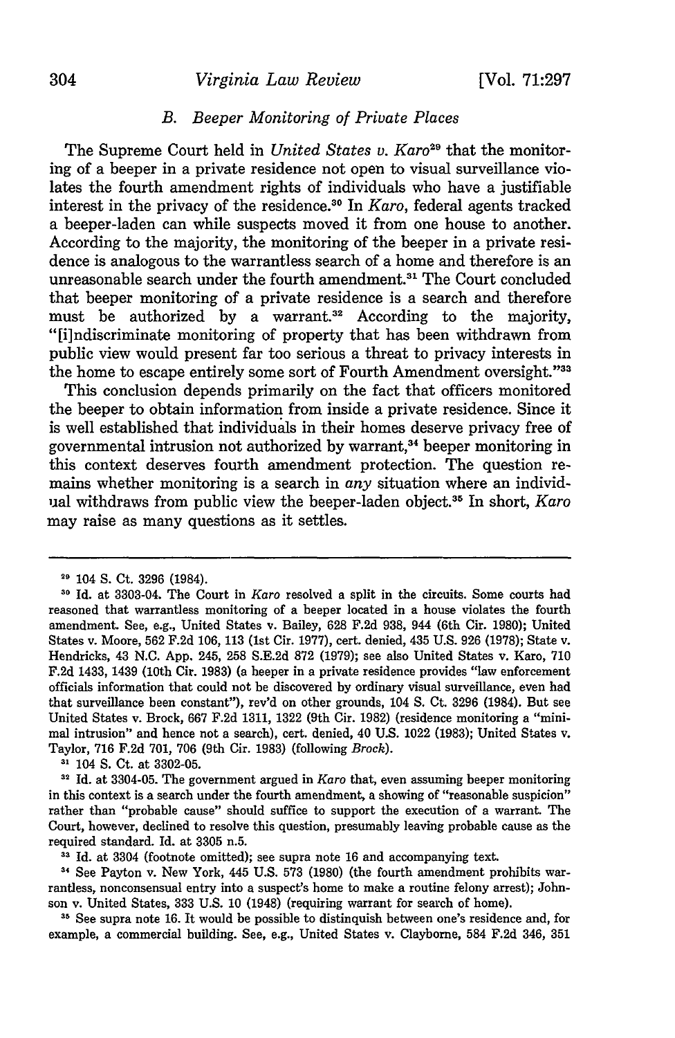### B. Beeper Monitoring of Private Places

The Supreme Court held in *United States v. Karo*[29] that the monitoring of a beeper in a private residence not open to visual surveillance violates the fourth amendment rights of individuals who have a justifiable interest in the privacy of the residence.[30] In *Karo*, federal agents tracked a beeper-laden can while suspects moved it from one house to another. According to the majority, the monitoring of the beeper in a private residence is analogous to the warrantless search of a home and therefore is an unreasonable search under the fourth amendment.[31] The Court concluded that beeper monitoring of a private residence is a search and therefore must be authorized by a warrant.[32] According to the majority, "[i]ndiscriminate monitoring of property that has been withdrawn from public view would present far too serious a threat to privacy interests in the home to escape entirely some sort of Fourth Amendment oversight."[33]

This conclusion depends primarily on the fact that officers monitored the beeper to obtain information from inside a private residence. Since it is well established that individuals in their homes deserve privacy free of governmental intrusion not authorized by warrant,[34] beeper monitoring in this context deserves fourth amendment protection. The question remains whether monitoring is a search in *any* situation where an individual withdraws from public view the beeper-laden object.[35] In short, *Karo* may raise as many questions as it settles.

---

[29] 104 S. Ct. 3296 (1984).

[30] Id. at 3303-04. The Court in *Karo* resolved a split in the circuits. Some courts had reasoned that warrantless monitoring of a beeper located in a house violates the fourth amendment. See, e.g., United States v. Bailey, 628 F.2d 938, 944 (6th Cir. 1980); United States v. Moore, 562 F.2d 106, 113 (1st Cir. 1977), cert. denied, 435 U.S. 926 (1978); State v. Hendricks, 43 N.C. App. 245, 258 S.E.2d 872 (1979); see also United States v. Karo, 710 F.2d 1433, 1439 (10th Cir. 1983) (a beeper in a private residence provides "law enforcement officials information that could not be discovered by ordinary visual surveillance, even had that surveillance been constant"), rev'd on other grounds, 104 S. Ct. 3296 (1984). But see United States v. Brock, 667 F.2d 1311, 1322 (9th Cir. 1982) (residence monitoring a "minimal intrusion" and hence not a search), cert. denied, 40 U.S. 1022 (1983); United States v. Taylor, 716 F.2d 701, 706 (9th Cir. 1983) (following *Brock*).

[31] 104 S. Ct. at 3302-05.

[32] Id. at 3304-05. The government argued in *Karo* that, even assuming beeper monitoring in this context is a search under the fourth amendment, a showing of "reasonable suspicion" rather than "probable cause" should suffice to support the execution of a warrant. The Court, however, declined to resolve this question, presumably leaving probable cause as the required standard. Id. at 3305 n.5.

[33] Id. at 3304 (footnote omitted); see supra note 16 and accompanying text.

[34] See Payton v. New York, 445 U.S. 573 (1980) (the fourth amendment prohibits warrantless, nonconsensual entry into a suspect's home to make a routine felony arrest); Johnson v. United States, 333 U.S. 10 (1948) (requiring warrant for search of home).

[35] See supra note 16. It would be possible to distinguish between one's residence and, for example, a commercial building. See, e.g., United States v. Clayborne, 584 F.2d 346, 351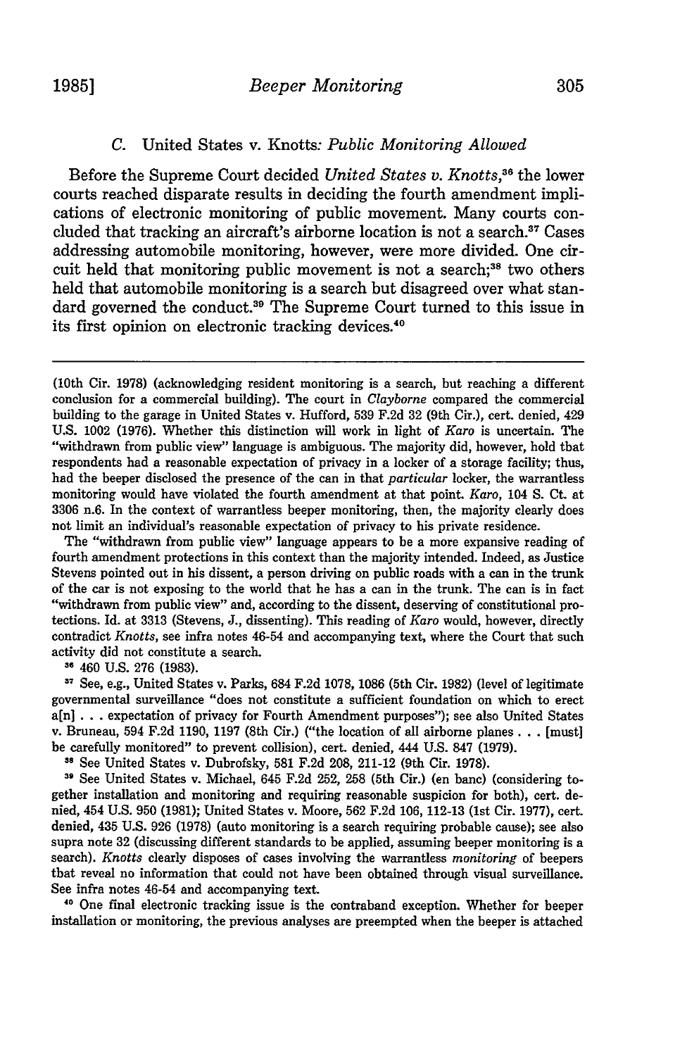### C. United States v. Knotts: *Public Monitoring Allowed*

Before the Supreme Court decided *United States v. Knotts*,[36] the lower courts reached disparate results in deciding the fourth amendment implications of electronic monitoring of public movement. Many courts concluded that tracking an aircraft's airborne location is not a search.[37] Cases addressing automobile monitoring, however, were more divided. One circuit held that monitoring public movement is not a search;[38] two others held that automobile monitoring is a search but disagreed over what standard governed the conduct.[39] The Supreme Court turned to this issue in its first opinion on electronic tracking devices.[40]

---

(10th Cir. 1978) (acknowledging resident monitoring is a search, but reaching a different conclusion for a commercial building). The court in *Clayborne* compared the commercial building to the garage in United States v. Hufford, 539 F.2d 32 (9th Cir.), cert. denied, 429 U.S. 1002 (1976). Whether this distinction will work in light of *Karo* is uncertain. The "withdrawn from public view" language is ambiguous. The majority did, however, hold that respondents had a reasonable expectation of privacy in a locker of a storage facility; thus, had the beeper disclosed the presence of the can in that *particular* locker, the warrantless monitoring would have violated the fourth amendment at that point. *Karo*, 104 S. Ct. at 3306 n.6. In the context of warrantless beeper monitoring, then, the majority clearly does not limit an individual's reasonable expectation of privacy to his private residence.

The "withdrawn from public view" language appears to be a more expansive reading of fourth amendment protections in this context than the majority intended. Indeed, as Justice Stevens pointed out in his dissent, a person driving on public roads with a can in the trunk of the car is not exposing to the world that he has a can in the trunk. The can is in fact "withdrawn from public view" and, according to the dissent, deserving of constitutional protections. Id. at 3313 (Stevens, J., dissenting). This reading of *Karo* would, however, directly contradict *Knotts*, see infra notes 46-54 and accompanying text, where the Court that such activity did not constitute a search.

[36] 460 U.S. 276 (1983).

[37] See, e.g., United States v. Parks, 684 F.2d 1078, 1086 (5th Cir. 1982) (level of legitimate governmental surveillance "does not constitute a sufficient foundation on which to erect a[n] . . . expectation of privacy for Fourth Amendment purposes"); see also United States v. Bruneau, 594 F.2d 1190, 1197 (8th Cir.) ("the location of all airborne planes . . . [must] be carefully monitored" to prevent collision), cert. denied, 444 U.S. 847 (1979).

[38] See United States v. Dubrofsky, 581 F.2d 208, 211-12 (9th Cir. 1978).

[39] See United States v. Michael, 645 F.2d 252, 258 (5th Cir.) (en banc) (considering together installation and monitoring and requiring reasonable suspicion for both), cert. denied, 454 U.S. 950 (1981); United States v. Moore, 562 F.2d 106, 112-13 (1st Cir. 1977), cert. denied, 435 U.S. 926 (1978) (auto monitoring is a search requiring probable cause); see also supra note 32 (discussing different standards to be applied, assuming beeper monitoring is a search). *Knotts* clearly disposes of cases involving the warrantless *monitoring* of beepers that reveal no information that could not have been obtained through visual surveillance. See infra notes 46-54 and accompanying text.

[40] One final electronic tracking issue is the contraband exception. Whether for beeper installation or monitoring, the previous analyses are preempted when the beeper is attached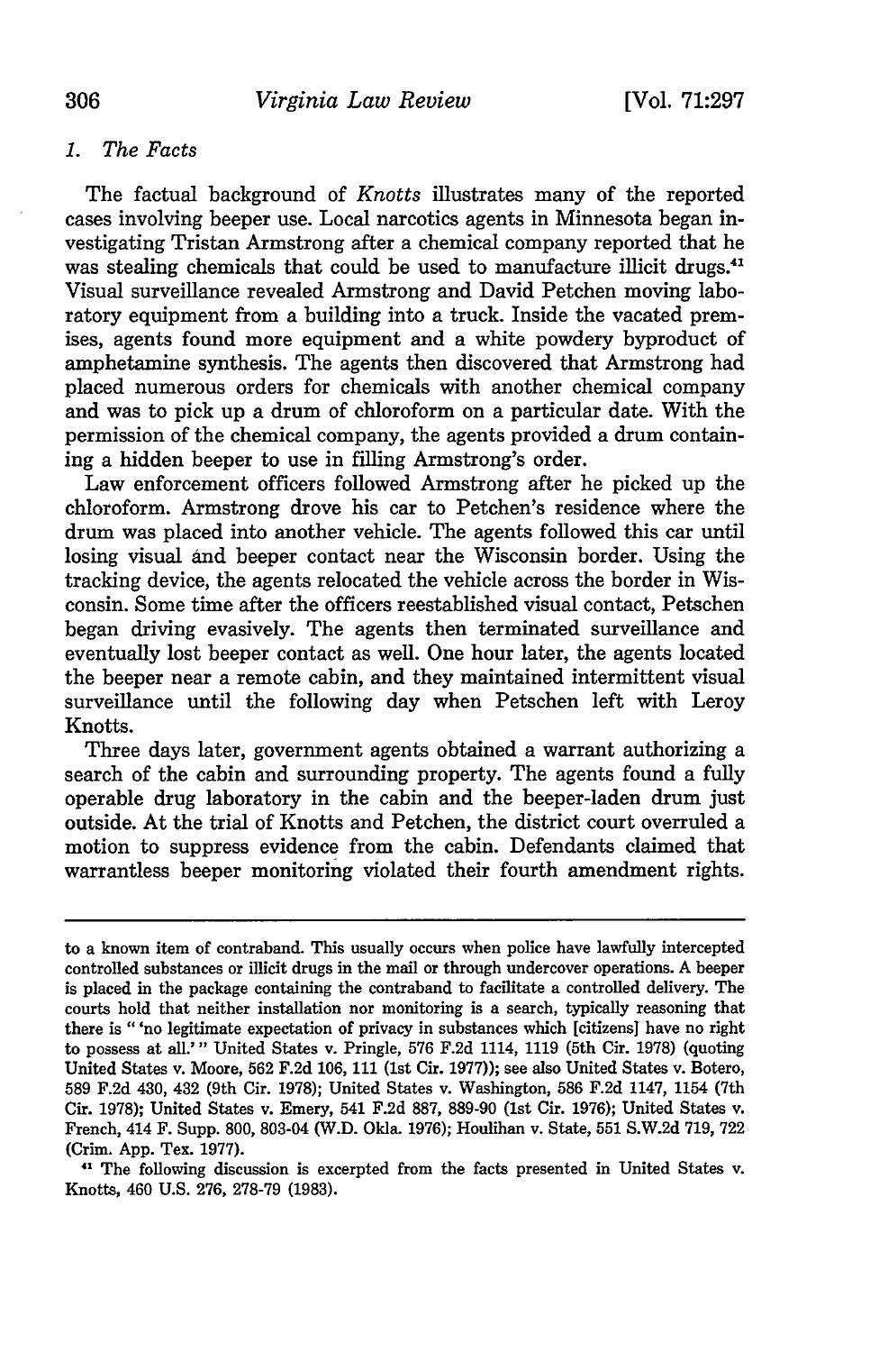### 1. *The Facts*

The factual background of *Knotts* illustrates many of the reported cases involving beeper use. Local narcotics agents in Minnesota began investigating Tristan Armstrong after a chemical company reported that he was stealing chemicals that could be used to manufacture illicit drugs.[41] Visual surveillance revealed Armstrong and David Petchen moving laboratory equipment from a building into a truck. Inside the vacated premises, agents found more equipment and a white powdery byproduct of amphetamine synthesis. The agents then discovered that Armstrong had placed numerous orders for chemicals with another chemical company and was to pick up a drum of chloroform on a particular date. With the permission of the chemical company, the agents provided a drum containing a hidden beeper to use in filling Armstrong's order.

Law enforcement officers followed Armstrong after he picked up the chloroform. Armstrong drove his car to Petchen's residence where the drum was placed into another vehicle. The agents followed this car until losing visual and beeper contact near the Wisconsin border. Using the tracking device, the agents relocated the vehicle across the border in Wisconsin. Some time after the officers reestablished visual contact, Petschen began driving evasively. The agents then terminated surveillance and eventually lost beeper contact as well. One hour later, the agents located the beeper near a remote cabin, and they maintained intermittent visual surveillance until the following day when Petschen left with Leroy Knotts.

Three days later, government agents obtained a warrant authorizing a search of the cabin and surrounding property. The agents found a fully operable drug laboratory in the cabin and the beeper-laden drum just outside. At the trial of Knotts and Petchen, the district court overruled a motion to suppress evidence from the cabin. Defendants claimed that warrantless beeper monitoring violated their fourth amendment rights.

---

to a known item of contraband. This usually occurs when police have lawfully intercepted controlled substances or illicit drugs in the mail or through undercover operations. A beeper is placed in the package containing the contraband to facilitate a controlled delivery. The courts hold that neither installation nor monitoring is a search, typically reasoning that there is " 'no legitimate expectation of privacy in substances which [citizens] have no right to possess at all.' " United States v. Pringle, 576 F.2d 1114, 1119 (5th Cir. 1978) (quoting United States v. Moore, 562 F.2d 106, 111 (1st Cir. 1977)); see also United States v. Botero, 589 F.2d 430, 432 (9th Cir. 1978); United States v. Washington, 586 F.2d 1147, 1154 (7th Cir. 1978); United States v. Emery, 541 F.2d 887, 889-90 (1st Cir. 1976); United States v. French, 414 F. Supp. 800, 803-04 (W.D. Okla. 1976); Houlihan v. State, 551 S.W.2d 719, 722 (Crim. App. Tex. 1977).

[41] The following discussion is excerpted from the facts presented in United States v. Knotts, 460 U.S. 276, 278-79 (1983).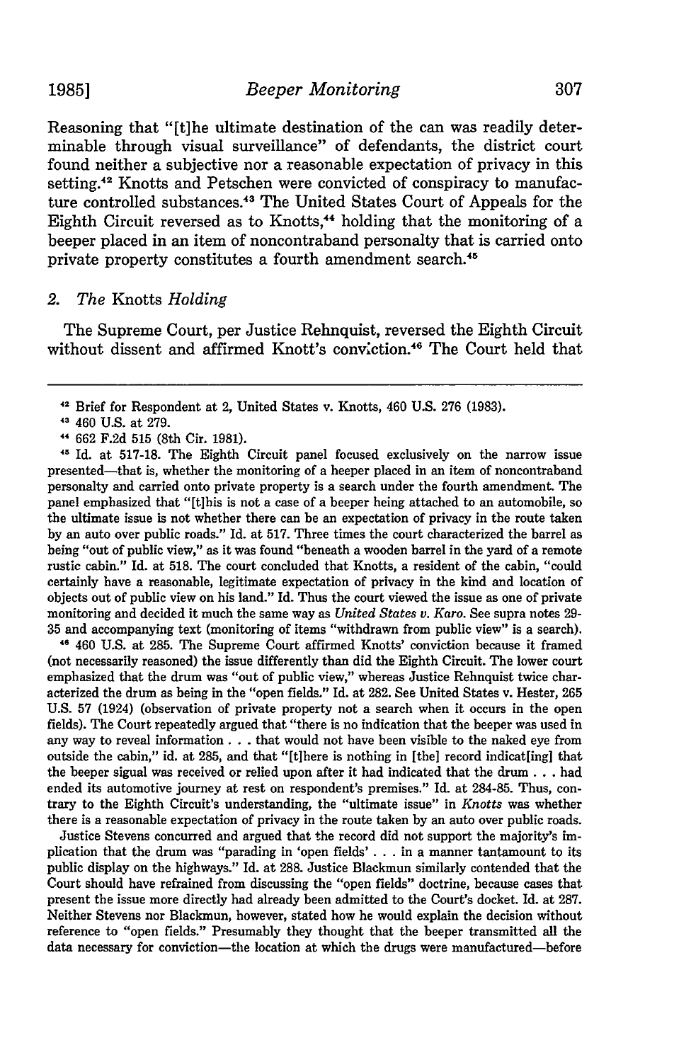Reasoning that "[t]he ultimate destination of the can was readily determinable through visual surveillance" of defendants, the district court found neither a subjective nor a reasonable expectation of privacy in this setting.[42] Knotts and Petschen were convicted of conspiracy to manufacture controlled substances.[43] The United States Court of Appeals for the Eighth Circuit reversed as to Knotts,[44] holding that the monitoring of a beeper placed in an item of noncontraband personalty that is carried onto private property constitutes a fourth amendment search.[45]

### 2. *The* Knotts *Holding*

The Supreme Court, per Justice Rehnquist, reversed the Eighth Circuit without dissent and affirmed Knott's conviction.[46] The Court held that

---

[42] Brief for Respondent at 2, United States v. Knotts, 460 U.S. 276 (1983).

[43] 460 U.S. at 279.

[44] 662 F.2d 515 (8th Cir. 1981).

[45] Id. at 517-18. The Eighth Circuit panel focused exclusively on the narrow issue presented—that is, whether the monitoring of a heeper placed in an item of noncontraband personalty and carried onto private property is a search under the fourth amendment. The panel emphasized that "[t]his is not a case of a beeper heing attached to an automobile, so the ultimate issue is not whether there can be an expectation of privacy in the route taken by an auto over public roads." Id. at 517. Three times the court characterized the barrel as being "out of public view," as it was found "beneath a wooden barrel in the yard of a remote rustic cabin." Id. at 518. The court concluded that Knotts, a resident of the cabin, "could certainly have a reasonable, legitimate expectation of privacy in the kind and location of objects out of public view on his land." Id. Thus the court viewed the issue as one of private monitoring and decided it much the same way as *United States v. Karo*. See supra notes 29-35 and accompanying text (monitoring of items "withdrawn from public view" is a search).

[46] 460 U.S. at 285. The Supreme Court affirmed Knotts' conviction because it framed (not necessarily reasoned) the issue differently than did the Eighth Circuit. The lower court emphasized that the drum was "out of public view," whereas Justice Rehnquist twice characterized the drum as being in the "open fields." Id. at 282. See United States v. Hester, 265 U.S. 57 (1924) (observation of private property not a search when it occurs in the open fields). The Court repeatedly argued that "there is no indication that the beeper was used in any way to reveal information . . . that would not have been visible to the naked eye from outside the cabin," id. at 285, and that "[t]here is nothing in [the] record indicat[ing] that the beeper sigual was received or relied upon after it had indicated that the drum . . . had ended its automotive journey at rest on respondent's premises." Id. at 284-85. Thus, contrary to the Eighth Circuit's understanding, the "ultimate issue" in *Knotts* was whether there is a reasonable expectation of privacy in the route taken by an auto over public roads.

Justice Stevens concurred and argued that the record did not support the majority's implication that the drum was "parading in 'open fields' . . . in a manner tantamount to its public display on the highways." Id. at 288. Justice Blackmun similarly contended that the Court should have refrained from discussing the "open fields" doctrine, because cases that present the issue more directly had already been admitted to the Court's docket. Id. at 287. Neither Stevens nor Blackmun, however, stated how he would explain the decision without reference to "open fields." Presumably they thought that the beeper transmitted all the data necessary for conviction—the location at which the drugs were manufactured—before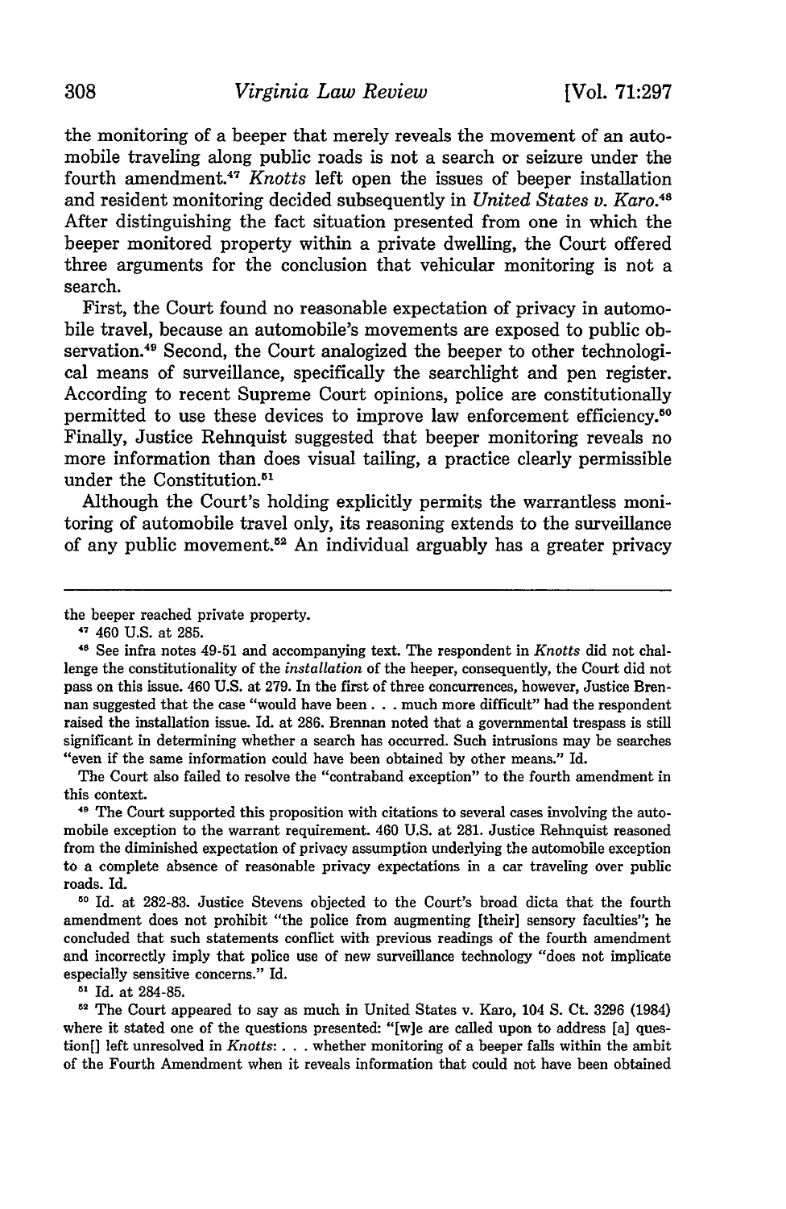the monitoring of a beeper that merely reveals the movement of an automobile traveling along public roads is not a search or seizure under the fourth amendment.[47] *Knotts* left open the issues of beeper installation and resident monitoring decided subsequently in *United States v. Karo*.[48] After distinguishing the fact situation presented from one in which the beeper monitored property within a private dwelling, the Court offered three arguments for the conclusion that vehicular monitoring is not a search.

First, the Court found no reasonable expectation of privacy in automobile travel, because an automobile's movements are exposed to public observation.[49] Second, the Court analogized the beeper to other technological means of surveillance, specifically the searchlight and pen register. According to recent Supreme Court opinions, police are constitutionally permitted to use these devices to improve law enforcement efficiency.[50] Finally, Justice Rehnquist suggested that beeper monitoring reveals no more information than does visual tailing, a practice clearly permissible under the Constitution.[51]

Although the Court's holding explicitly permits the warrantless monitoring of automobile travel only, its reasoning extends to the surveillance of any public movement.[52] An individual arguably has a greater privacy

---

the beeper reached private property.

[47] 460 U.S. at 285.

[48] See infra notes 49-51 and accompanying text. The respondent in *Knotts* did not challenge the constitutionality of the *installation* of the beeper, consequently, the Court did not pass on this issue. 460 U.S. at 279. In the first of three concurrences, however, Justice Brennan suggested that the case "would have been . . . much more difficult" had the respondent raised the installation issue. Id. at 286. Brennan noted that a governmental trespass is still significant in determining whether a search has occurred. Such intrusions may be searches "even if the same information could have been obtained by other means." Id.

The Court also failed to resolve the "contraband exception" to the fourth amendment in this context.

[49] The Court supported this proposition with citations to several cases involving the automobile exception to the warrant requirement. 460 U.S. at 281. Justice Rehnquist reasoned from the diminished expectation of privacy assumption underlying the automobile exception to a complete absence of reasonable privacy expectations in a car traveling over public roads. Id.

[50] Id. at 282-83. Justice Stevens objected to the Court's broad dicta that the fourth amendment does not prohibit "the police from augmenting [their] sensory faculties"; he concluded that such statements conflict with previous readings of the fourth amendment and incorrectly imply that police use of new surveillance technology "does not implicate especially sensitive concerns." Id.

[51] Id. at 284-85.

[52] The Court appeared to say as much in United States v. Karo, 104 S. Ct. 3296 (1984) where it stated one of the questions presented: "[w]e are called upon to address [a] question[] left unresolved in *Knotts*: . . . whether monitoring of a beeper falls within the ambit of the Fourth Amendment when it reveals information that could not have been obtained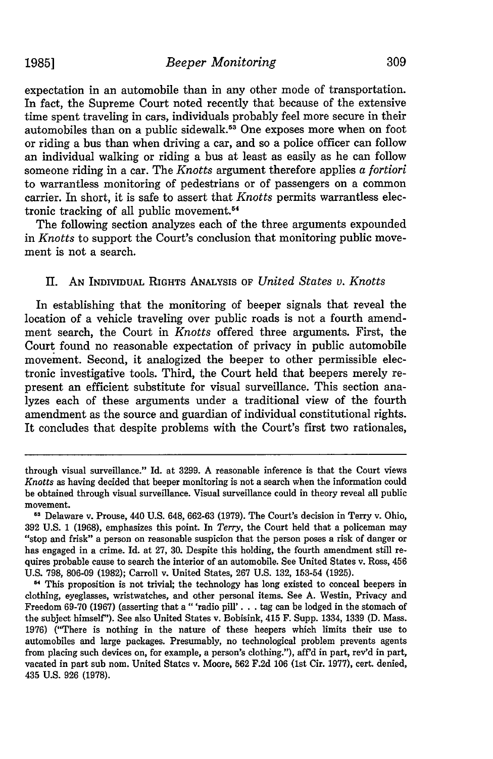expectation in an automobile than in any other mode of transportation. In fact, the Supreme Court noted recently that because of the extensive time spent traveling in cars, individuals probably feel more secure in their automobiles than on a public sidewalk.[53] One exposes more when on foot or riding a bus than when driving a car, and so a police officer can follow an individual walking or riding a bus at least as easily as he can follow someone riding in a car. The *Knotts* argument therefore applies *a fortiori* to warrantless monitoring of pedestrians or of passengers on a common carrier. In short, it is safe to assert that *Knotts* permits warrantless electronic tracking of all public movement.[54]

The following section analyzes each of the three arguments expounded in *Knotts* to support the Court's conclusion that monitoring public movement is not a search.

## II. An Individual Rights Analysis of *United States v. Knotts*

In establishing that the monitoring of beeper signals that reveal the location of a vehicle traveling over public roads is not a fourth amendment search, the Court in *Knotts* offered three arguments. First, the Court found no reasonable expectation of privacy in public automobile movement. Second, it analogized the beeper to other permissible electronic investigative tools. Third, the Court held that beepers merely represent an efficient substitute for visual surveillance. This section analyzes each of these arguments under a traditional view of the fourth amendment as the source and guardian of individual constitutional rights. It concludes that despite problems with the Court's first two rationales,

---

through visual surveillance." Id. at 3299. A reasonable inference is that the Court views *Knotts* as having decided that beeper monitoring is not a search when the information could be obtained through visual surveillance. Visual surveillance could in theory reveal all public movement.

[53] Delaware v. Prouse, 440 U.S. 648, 662-63 (1979). The Court's decision in Terry v. Ohio, 392 U.S. 1 (1968), emphasizes this point. In *Terry*, the Court held that a policeman may "stop and frisk" a person on reasonable suspicion that the person poses a risk of danger or has engaged in a crime. Id. at 27, 30. Despite this holding, the fourth amendment still requires probable cause to search the interior of an automobile. See United States v. Ross, 456 U.S. 798, 806-09 (1982); Carroll v. United States, 267 U.S. 132, 153-54 (1925).

[54] This proposition is not trivial; the technology has long existed to conceal beepers in clothing, eyeglasses, wristwatches, and other personal items. See A. Westin, Privacy and Freedom 69-70 (1967) (asserting that a " 'radio pill' . . . tag can be lodged in the stomach of the subject himself"). See also United States v. Bobisink, 415 F. Supp. 1334, 1339 (D. Mass. 1976) ("There is nothing in the nature of these beepers which limits their use to automobiles and large packages. Presumably, no technological problem prevents agents from placing such devices on, for example, a person's clothing."), aff'd in part, rev'd in part, vacated in part sub nom. United States v. Moore, 562 F.2d 106 (1st Cir. 1977), cert. denied, 435 U.S. 926 (1978).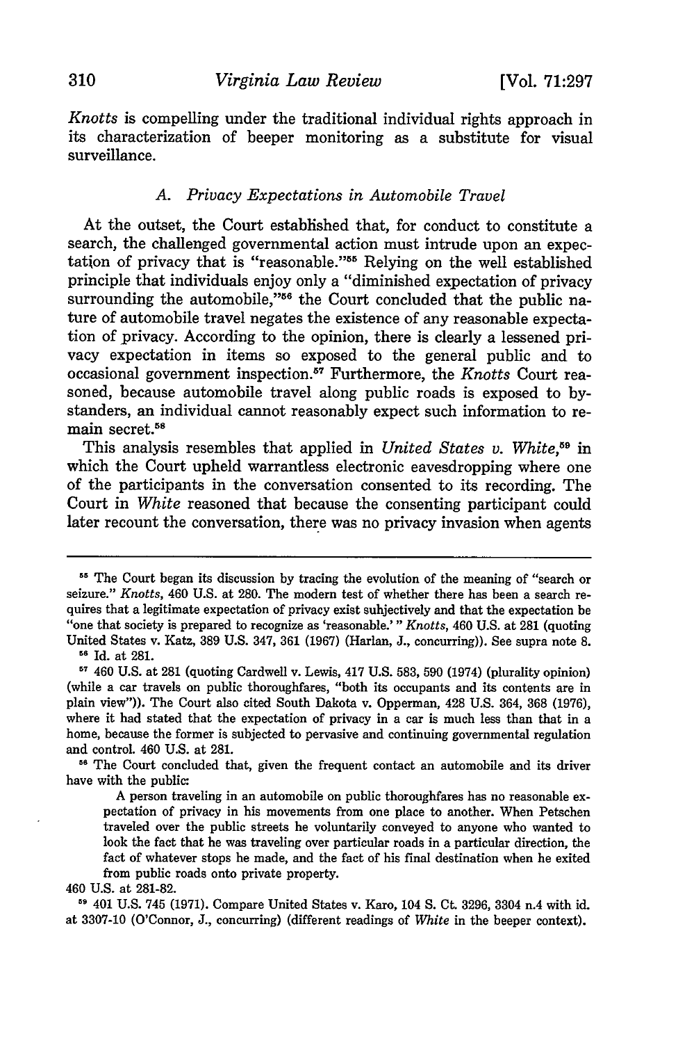*Knotts* is compelling under the traditional individual rights approach in its characterization of beeper monitoring as a substitute for visual surveillance.

### A. *Privacy Expectations in Automobile Travel*

At the outset, the Court established that, for conduct to constitute a search, the challenged governmental action must intrude upon an expectation of privacy that is "reasonable."[55] Relying on the well established principle that individuals enjoy only a "diminished expectation of privacy surrounding the automobile,"[56] the Court concluded that the public nature of automobile travel negates the existence of any reasonable expectation of privacy. According to the opinion, there is clearly a lessened privacy expectation in items so exposed to the general public and to occasional government inspection.[57] Furthermore, the *Knotts* Court reasoned, because automobile travel along public roads is exposed to bystanders, an individual cannot reasonably expect such information to remain secret.[58]

This analysis resembles that applied in *United States v. White*,[59] in which the Court upheld warrantless electronic eavesdropping where one of the participants in the conversation consented to its recording. The Court in *White* reasoned that because the consenting participant could later recount the conversation, there was no privacy invasion when agents

---

[55] The Court began its discussion by tracing the evolution of the meaning of "search or seizure." *Knotts*, 460 U.S. at 280. The modern test of whether there has been a search requires that a legitimate expectation of privacy exist subjectively and that the expectation be "one that society is prepared to recognize as 'reasonable.'" *Knotts*, 460 U.S. at 281 (quoting United States v. Katz, 389 U.S. 347, 361 (1967) (Harlan, J., concurring)). See supra note 8.

[56] Id. at 281.

[57] 460 U.S. at 281 (quoting Cardwell v. Lewis, 417 U.S. 583, 590 (1974) (plurality opinion) (while a car travels on public thoroughfares, "both its occupants and its contents are in plain view")). The Court also cited South Dakota v. Opperman, 428 U.S. 364, 368 (1976), where it had stated that the expectation of privacy in a car is much less than that in a home, because the former is subjected to pervasive and continuing governmental regulation and control. 460 U.S. at 281.

[58] The Court concluded that, given the frequent contact an automobile and its driver have with the public:

> A person traveling in an automobile on public thoroughfares has no reasonable expectation of privacy in his movements from one place to another. When Petschen traveled over the public streets he voluntarily conveyed to anyone who wanted to look the fact that he was traveling over particular roads in a particular direction, the fact of whatever stops he made, and the fact of his final destination when he exited from public roads onto private property.

460 U.S. at 281-82.

[59] 401 U.S. 745 (1971). Compare United States v. Karo, 104 S. Ct. 3296, 3304 n.4 with id. at 3307-10 (O'Connor, J., concurring) (different readings of *White* in the beeper context).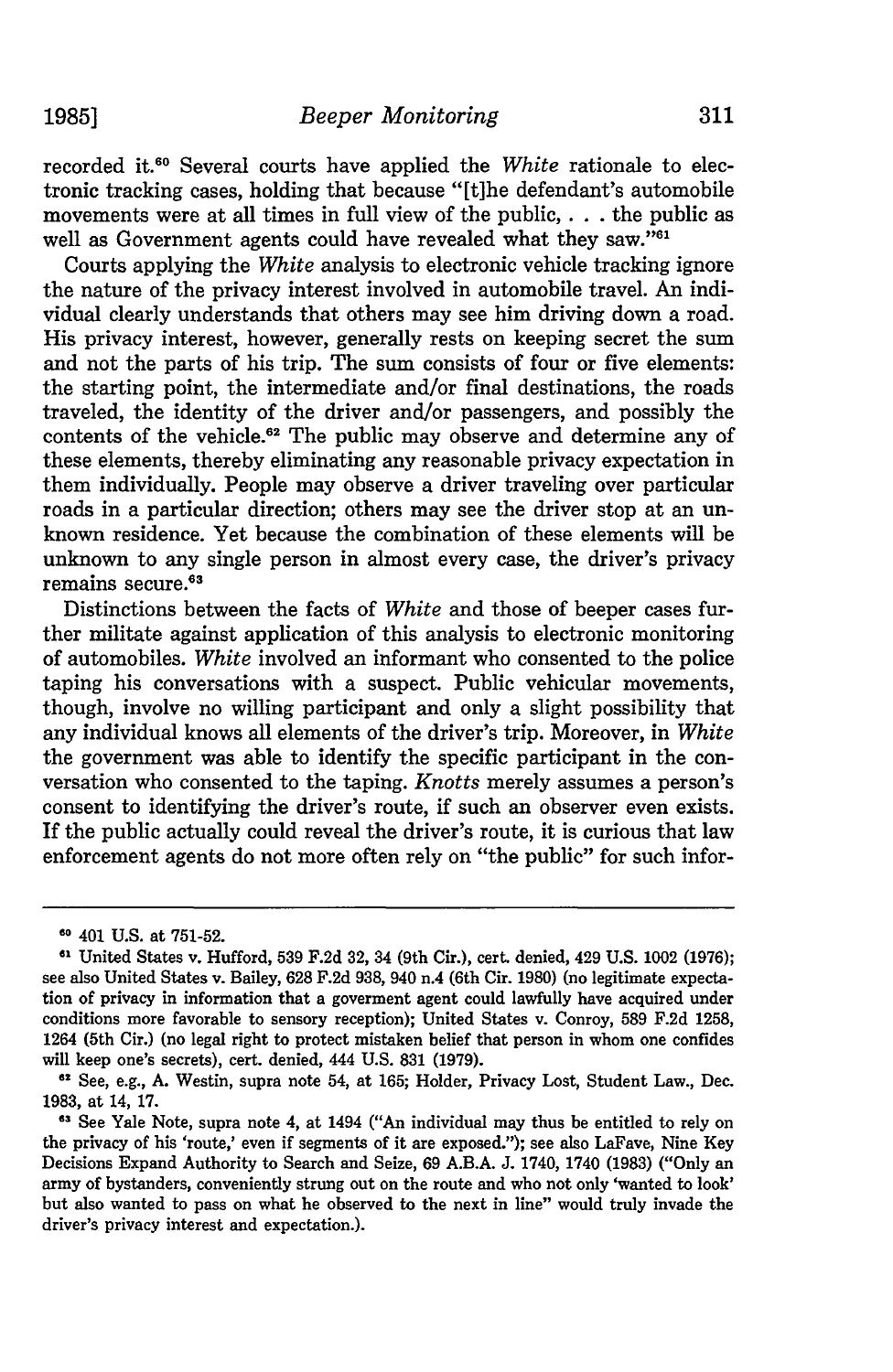recorded it.[60] Several courts have applied the *White* rationale to electronic tracking cases, holding that because "[t]he defendant's automobile movements were at all times in full view of the public, . . . the public as well as Government agents could have revealed what they saw."[61]

Courts applying the *White* analysis to electronic vehicle tracking ignore the nature of the privacy interest involved in automobile travel. An individual clearly understands that others may see him driving down a road. His privacy interest, however, generally rests on keeping secret the sum and not the parts of his trip. The sum consists of four or five elements: the starting point, the intermediate and/or final destinations, the roads traveled, the identity of the driver and/or passengers, and possibly the contents of the vehicle.[62] The public may observe and determine any of these elements, thereby eliminating any reasonable privacy expectation in them individually. People may observe a driver traveling over particular roads in a particular direction; others may see the driver stop at an unknown residence. Yet because the combination of these elements will be unknown to any single person in almost every case, the driver's privacy remains secure.[63]

Distinctions between the facts of *White* and those of beeper cases further militate against application of this analysis to electronic monitoring of automobiles. *White* involved an informant who consented to the police taping his conversations with a suspect. Public vehicular movements, though, involve no willing participant and only a slight possibility that any individual knows all elements of the driver's trip. Moreover, in *White* the government was able to identify the specific participant in the conversation who consented to the taping. *Knotts* merely assumes a person's consent to identifying the driver's route, if such an observer even exists. If the public actually could reveal the driver's route, it is curious that law enforcement agents do not more often rely on "the public" for such infor-

---

[60] 401 U.S. at 751-52.

[61] United States v. Hufford, 539 F.2d 32, 34 (9th Cir.), cert. denied, 429 U.S. 1002 (1976); see also United States v. Bailey, 628 F.2d 938, 940 n.4 (6th Cir. 1980) (no legitimate expectation of privacy in information that a goverment agent could lawfully have acquired under conditions more favorable to sensory reception); United States v. Conroy, 589 F.2d 1258, 1264 (5th Cir.) (no legal right to protect mistaken belief that person in whom one confides will keep one's secrets), cert. denied, 444 U.S. 831 (1979).

[62] See, e.g., A. Westin, supra note 54, at 165; Holder, Privacy Lost, Student Law., Dec. 1983, at 14, 17.

[63] See Yale Note, supra note 4, at 1494 ("An individual may thus be entitled to rely on the privacy of his 'route,' even if segments of it are exposed."); see also LaFave, Nine Key Decisions Expand Authority to Search and Seize, 69 A.B.A. J. 1740, 1740 (1983) ("Only an army of bystanders, conveniently strung out on the route and who not only 'wanted to look' but also wanted to pass on what he observed to the next in line" would truly invade the driver's privacy interest and expectation.).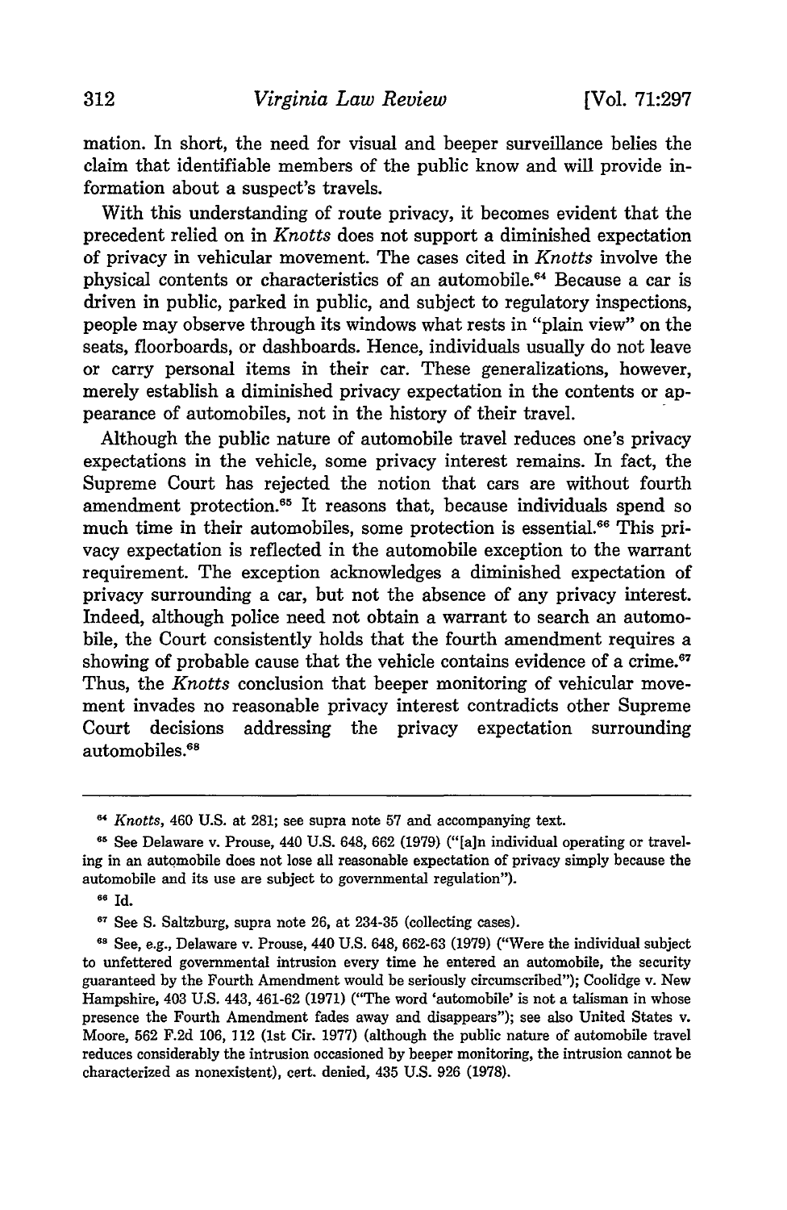mation. In short, the need for visual and beeper surveillance belies the claim that identifiable members of the public know and will provide information about a suspect's travels.

With this understanding of route privacy, it becomes evident that the precedent relied on in *Knotts* does not support a diminished expectation of privacy in vehicular movement. The cases cited in *Knotts* involve the physical contents or characteristics of an automobile.[64] Because a car is driven in public, parked in public, and subject to regulatory inspections, people may observe through its windows what rests in "plain view" on the seats, floorboards, or dashboards. Hence, individuals usually do not leave or carry personal items in their car. These generalizations, however, merely establish a diminished privacy expectation in the contents or appearance of automobiles, not in the history of their travel.

Although the public nature of automobile travel reduces one's privacy expectations in the vehicle, some privacy interest remains. In fact, the Supreme Court has rejected the notion that cars are without fourth amendment protection.[65] It reasons that, because individuals spend so much time in their automobiles, some protection is essential.[66] This privacy expectation is reflected in the automobile exception to the warrant requirement. The exception acknowledges a diminished expectation of privacy surrounding a car, but not the absence of any privacy interest. Indeed, although police need not obtain a warrant to search an automobile, the Court consistently holds that the fourth amendment requires a showing of probable cause that the vehicle contains evidence of a crime.[67] Thus, the *Knotts* conclusion that beeper monitoring of vehicular movement invades no reasonable privacy interest contradicts other Supreme Court decisions addressing the privacy expectation surrounding automobiles.[68]

---

[64] *Knotts*, 460 U.S. at 281; see supra note 57 and accompanying text.

[65] See Delaware v. Prouse, 440 U.S. 648, 662 (1979) ("[a]n individual operating or traveling in an automobile does not lose all reasonable expectation of privacy simply because the automobile and its use are subject to governmental regulation").

[66] Id.

[67] See S. Saltzburg, supra note 26, at 234-35 (collecting cases).

[68] See, e.g., Delaware v. Prouse, 440 U.S. 648, 662-63 (1979) ("Were the individual subject to unfettered governmental intrusion every time he entered an automobile, the security guaranteed by the Fourth Amendment would be seriously circumscribed"); Coolidge v. New Hampshire, 403 U.S. 443, 461-62 (1971) ("The word 'automobile' is not a talisman in whose presence the Fourth Amendment fades away and disappears"); see also United States v. Moore, 562 F.2d 106, 112 (1st Cir. 1977) (although the public nature of automobile travel reduces considerably the intrusion occasioned by beeper monitoring, the intrusion cannot be characterized as nonexistent), cert. denied, 435 U.S. 926 (1978).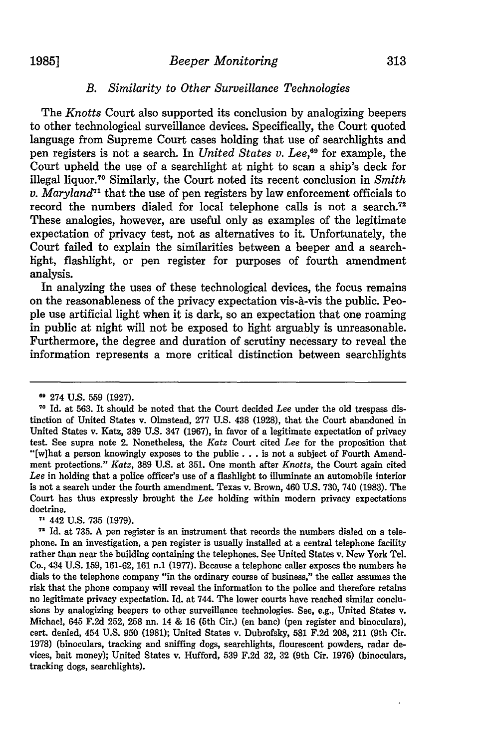### B. Similarity to Other Surveillance Technologies

The *Knotts* Court also supported its conclusion by analogizing beepers to other technological surveillance devices. Specifically, the Court quoted language from Supreme Court cases holding that use of searchlights and pen registers is not a search. In *United States v. Lee*,[69] for example, the Court upheld the use of a searchlight at night to scan a ship's deck for illegal liquor.[70] Similarly, the Court noted its recent conclusion in *Smith v. Maryland*[71] that the use of pen registers by law enforcement officials to record the numbers dialed for local telephone calls is not a search.[72] These analogies, however, are useful only as examples of the legitimate expectation of privacy test, not as alternatives to it. Unfortunately, the Court failed to explain the similarities between a beeper and a searchlight, flashlight, or pen register for purposes of fourth amendment analysis.

In analyzing the uses of these technological devices, the focus remains on the reasonableness of the privacy expectation vis-à-vis the public. People use artificial light when it is dark, so an expectation that one roaming in public at night will not be exposed to light arguably is unreasonable. Furthermore, the degree and duration of scrutiny necessary to reveal the information represents a more critical distinction between searchlights

---

[69] 274 U.S. 559 (1927).

[70] Id. at 563. It should be noted that the Court decided *Lee* under the old trespass distinction of United States v. Olmstead, 277 U.S. 438 (1928), that the Court abandoned in United States v. Katz, 389 U.S. 347 (1967), in favor of a legitimate expectation of privacy test. See supra note 2. Nonetheless, the *Katz* Court cited *Lee* for the proposition that "[w]hat a person knowingly exposes to the public . . . is not a subject of Fourth Amendment protections." *Katz*, 389 U.S. at 351. One month after *Knotts*, the Court again cited *Lee* in holding that a police officer's use of a flashlight to illuminate an automobile interior is not a search under the fourth amendment. Texas v. Brown, 460 U.S. 730, 740 (1983). The Court has thus expressly brought the *Lee* holding within modern privacy expectations doctrine.

[71] 442 U.S. 735 (1979).

[72] Id. at 735. A pen register is an instrument that records the numbers dialed on a telephone. In an investigation, a pen register is usually installed at a central telephone facility rather than near the building containing the telephones. See United States v. New York Tel. Co., 434 U.S. 159, 161-62, 161 n.1 (1977). Because a telephone caller exposes the numbers he dials to the telephone company "in the ordinary course of business," the caller assumes the risk that the phone company will reveal the information to the police and therefore retains no legitimate privacy expectation. Id. at 744. The lower courts have reached similar conclusions by analogizing beepers to other surveillance technologies. See, e.g., United States v. Michael, 645 F.2d 252, 258 nn. 14 & 16 (5th Cir.) (en banc) (pen register and binoculars), cert. denied, 454 U.S. 950 (1981); United States v. Dubrofsky, 581 F.2d 208, 211 (9th Cir. 1978) (binoculars, tracking and sniffing dogs, searchlights, flourescent powders, radar devices, bait money); United States v. Hufford, 539 F.2d 32, 32 (9th Cir. 1976) (binoculars, tracking dogs, searchlights).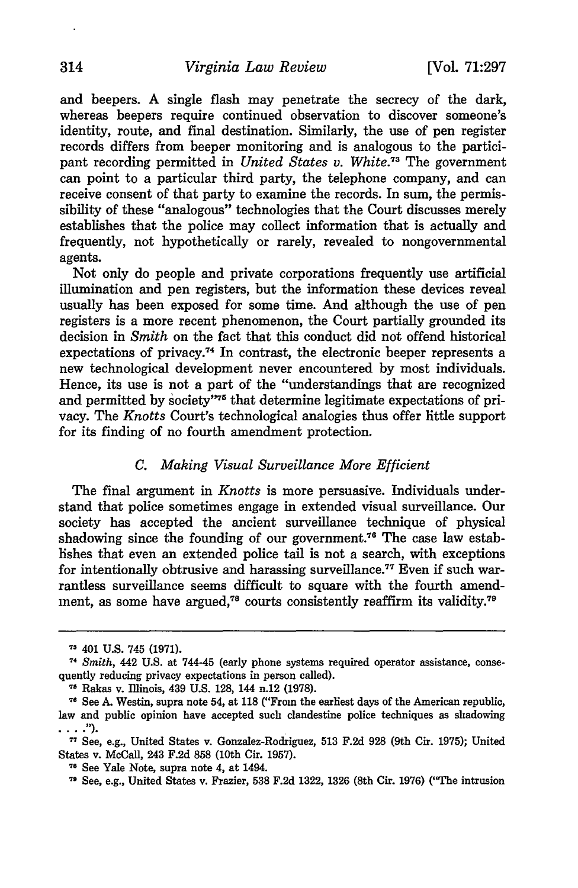and beepers. A single flash may penetrate the secrecy of the dark, whereas beepers require continued observation to discover someone's identity, route, and final destination. Similarly, the use of pen register records differs from beeper monitoring and is analogous to the participant recording permitted in *United States v. White*.[73] The government can point to a particular third party, the telephone company, and can receive consent of that party to examine the records. In sum, the permissibility of these "analogous" technologies that the Court discusses merely establishes that the police may collect information that is actually and frequently, not hypothetically or rarely, revealed to nongovernmental agents.

Not only do people and private corporations frequently use artificial illumination and pen registers, but the information these devices reveal usually has been exposed for some time. And although the use of pen registers is a more recent phenomenon, the Court partially grounded its decision in *Smith* on the fact that this conduct did not offend historical expectations of privacy.[74] In contrast, the electronic beeper represents a new technological development never encountered by most individuals. Hence, its use is not a part of the "understandings that are recognized and permitted by society"[75] that determine legitimate expectations of privacy. The *Knotts* Court's technological analogies thus offer little support for its finding of no fourth amendment protection.

### C. *Making Visual Surveillance More Efficient*

The final argument in *Knotts* is more persuasive. Individuals understand that police sometimes engage in extended visual surveillance. Our society has accepted the ancient surveillance technique of physical shadowing since the founding of our government.[76] The case law establishes that even an extended police tail is not a search, with exceptions for intentionally obtrusive and harassing surveillance.[77] Even if such warrantless surveillance seems difficult to square with the fourth amendment, as some have argued,[78] courts consistently reaffirm its validity.[79]

---

[73] 401 U.S. 745 (1971).

[74] *Smith*, 442 U.S. at 744-45 (early phone systems required operator assistance, consequently reducing privacy expectations in person called).

[75] Rakas v. Illinois, 439 U.S. 128, 144 n.12 (1978).

[76] See A. Westin, supra note 54, at 118 ("From the earliest days of the American republic, law and public opinion have accepted such clandestine police techniques as shadowing . . . .").

[77] See, e.g., United States v. Gonzalez-Rodriguez, 513 F.2d 928 (9th Cir. 1975); United States v. McCall, 243 F.2d 858 (10th Cir. 1957).

[78] See Yale Note, supra note 4, at 1494.

[79] See, e.g., United States v. Frazier, 538 F.2d 1322, 1326 (8th Cir. 1976) ("The intrusion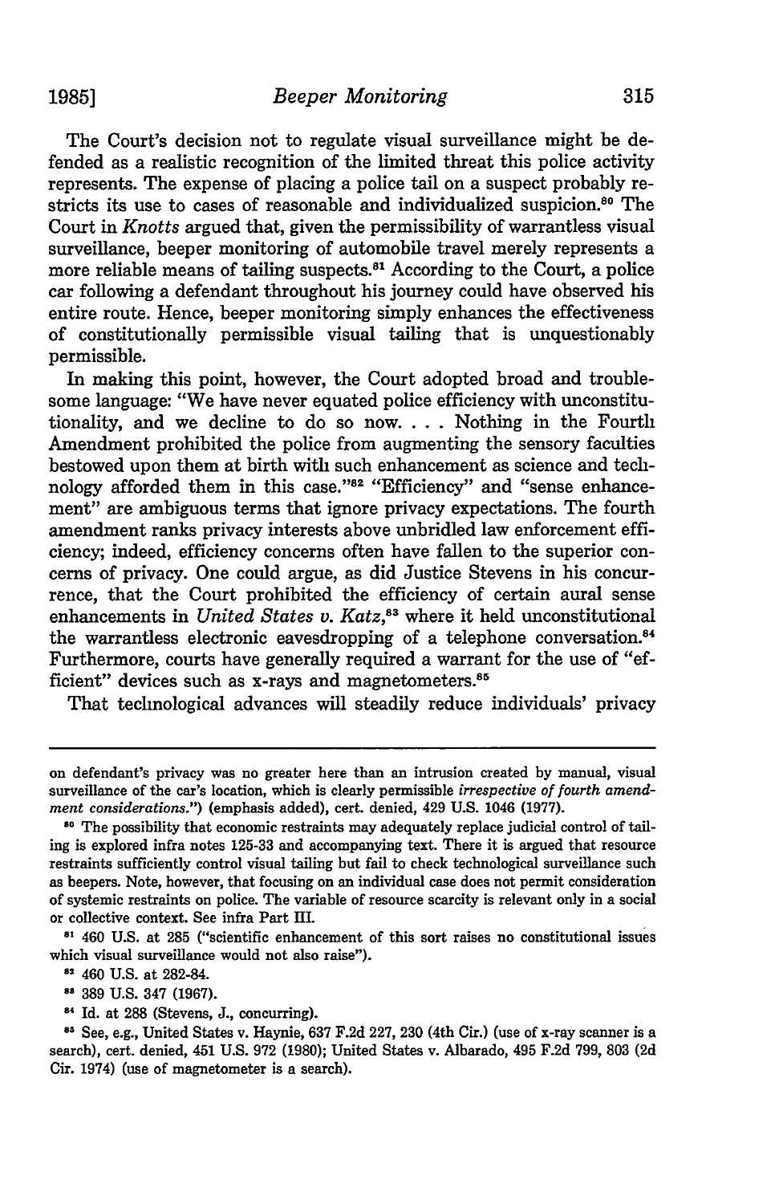The Court's decision not to regulate visual surveillance might be defended as a realistic recognition of the limited threat this police activity represents. The expense of placing a police tail on a suspect probably restricts its use to cases of reasonable and individualized suspicion.[80] The Court in *Knotts* argued that, given the permissibility of warrantless visual surveillance, beeper monitoring of automobile travel merely represents a more reliable means of tailing suspects.[81] According to the Court, a police car following a defendant throughout his journey could have observed his entire route. Hence, beeper monitoring simply enhances the effectiveness of constitutionally permissible visual tailing that is unquestionably permissible.

In making this point, however, the Court adopted broad and troublesome language: "We have never equated police efficiency with unconstitutionality, and we decline to do so now. . . . Nothing in the Fourth Amendment prohibited the police from augmenting the sensory faculties bestowed upon them at birth with such enhancement as science and technology afforded them in this case."[82] "Efficiency" and "sense enhancement" are ambiguous terms that ignore privacy expectations. The fourth amendment ranks privacy interests above unbridled law enforcement efficiency; indeed, efficiency concerns often have fallen to the superior concerns of privacy. One could argue, as did Justice Stevens in his concurrence, that the Court prohibited the efficiency of certain aural sense enhancements in *United States v. Katz*,[83] where it held unconstitutional the warrantless electronic eavesdropping of a telephone conversation.[84] Furthermore, courts have generally required a warrant for the use of "efficient" devices such as x-rays and magnetometers.[85]

That technological advances will steadily reduce individuals' privacy

---

on defendant's privacy was no greater here than an intrusion created by manual, visual surveillance of the car's location, which is clearly permissible *irrespective of fourth amendment considerations*.") (emphasis added), cert. denied, 429 U.S. 1046 (1977).

[80] The possibility that economic restraints may adequately replace judicial control of tailing is explored infra notes 125-33 and accompanying text. There it is argued that resource restraints sufficiently control visual tailing but fail to check technological surveillance such as beepers. Note, however, that focusing on an individual case does not permit consideration of systemic restraints on police. The variable of resource scarcity is relevant only in a social or collective context. See infra Part III.

[81] 460 U.S. at 285 ("scientific enhancement of this sort raises no constitutional issues which visual surveillance would not also raise").

[82] 460 U.S. at 282-84.

[83] 389 U.S. 347 (1967).

[84] Id. at 288 (Stevens, J., concurring).

[85] See, e.g., United States v. Haynie, 637 F.2d 227, 230 (4th Cir.) (use of x-ray scanner is a search), cert. denied, 451 U.S. 972 (1980); United States v. Albarado, 495 F.2d 799, 803 (2d Cir. 1974) (use of magnetometer is a search).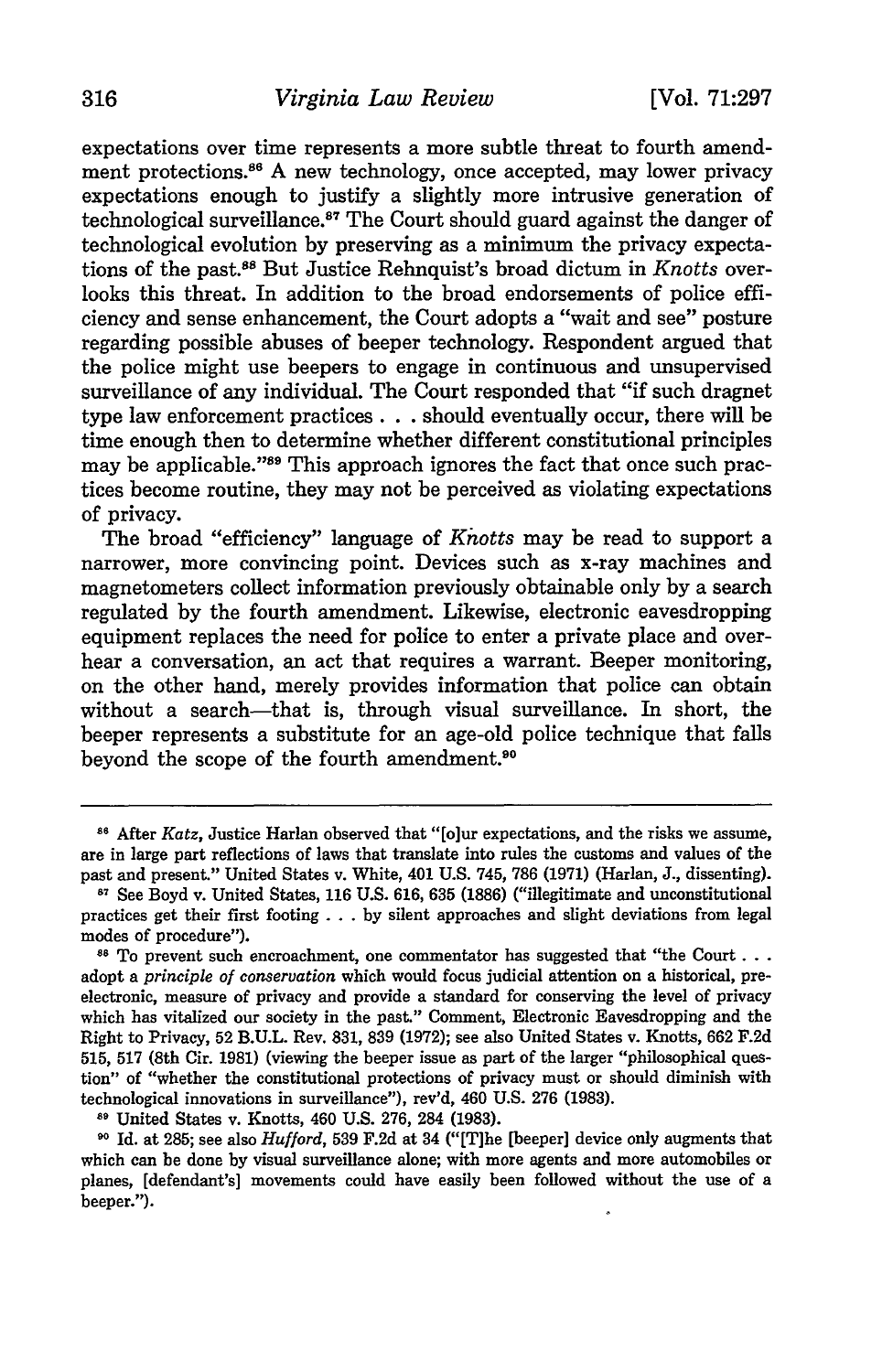expectations over time represents a more subtle threat to fourth amendment protections.[86] A new technology, once accepted, may lower privacy expectations enough to justify a slightly more intrusive generation of technological surveillance.[87] The Court should guard against the danger of technological evolution by preserving as a minimum the privacy expectations of the past.[88] But Justice Rehnquist's broad dictum in *Knotts* overlooks this threat. In addition to the broad endorsements of police efficiency and sense enhancement, the Court adopts a "wait and see" posture regarding possible abuses of beeper technology. Respondent argued that the police might use beepers to engage in continuous and unsupervised surveillance of any individual. The Court responded that "if such dragnet type law enforcement practices . . . should eventually occur, there will be time enough then to determine whether different constitutional principles may be applicable."[89] This approach ignores the fact that once such practices become routine, they may not be perceived as violating expectations of privacy.

The broad "efficiency" language of *Knotts* may be read to support a narrower, more convincing point. Devices such as x-ray machines and magnetometers collect information previously obtainable only by a search regulated by the fourth amendment. Likewise, electronic eavesdropping equipment replaces the need for police to enter a private place and overhear a conversation, an act that requires a warrant. Beeper monitoring, on the other hand, merely provides information that police can obtain without a search—that is, through visual surveillance. In short, the beeper represents a substitute for an age-old police technique that falls beyond the scope of the fourth amendment.[90]

---

[86] After *Katz*, Justice Harlan observed that "[o]ur expectations, and the risks we assume, are in large part reflections of laws that translate into rules the customs and values of the past and present." United States v. White, 401 U.S. 745, 786 (1971) (Harlan, J., dissenting).

[87] See Boyd v. United States, 116 U.S. 616, 635 (1886) ("illegitimate and unconstitutional practices get their first footing . . . by silent approaches and slight deviations from legal modes of procedure").

[88] To prevent such encroachment, one commentator has suggested that "the Court . . . adopt a *principle of conservation* which would focus judicial attention on a historical, pre-electronic, measure of privacy and provide a standard for conserving the level of privacy which has vitalized our society in the past." Comment, Electronic Eavesdropping and the Right to Privacy, 52 B.U.L. Rev. 831, 839 (1972); see also United States v. Knotts, 662 F.2d 515, 517 (8th Cir. 1981) (viewing the beeper issue as part of the larger "philosophical question" of "whether the constitutional protections of privacy must or should diminish with technological innovations in surveillance"), rev'd, 460 U.S. 276 (1983).

[89] United States v. Knotts, 460 U.S. 276, 284 (1983).

[90] Id. at 285; see also *Hufford*, 539 F.2d at 34 ("[T]he [beeper] device only augments that which can be done by visual surveillance alone; with more agents and more automobiles or planes, [defendant's] movements could have easily been followed without the use of a beeper.").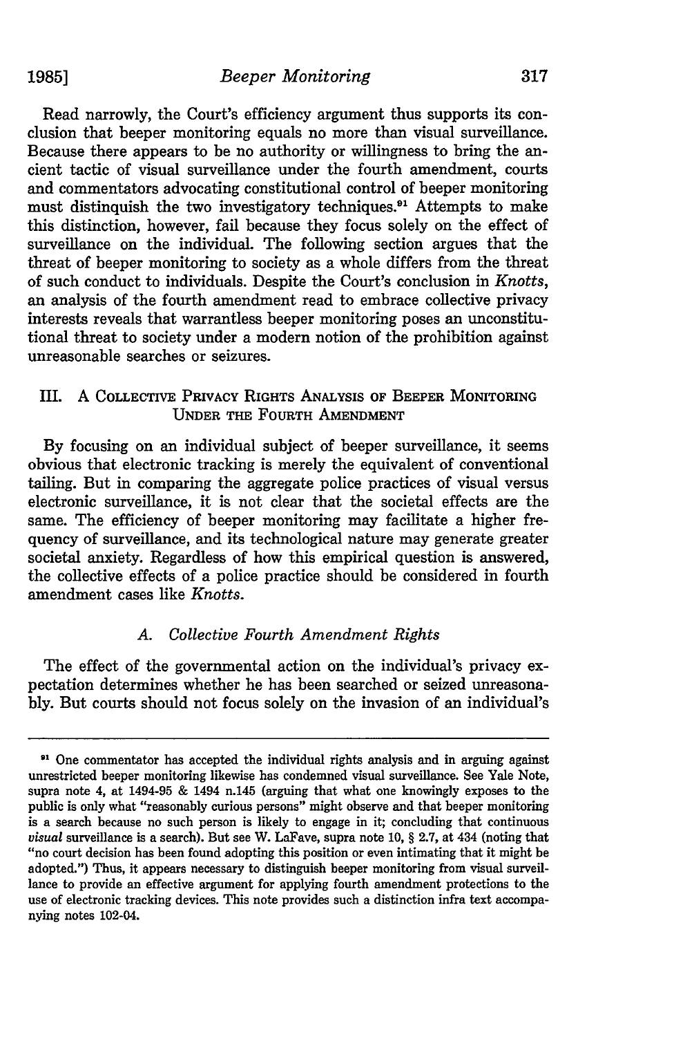Read narrowly, the Court's efficiency argument thus supports its conclusion that beeper monitoring equals no more than visual surveillance. Because there appears to be no authority or willingness to bring the ancient tactic of visual surveillance under the fourth amendment, courts and commentators advocating constitutional control of beeper monitoring must distinguish the two investigatory techniques.[91] Attempts to make this distinction, however, fail because they focus solely on the effect of surveillance on the individual. The following section argues that the threat of beeper monitoring to society as a whole differs from the threat of such conduct to individuals. Despite the Court's conclusion in *Knotts*, an analysis of the fourth amendment read to embrace collective privacy interests reveals that warrantless beeper monitoring poses an unconstitutional threat to society under a modern notion of the prohibition against unreasonable searches or seizures.

## III. A Collective Privacy Rights Analysis of Beeper Monitoring Under the Fourth Amendment

By focusing on an individual subject of beeper surveillance, it seems obvious that electronic tracking is merely the equivalent of conventional tailing. But in comparing the aggregate police practices of visual versus electronic surveillance, it is not clear that the societal effects are the same. The efficiency of beeper monitoring may facilitate a higher frequency of surveillance, and its technological nature may generate greater societal anxiety. Regardless of how this empirical question is answered, the collective effects of a police practice should be considered in fourth amendment cases like *Knotts*.

### A. *Collective Fourth Amendment Rights*

The effect of the governmental action on the individual's privacy expectation determines whether he has been searched or seized unreasonably. But courts should not focus solely on the invasion of an individual's

---

[91] One commentator has accepted the individual rights analysis and in arguing against unrestricted beeper monitoring likewise has condemned visual surveillance. See Yale Note, supra note 4, at 1494-95 & 1494 n.145 (arguing that what one knowingly exposes to the public is only what "reasonably curious persons" might observe and that beeper monitoring is a search because no such person is likely to engage in it; concluding that continuous *visual* surveillance is a search). But see W. LaFave, supra note 10, § 2.7, at 434 (noting that "no court decision has been found adopting this position or even intimating that it might be adopted.") Thus, it appears necessary to distinguish beeper monitoring from visual surveillance to provide an effective argument for applying fourth amendment protections to the use of electronic tracking devices. This note provides such a distinction infra text accompanying notes 102-04.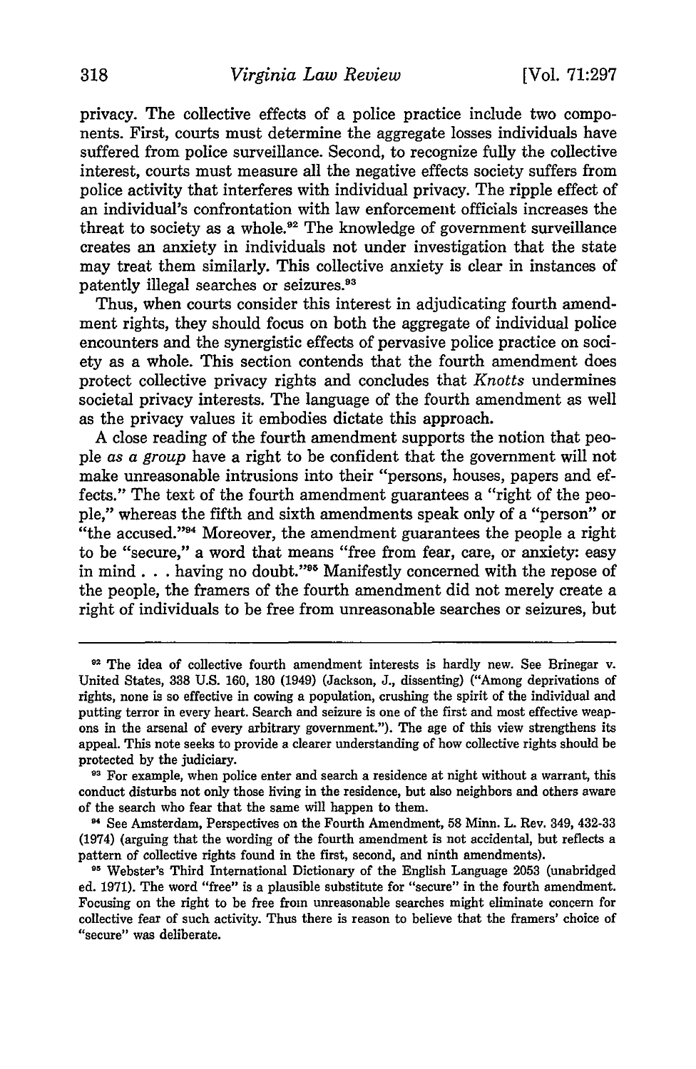privacy. The collective effects of a police practice include two components. First, courts must determine the aggregate losses individuals have suffered from police surveillance. Second, to recognize fully the collective interest, courts must measure all the negative effects society suffers from police activity that interferes with individual privacy. The ripple effect of an individual's confrontation with law enforcement officials increases the threat to society as a whole.[92] The knowledge of government surveillance creates an anxiety in individuals not under investigation that the state may treat them similarly. This collective anxiety is clear in instances of patently illegal searches or seizures.[93]

Thus, when courts consider this interest in adjudicating fourth amendment rights, they should focus on both the aggregate of individual police encounters and the synergistic effects of pervasive police practice on society as a whole. This section contends that the fourth amendment does protect collective privacy rights and concludes that *Knotts* undermines societal privacy interests. The language of the fourth amendment as well as the privacy values it embodies dictate this approach.

A close reading of the fourth amendment supports the notion that people *as a group* have a right to be confident that the government will not make unreasonable intrusions into their "persons, houses, papers and effects." The text of the fourth amendment guarantees a "right of the people," whereas the fifth and sixth amendments speak only of a "person" or "the accused."[94] Moreover, the amendment guarantees the people a right to be "secure," a word that means "free from fear, care, or anxiety: easy in mind . . . having no doubt."[95] Manifestly concerned with the repose of the people, the framers of the fourth amendment did not merely create a right of individuals to be free from unreasonable searches or seizures, but

---

[92] The idea of collective fourth amendment interests is hardly new. See Brinegar v. United States, 338 U.S. 160, 180 (1949) (Jackson, J., dissenting) ("Among deprivations of rights, none is so effective in cowing a population, crushing the spirit of the individual and putting terror in every heart. Search and seizure is one of the first and most effective weapons in the arsenal of every arbitrary government."). The age of this view strengthens its appeal. This note seeks to provide a clearer understanding of how collective rights should be protected by the judiciary.

[93] For example, when police enter and search a residence at night without a warrant, this conduct disturbs not only those living in the residence, but also neighbors and others aware of the search who fear that the same will happen to them.

[94] See Amsterdam, Perspectives on the Fourth Amendment, 58 Minn. L. Rev. 349, 432-33 (1974) (arguing that the wording of the fourth amendment is not accidental, but reflects a pattern of collective rights found in the first, second, and ninth amendments).

[95] Webster's Third International Dictionary of the English Language 2053 (unabridged ed. 1971). The word "free" is a plausible substitute for "secure" in the fourth amendment. Focusing on the right to be free from unreasonable searches might eliminate concern for collective fear of such activity. Thus there is reason to believe that the framers' choice of "secure" was deliberate.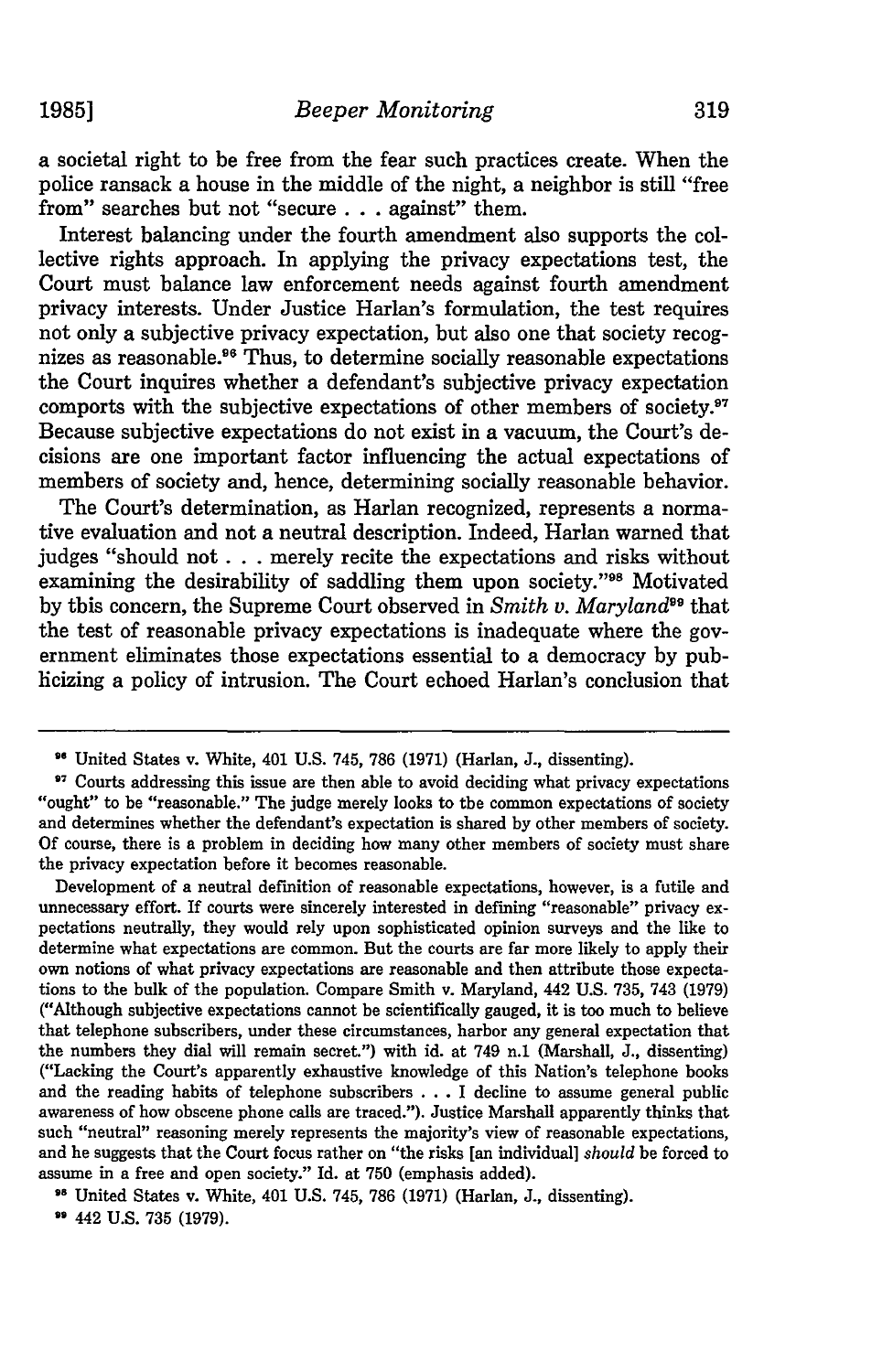a societal right to be free from the fear such practices create. When the police ransack a house in the middle of the night, a neighbor is still "free from" searches but not "secure . . . against" them.

Interest balancing under the fourth amendment also supports the collective rights approach. In applying the privacy expectations test, the Court must balance law enforcement needs against fourth amendment privacy interests. Under Justice Harlan's formulation, the test requires not only a subjective privacy expectation, but also one that society recognizes as reasonable.[96] Thus, to determine socially reasonable expectations the Court inquires whether a defendant's subjective privacy expectation comports with the subjective expectations of other members of society.[97] Because subjective expectations do not exist in a vacuum, the Court's decisions are one important factor influencing the actual expectations of members of society and, hence, determining socially reasonable behavior.

The Court's determination, as Harlan recognized, represents a normative evaluation and not a neutral description. Indeed, Harlan warned that judges "should not . . . merely recite the expectations and risks without examining the desirability of saddling them upon society."[98] Motivated by this concern, the Supreme Court observed in *Smith v. Maryland*[99] that the test of reasonable privacy expectations is inadequate where the government eliminates those expectations essential to a democracy by publicizing a policy of intrusion. The Court echoed Harlan's conclusion that

---

[96] United States v. White, 401 U.S. 745, 786 (1971) (Harlan, J., dissenting).

[97] Courts addressing this issue are then able to avoid deciding what privacy expectations "ought" to be "reasonable." The judge merely looks to the common expectations of society and determines whether the defendant's expectation is shared by other members of society. Of course, there is a problem in deciding how many other members of society must share the privacy expectation before it becomes reasonable.

Development of a neutral definition of reasonable expectations, however, is a futile and unnecessary effort. If courts were sincerely interested in defining "reasonable" privacy expectations neutrally, they would rely upon sophisticated opinion surveys and the like to determine what expectations are common. But the courts are far more likely to apply their own notions of what privacy expectations are reasonable and then attribute those expectations to the bulk of the population. Compare Smith v. Maryland, 442 U.S. 735, 743 (1979) ("Although subjective expectations cannot be scientifically gauged, it is too much to believe that telephone subscribers, under these circumstances, harbor any general expectation that the numbers they dial will remain secret.") with id. at 749 n.1 (Marshall, J., dissenting) ("Lacking the Court's apparently exhaustive knowledge of this Nation's telephone books and the reading habits of telephone subscribers . . . I decline to assume general public awareness of how obscene phone calls are traced."). Justice Marshall apparently thinks that such "neutral" reasoning merely represents the majority's view of reasonable expectations, and he suggests that the Court focus rather on "the risks [an individual] *should* be forced to assume in a free and open society." Id. at 750 (emphasis added).

[98] United States v. White, 401 U.S. 745, 786 (1971) (Harlan, J., dissenting).

[99] 442 U.S. 735 (1979).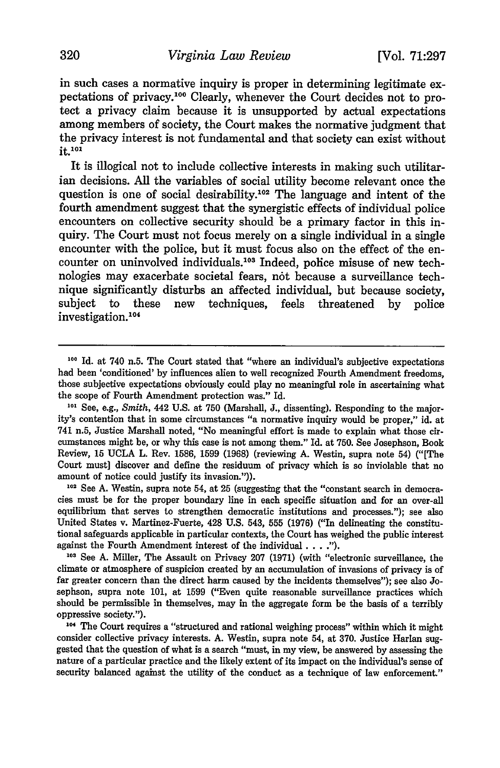in such cases a normative inquiry is proper in determining legitimate expectations of privacy.[100] Clearly, whenever the Court decides not to protect a privacy claim because it is unsupported by actual expectations among members of society, the Court makes the normative judgment that the privacy interest is not fundamental and that society can exist without it.[101]

It is illogical not to include collective interests in making such utilitarian decisions. All the variables of social utility become relevant once the question is one of social desirability.[102] The language and intent of the fourth amendment suggest that the synergistic effects of individual police encounters on collective security should be a primary factor in this inquiry. The Court must not focus merely on a single individual in a single encounter with the police, but it must focus also on the effect of the encounter on uninvolved individuals.[103] Indeed, police misuse of new technologies may exacerbate societal fears, not because a surveillance technique significantly disturbs an affected individual, but because society, subject to these new techniques, feels threatened by police investigation.[104]

---

[100] Id. at 740 n.5. The Court stated that "where an individual's subjective expectations had been 'conditioned' by influences alien to well recognized Fourth Amendment freedoms, those subjective expectations obviously could play no meaningful role in ascertaining what the scope of Fourth Amendment protection was." Id.

[101] See, e.g., *Smith*, 442 U.S. at 750 (Marshall, J., dissenting). Responding to the majority's contention that in some circumstances "a normative inquiry would be proper," id. at 741 n.5, Justice Marshall noted, "No meaningful effort is made to explain what those circumstances might be, or why this case is not among them." Id. at 750. See Josephson, Book Review, 15 UCLA L. Rev. 1586, 1599 (1968) (reviewing A. Westin, supra note 54) ("[The Court must] discover and define the residuum of privacy which is so inviolable that no amount of notice could justify its invasion.")).

[102] See A. Westin, supra note 54, at 25 (suggesting that the "constant search in democracies must be for the proper boundary line in each specific situation and for an over-all equilibrium that serves to strengthen democratic institutions and processes."); see also United States v. Martinez-Fuerte, 428 U.S. 543, 555 (1976) ("In delineating the constitutional safeguards applicable in particular contexts, the Court has weighed the public interest against the Fourth Amendment interest of the individual . . . .").

[103] See A. Miller, The Assault on Privacy 207 (1971) (with "electronic surveillance, the climate or atmosphere of suspicion created by an accumulation of invasions of privacy is of far greater concern than the direct harm caused by the incidents themselves"); see also Josephson, supra note 101, at 1599 ("Even quite reasonable surveillance practices which should be permissible in themselves, may in the aggregate form be the basis of a terribly oppressive society.").

[104] The Court requires a "structured and rational weighing process" within which it might consider collective privacy interests. A. Westin, supra note 54, at 370. Justice Harlan suggested that the question of what is a search "must, in my view, be answered by assessing the nature of a particular practice and the likely extent of its impact on the individual's sense of security balanced against the utility of the conduct as a technique of law enforcement."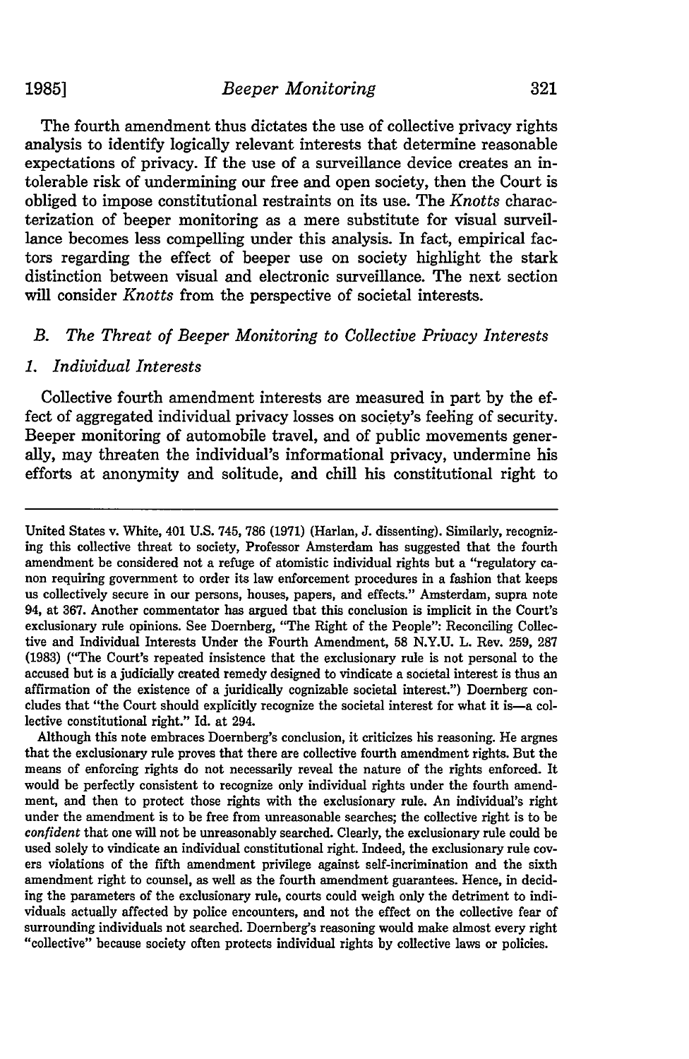The fourth amendment thus dictates the use of collective privacy rights analysis to identify logically relevant interests that determine reasonable expectations of privacy. If the use of a surveillance device creates an intolerable risk of undermining our free and open society, then the Court is obliged to impose constitutional restraints on its use. The *Knotts* characterization of beeper monitoring as a mere substitute for visual surveillance becomes less compelling under this analysis. In fact, empirical factors regarding the effect of beeper use on society highlight the stark distinction between visual and electronic surveillance. The next section will consider *Knotts* from the perspective of societal interests.

### B. *The Threat of Beeper Monitoring to Collective Privacy Interests*

#### 1. *Individual Interests*

Collective fourth amendment interests are measured in part by the effect of aggregated individual privacy losses on society's feeling of security. Beeper monitoring of automobile travel, and of public movements generally, may threaten the individual's informational privacy, undermine his efforts at anonymity and solitude, and chill his constitutional right to

---

United States v. White, 401 U.S. 745, 786 (1971) (Harlan, J. dissenting). Similarly, recognizing this collective threat to society, Professor Amsterdam has suggested that the fourth amendment be considered not a refuge of atomistic individual rights but a "regulatory canon requiring government to order its law enforcement procedures in a fashion that keeps us collectively secure in our persons, houses, papers, and effects." Amsterdam, supra note 94, at 367. Another commentator has argued tbat this conclusion is implicit in the Court's exclusionary rule opinions. See Doernberg, "The Right of the People": Reconciling Collective and Individual Interests Under the Fourth Amendment, 58 N.Y.U. L. Rev. 259, 287 (1983) ("The Court's repeated insistence that the exclusionary rule is not personal to the accused but is a judicially created remedy designed to vindicate a societal interest is thus an affirmation of the existence of a juridically cognizable societal interest.") Doernberg concludes that "the Court should explicitly recognize the societal interest for what it is—a collective constitutional right." Id. at 294.

Although this note embraces Doernberg's conclusion, it criticizes his reasoning. He argnes that the exclusionary rule proves that there are collective fourth amendment rights. But the means of enforcing rights do not necessarily reveal the nature of the rights enforced. It would be perfectly consistent to recognize only individual rights under the fourth amendment, and then to protect those rights with the exclusionary rule. An individual's right under the amendment is to be free from unreasonable searches; the collective right is to be *confident* that one will not be unreasonably searched. Clearly, the exclusionary rule could be used solely to vindicate an individual constitutional right. Indeed, the exclusionary rule covers violations of the fifth amendment privilege against self-incrimination and the sixth amendment right to counsel, as well as the fourth amendment guarantees. Hence, in deciding the parameters of the exclusionary rule, courts could weigh only the detriment to individuals actually affected by police encounters, and not the effect on the collective fear of surrounding individuals not searched. Doernberg's reasoning would make almost every right "collective" because society often protects individual rights by collective laws or policies.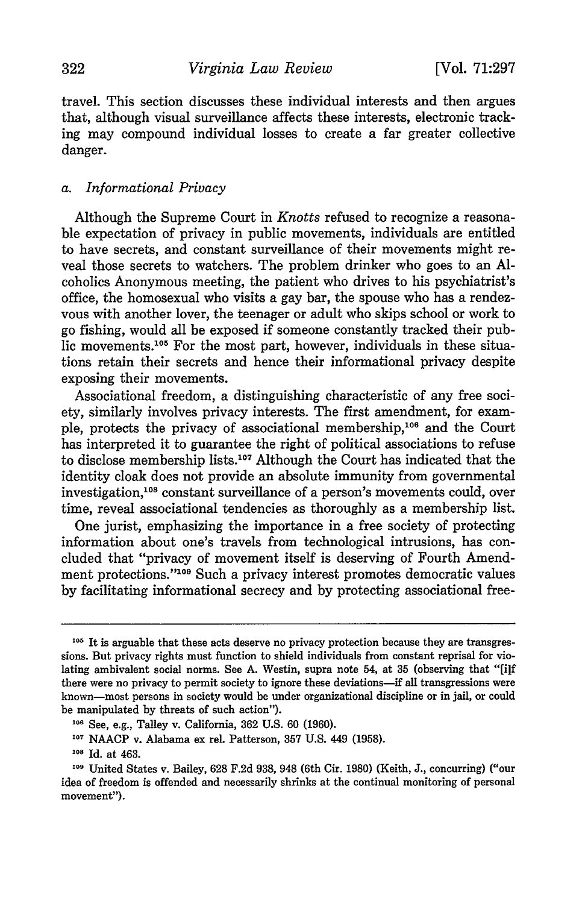travel. This section discusses these individual interests and then argues that, although visual surveillance affects these interests, electronic tracking may compound individual losses to create a far greater collective danger.

### *a. Informational Privacy*

Although the Supreme Court in *Knotts* refused to recognize a reasonable expectation of privacy in public movements, individuals are entitled to have secrets, and constant surveillance of their movements might reveal those secrets to watchers. The problem drinker who goes to an Alcoholics Anonymous meeting, the patient who drives to his psychiatrist's office, the homosexual who visits a gay bar, the spouse who has a rendezvous with another lover, the teenager or adult who skips school or work to go fishing, would all be exposed if someone constantly tracked their public movements.[105] For the most part, however, individuals in these situations retain their secrets and hence their informational privacy despite exposing their movements.

Associational freedom, a distinguishing characteristic of any free society, similarly involves privacy interests. The first amendment, for example, protects the privacy of associational membership,[106] and the Court has interpreted it to guarantee the right of political associations to refuse to disclose membership lists.[107] Although the Court has indicated that the identity cloak does not provide an absolute immunity from governmental investigation,[108] constant surveillance of a person's movements could, over time, reveal associational tendencies as thoroughly as a membership list.

One jurist, emphasizing the importance in a free society of protecting information about one's travels from technological intrusions, has concluded that "privacy of movement itself is deserving of Fourth Amendment protections."[109] Such a privacy interest promotes democratic values by facilitating informational secrecy and by protecting associational free-

---

[105] It is arguable that these acts deserve no privacy protection because they are transgressions. But privacy rights must function to shield individuals from constant reprisal for violating ambivalent social norms. See A. Westin, supra note 54, at 35 (observing that "[i]f there were no privacy to permit society to ignore these deviations—if all transgressions were known—most persons in society would be under organizational discipline or in jail, or could be manipulated by threats of such action").

[106] See, e.g., Talley v. California, 362 U.S. 60 (1960).

[107] NAACP v. Alabama ex rel. Patterson, 357 U.S. 449 (1958).

[108] Id. at 463.

[109] United States v. Bailey, 628 F.2d 938, 948 (6th Cir. 1980) (Keith, J., concurring) ("our idea of freedom is offended and necessarily shrinks at the continual monitoring of personal movement").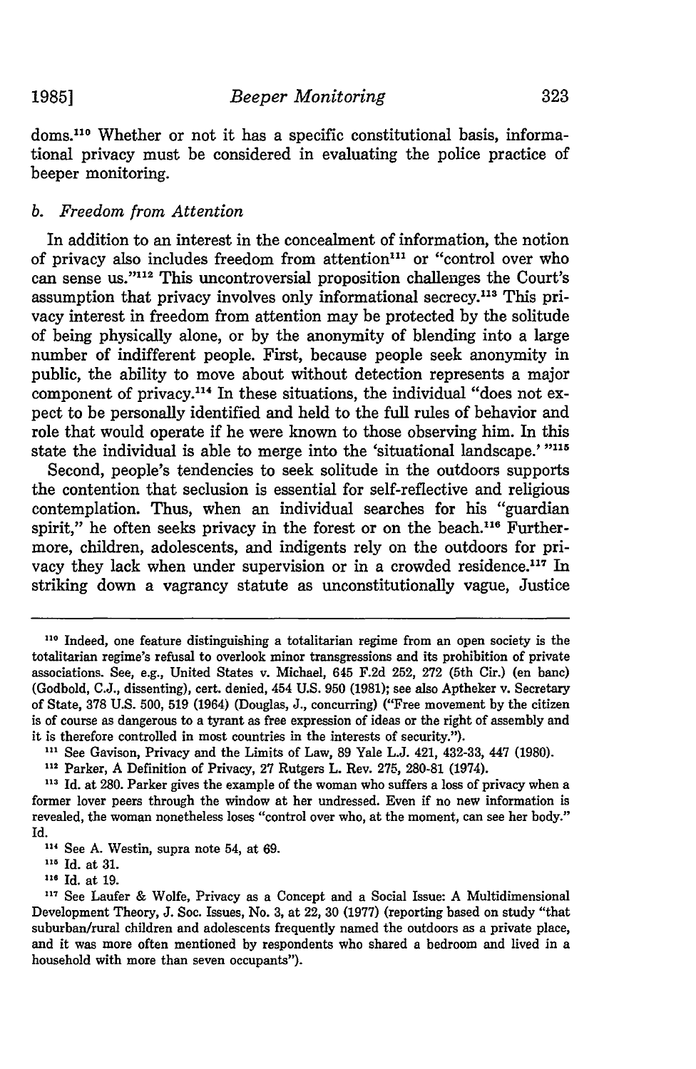doms.[110] Whether or not it has a specific constitutional basis, informational privacy must be considered in evaluating the police practice of beeper monitoring.

### *b. Freedom from Attention*

In addition to an interest in the concealment of information, the notion of privacy also includes freedom from attention[111] or "control over who can sense us."[112] This uncontroversial proposition challenges the Court's assumption that privacy involves only informational secrecy.[113] This privacy interest in freedom from attention may be protected by the solitude of being physically alone, or by the anonymity of blending into a large number of indifferent people. First, because people seek anonymity in public, the ability to move about without detection represents a major component of privacy.[114] In these situations, the individual "does not expect to be personally identified and held to the full rules of behavior and role that would operate if he were known to those observing him. In this state the individual is able to merge into the 'situational landscape.' "[115]

Second, people's tendencies to seek solitude in the outdoors supports the contention that seclusion is essential for self-reflective and religious contemplation. Thus, when an individual searches for his "guardian spirit," he often seeks privacy in the forest or on the beach.[116] Furthermore, children, adolescents, and indigents rely on the outdoors for privacy they lack when under supervision or in a crowded residence.[117] In striking down a vagrancy statute as unconstitutionally vague, Justice

---

[110] Indeed, one feature distinguishing a totalitarian regime from an open society is the totalitarian regime's refusal to overlook minor transgressions and its prohibition of private associations. See, e.g., United States v. Michael, 645 F.2d 252, 272 (5th Cir.) (en banc) (Godbold, C.J., dissenting), cert. denied, 454 U.S. 950 (1981); see also Aptheker v. Secretary of State, 378 U.S. 500, 519 (1964) (Douglas, J., concurring) ("Free movement by the citizen is of course as dangerous to a tyrant as free expression of ideas or the right of assembly and it is therefore controlled in most countries in the interests of security.").

[111] See Gavison, Privacy and the Limits of Law, 89 Yale L.J. 421, 432-33, 447 (1980).

[112] Parker, A Definition of Privacy, 27 Rutgers L. Rev. 275, 280-81 (1974).

[113] Id. at 280. Parker gives the example of the woman who suffers a loss of privacy when a former lover peers through the window at her undressed. Even if no new information is revealed, the woman nonetheless loses "control over who, at the moment, can see her body." Id.

[114] See A. Westin, supra note 54, at 69.

[115] Id. at 31.

[116] Id. at 19.

[117] See Laufer & Wolfe, Privacy as a Concept and a Social Issue: A Multidimensional Development Theory, J. Soc. Issues, No. 3, at 22, 30 (1977) (reporting based on study "that suburban/rural children and adolescents frequently named the outdoors as a private place, and it was more often mentioned by respondents who shared a bedroom and lived in a household with more than seven occupants").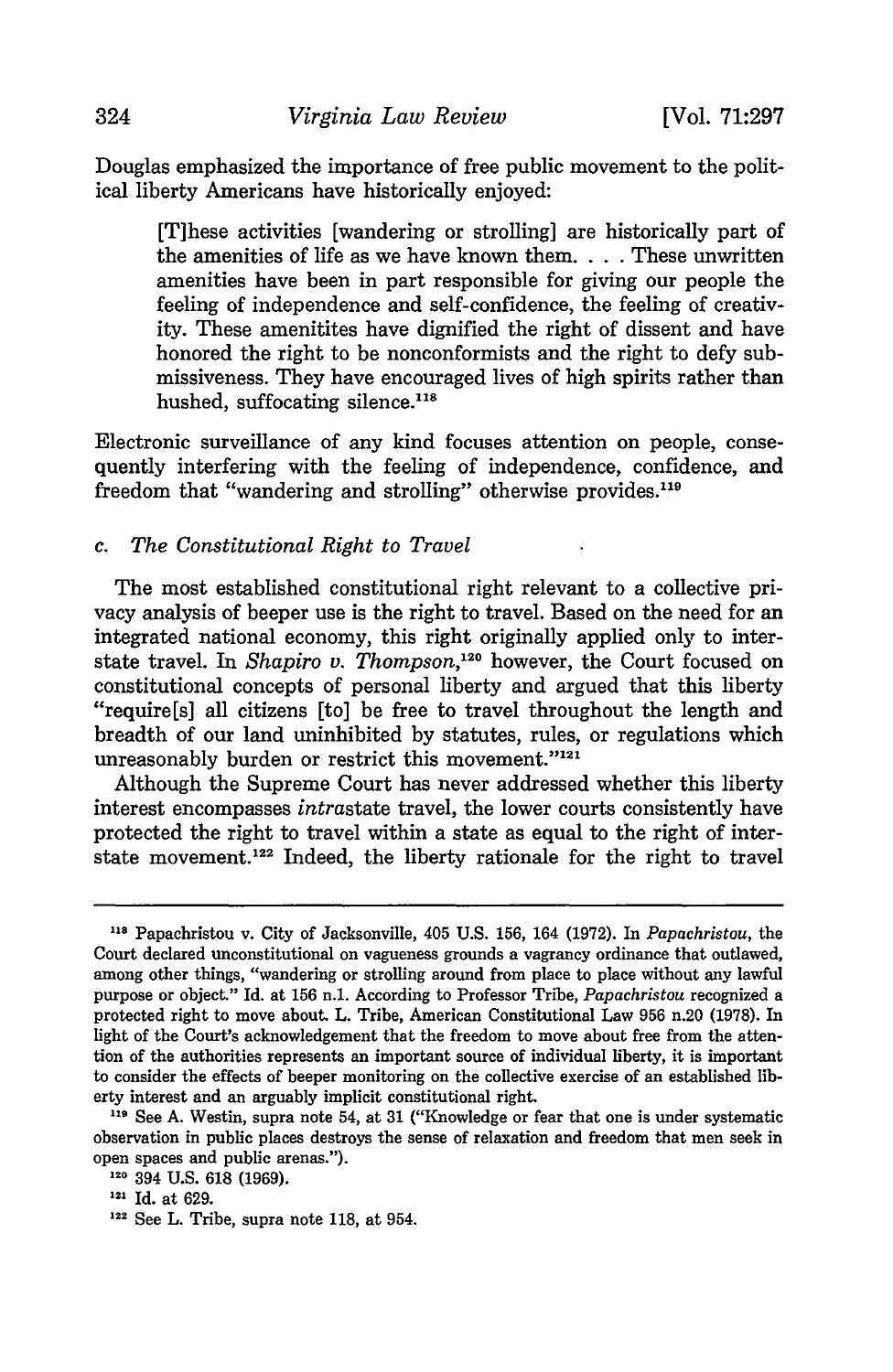Douglas emphasized the importance of free public movement to the political liberty Americans have historically enjoyed:

> [T]hese activities [wandering or strolling] are historically part of the amenities of life as we have known them. . . . These unwritten amenities have been in part responsible for giving our people the feeling of independence and self-confidence, the feeling of creativity. These amenitites have dignified the right of dissent and have honored the right to be nonconformists and the right to defy submissiveness. They have encouraged lives of high spirits rather than hushed, suffocating silence.[118]

Electronic surveillance of any kind focuses attention on people, consequently interfering with the feeling of independence, confidence, and freedom that "wandering and strolling" otherwise provides.[119]

### c. *The Constitutional Right to Travel*

The most established constitutional right relevant to a collective privacy analysis of beeper use is the right to travel. Based on the need for an integrated national economy, this right originally applied only to interstate travel. In *Shapiro v. Thompson*,[120] however, the Court focused on constitutional concepts of personal liberty and argued that this liberty "require[s] all citizens [to] be free to travel throughout the length and breadth of our land uninhibited by statutes, rules, or regulations which unreasonably burden or restrict this movement."[121]

Although the Supreme Court has never addressed whether this liberty interest encompasses *intra*state travel, the lower courts consistently have protected the right to travel within a state as equal to the right of interstate movement.[122] Indeed, the liberty rationale for the right to travel

---

[118] Papachristou v. City of Jacksonville, 405 U.S. 156, 164 (1972). In *Papachristou*, the Court declared unconstitutional on vagueness grounds a vagrancy ordinance that outlawed, among other things, "wandering or strolling around from place to place without any lawful purpose or object." Id. at 156 n.1. According to Professor Tribe, *Papachristou* recognized a protected right to move about. L. Tribe, American Constitutional Law 956 n.20 (1978). In light of the Court's acknowledgement that the freedom to move about free from the attention of the authorities represents an important source of individual liberty, it is important to consider the effects of beeper monitoring on the collective exercise of an established liberty interest and an arguably implicit constitutional right.

[119] See A. Westin, supra note 54, at 31 ("Knowledge or fear that one is under systematic observation in public places destroys the sense of relaxation and freedom that men seek in open spaces and public arenas.").

[120] 394 U.S. 618 (1969).

[121] Id. at 629.

[122] See L. Tribe, supra note 118, at 954.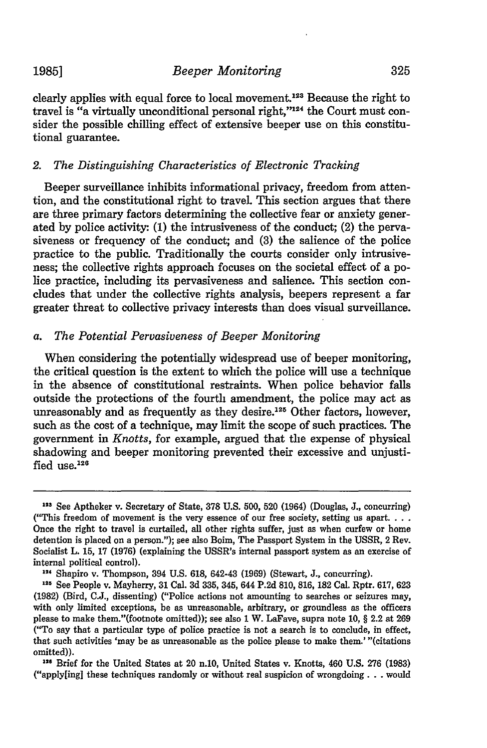clearly applies with equal force to local movement.[123] Because the right to travel is "a virtually unconditional personal right,"[124] the Court must consider the possible chilling effect of extensive beeper use on this constitutional guarantee.

### 2. *The Distinguishing Characteristics of Electronic Tracking*

Beeper surveillance inhibits informational privacy, freedom from attention, and the constitutional right to travel. This section argues that there are three primary factors determining the collective fear or anxiety generated by police activity: (1) the intrusiveness of the conduct; (2) the pervasiveness or frequency of the conduct; and (3) the salience of the police practice to the public. Traditionally the courts consider only intrusiveness; the collective rights approach focuses on the societal effect of a police practice, including its pervasiveness and salience. This section concludes that under the collective rights analysis, beepers represent a far greater threat to collective privacy interests than does visual surveillance.

#### a. *The Potential Pervasiveness of Beeper Monitoring*

When considering the potentially widespread use of beeper monitoring, the critical question is the extent to which the police will use a technique in the absence of constitutional restraints. When police behavior falls outside the protections of the fourth amendment, the police may act as unreasonably and as frequently as they desire.[125] Other factors, however, such as the cost of a technique, may limit the scope of such practices. The government in *Knotts*, for example, argued that the expense of physical shadowing and beeper monitoring prevented their excessive and unjustified use.[126]

---

[123] See Aptheker v. Secretary of State, 378 U.S. 500, 520 (1964) (Douglas, J., concurring) ("This freedom of movement is the very essence of our free society, setting us apart. . . . Once the right to travel is curtailed, all other rights suffer, just as when curfew or home detention is placed on a person."); see also Boim, The Passport System in the USSR, 2 Rev. Socialist L. 15, 17 (1976) (explaining the USSR's internal passport system as an exercise of internal political control).

[124] Shapiro v. Thompson, 394 U.S. 618, 642-43 (1969) (Stewart, J., concurring).

[125] See People v. Mayberry, 31 Cal. 3d 335, 345, 644 P.2d 810, 816, 182 Cal. Rptr. 617, 623 (1982) (Bird, C.J., dissenting) ("Police actions not amounting to searches or seizures may, with only limited exceptions, be as unreasonable, arbitrary, or groundless as the officers please to make them."(footnote omitted)); see also 1 W. LaFave, supra note 10, § 2.2 at 269 ("To say that a particular type of police practice is not a search is to conclude, in effect, that such activities 'may be as unreasonable as the police please to make them.' "(citations omitted)).

[126] Brief for the United States at 20 n.10, United States v. Knotts, 460 U.S. 276 (1983) ("apply[ing] these techniques randomly or without real suspicion of wrongdoing . . . would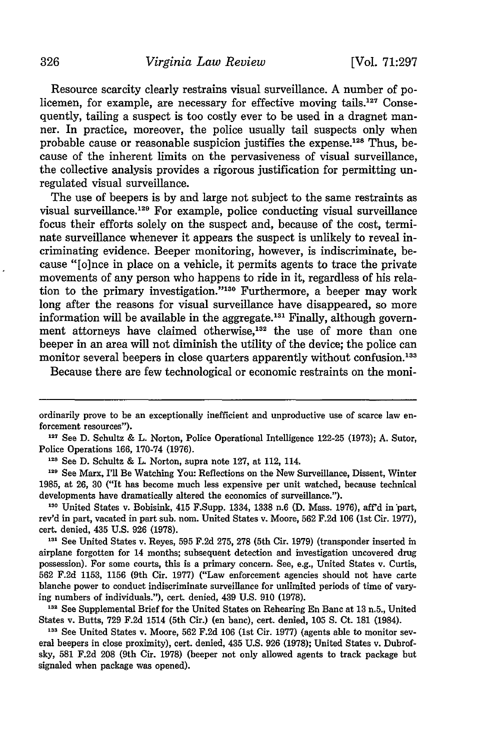Resource scarcity clearly restrains visual surveillance. A number of policemen, for example, are necessary for effective moving tails.[127] Consequently, tailing a suspect is too costly ever to be used in a dragnet manner. In practice, moreover, the police usually tail suspects only when probable cause or reasonable suspicion justifies the expense.[128] Thus, because of the inherent limits on the pervasiveness of visual surveillance, the collective analysis provides a rigorous justification for permitting unregulated visual surveillance.

The use of beepers is by and large not subject to the same restraints as visual surveillance.[129] For example, police conducting visual surveillance focus their efforts solely on the suspect and, because of the cost, terminate surveillance whenever it appears the suspect is unlikely to reveal incriminating evidence. Beeper monitoring, however, is indiscriminate, because "[o]nce in place on a vehicle, it permits agents to trace the private movements of any person who happens to ride in it, regardless of his relation to the primary investigation."[130] Furthermore, a beeper may work long after the reasons for visual surveillance have disappeared, so more information will be available in the aggregate.[131] Finally, although government attorneys have claimed otherwise,[132] the use of more than one beeper in an area will not diminish the utility of the device; the police can monitor several beepers in close quarters apparently without confusion.[133]

Because there are few technological or economic restraints on the moni-

---

ordinarily prove to be an exceptionally inefficient and unproductive use of scarce law enforcement resources").

[127] See D. Schultz & L. Norton, Police Operational Intelligence 122-25 (1973); A. Sutor, Police Operations 166, 170-74 (1976).

[128] See D. Schultz & L. Norton, supra note 127, at 112, 114.

[129] See Marx, I'll Be Watching You: Reflections on the New Surveillance, Dissent, Winter 1985, at 26, 30 ("It has become much less expensive per unit watched, because technical developments have dramatically altered the economics of surveillance.").

[130] United States v. Bobisink, 415 F.Supp. 1334, 1338 n.6 (D. Mass. 1976), aff'd in part, rev'd in part, vacated in part sub. nom. United States v. Moore, 562 F.2d 106 (1st Cir. 1977), cert. denied, 435 U.S. 926 (1978).

[131] See United States v. Reyes, 595 F.2d 275, 278 (5th Cir. 1979) (transponder inserted in airplane forgotten for 14 months; subsequent detection and investigation uncovered drug possession). For some courts, this is a primary concern. See, e.g., United States v. Curtis, 562 F.2d 1153, 1156 (9th Cir. 1977) ("Law enforcement agencies should not have carte blanche power to conduct indiscriminate surveillance for unlimited periods of time of varying numbers of individuals."), cert. denied, 439 U.S. 910 (1978).

[132] See Supplemental Brief for the United States on Rehearing En Banc at 13 n.5., United States v. Butts, 729 F.2d 1514 (5th Cir.) (en banc), cert. denied, 105 S. Ct. 181 (1984).

[133] See United States v. Moore, 562 F.2d 106 (1st Cir. 1977) (agents able to monitor several beepers in close proximity), cert. denied, 435 U.S. 926 (1978); United States v. Dubrofsky, 581 F.2d 208 (9th Cir. 1978) (beeper not only allowed agents to track package but signaled when package was opened).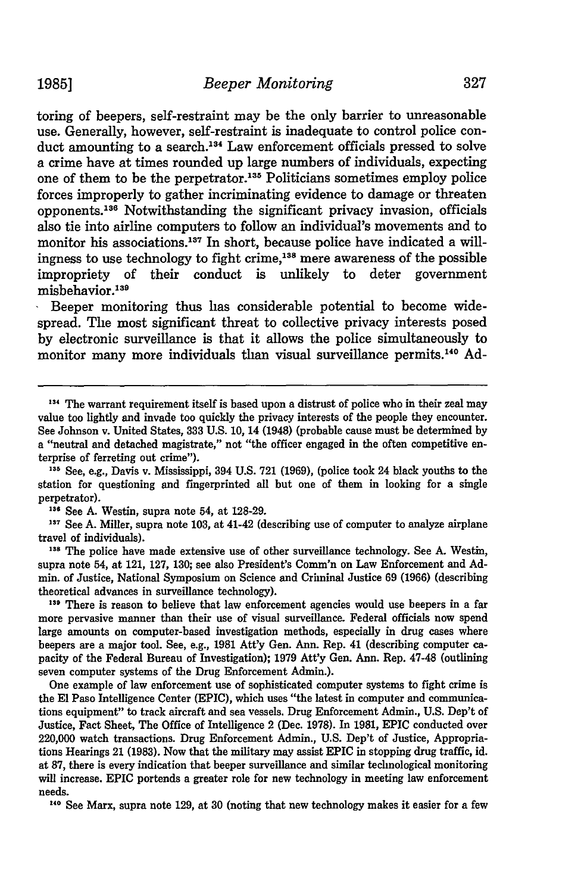toring of beepers, self-restraint may be the only barrier to unreasonable use. Generally, however, self-restraint is inadequate to control police conduct amounting to a search.[134] Law enforcement officials pressed to solve a crime have at times rounded up large numbers of individuals, expecting one of them to be the perpetrator.[135] Politicians sometimes employ police forces improperly to gather incriminating evidence to damage or threaten opponents.[136] Notwithstanding the significant privacy invasion, officials also tie into airline computers to follow an individual's movements and to monitor his associations.[137] In short, because police have indicated a willingness to use technology to fight crime,[138] mere awareness of the possible impropriety of their conduct is unlikely to deter government misbehavior.[139]

Beeper monitoring thus has considerable potential to become widespread. The most significant threat to collective privacy interests posed by electronic surveillance is that it allows the police simultaneously to monitor many more individuals than visual surveillance permits.[140] Ad-

---

[134] The warrant requirement itself is based upon a distrust of police who in their zeal may value too lightly and invade too quickly the privacy interests of the people they encounter. See Johnson v. United States, 333 U.S. 10, 14 (1948) (probable cause must be determined by a "neutral and detached magistrate," not "the officer engaged in the often competitive enterprise of ferreting out crime").

[135] See, e.g., Davis v. Mississippi, 394 U.S. 721 (1969), (police took 24 black youths to the station for questioning and fingerprinted all but one of them in looking for a single perpetrator).

[136] See A. Westin, supra note 54, at 128-29.

[137] See A. Miller, supra note 103, at 41-42 (describing use of computer to analyze airplane travel of individuals).

[138] The police have made extensive use of other surveillance technology. See A. Westin, supra note 54, at 121, 127, 130; see also President's Comm'n on Law Enforcement and Admin. of Justice, National Symposium on Science and Criminal Justice 69 (1966) (describing theoretical advances in surveillance technology).

[139] There is reason to believe that law enforcement agencies would use beepers in a far more pervasive manner than their use of visual surveillance. Federal officials now spend large amounts on computer-based investigation methods, especially in drug cases where beepers are a major tool. See, e.g., 1981 Att'y Gen. Ann. Rep. 41 (describing computer capacity of the Federal Bureau of Investigation); 1979 Att'y Gen. Ann. Rep. 47-48 (outlining seven computer systems of the Drug Enforcement Admin.).

One example of law enforcement use of sophisticated computer systems to fight crime is the El Paso Intelligence Center (EPIC), which uses "the latest in computer and communications equipment" to track aircraft and sea vessels. Drug Enforcement Admin., U.S. Dep't of Justice, Fact Sheet, The Office of Intelligence 2 (Dec. 1978). In 1981, EPIC conducted over 220,000 watch transactions. Drug Enforcement Admin., U.S. Dep't of Justice, Appropriations Hearings 21 (1983). Now that the military may assist EPIC in stopping drug traffic, id. at 87, there is every indication that beeper surveillance and similar technological monitoring will increase. EPIC portends a greater role for new technology in meeting law enforcement needs.

[140] See Marx, supra note 129, at 30 (noting that new technology makes it easier for a few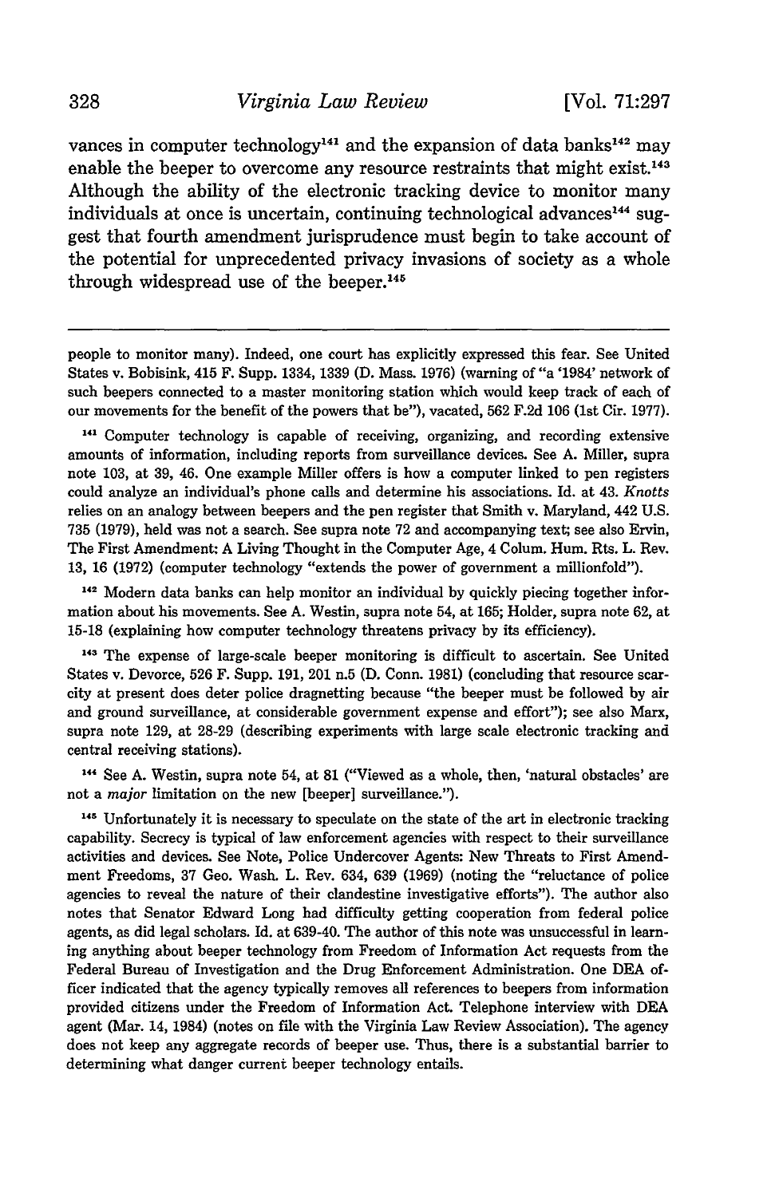vances in computer technology[141] and the expansion of data banks[142] may enable the beeper to overcome any resource restraints that might exist.[143] Although the ability of the electronic tracking device to monitor many individuals at once is uncertain, continuing technological advances[144] suggest that fourth amendment jurisprudence must begin to take account of the potential for unprecedented privacy invasions of society as a whole through widespread use of the beeper.[145]

---

people to monitor many). Indeed, one court has explicitly expressed this fear. See United States v. Bobisink, 415 F. Supp. 1334, 1339 (D. Mass. 1976) (warning of "a '1984' network of such beepers connected to a master monitoring station which would keep track of each of our movements for the benefit of the powers that be"), vacated, 562 F.2d 106 (1st Cir. 1977).

[141] Computer technology is capable of receiving, organizing, and recording extensive amounts of information, including reports from surveillance devices. See A. Miller, supra note 103, at 39, 46. One example Miller offers is how a computer linked to pen registers could analyze an individual's phone calls and determine his associations. Id. at 43. *Knotts* relies on an analogy between beepers and the pen register that Smith v. Maryland, 442 U.S. 735 (1979), held was not a search. See supra note 72 and accompanying text; see also Ervin, The First Amendment: A Living Thought in the Computer Age, 4 Colum. Hum. Rts. L. Rev. 13, 16 (1972) (computer technology "extends the power of government a millionfold").

[142] Modern data banks can help monitor an individual by quickly piecing together information about his movements. See A. Westin, supra note 54, at 165; Holder, supra note 62, at 15-18 (explaining how computer technology threatens privacy by its efficiency).

[143] The expense of large-scale beeper monitoring is difficult to ascertain. See United States v. Devorce, 526 F. Supp. 191, 201 n.5 (D. Conn. 1981) (concluding that resource scarcity at present does deter police dragnetting because "the beeper must be followed by air and ground surveillance, at considerable government expense and effort"); see also Marx, supra note 129, at 28-29 (describing experiments with large scale electronic tracking and central receiving stations).

[144] See A. Westin, supra note 54, at 81 ("Viewed as a whole, then, 'natural obstacles' are not a *major* limitation on the new [beeper] surveillance.").

[145] Unfortunately it is necessary to speculate on the state of the art in electronic tracking capability. Secrecy is typical of law enforcement agencies with respect to their surveillance activities and devices. See Note, Police Undercover Agents: New Threats to First Amendment Freedoms, 37 Geo. Wash. L. Rev. 634, 639 (1969) (noting the "reluctance of police agencies to reveal the nature of their clandestine investigative efforts"). The author also notes that Senator Edward Long had difficulty getting cooperation from federal police agents, as did legal scholars. Id. at 639-40. The author of this note was unsuccessful in learning anything about beeper technology from Freedom of Information Act requests from the Federal Bureau of Investigation and the Drug Enforcement Administration. One DEA officer indicated that the agency typically removes all references to beepers from information provided citizens under the Freedom of Information Act. Telephone interview with DEA agent (Mar. 14, 1984) (notes on file with the Virginia Law Review Association). The agency does not keep any aggregate records of beeper use. Thus, there is a substantial barrier to determining what danger current beeper technology entails.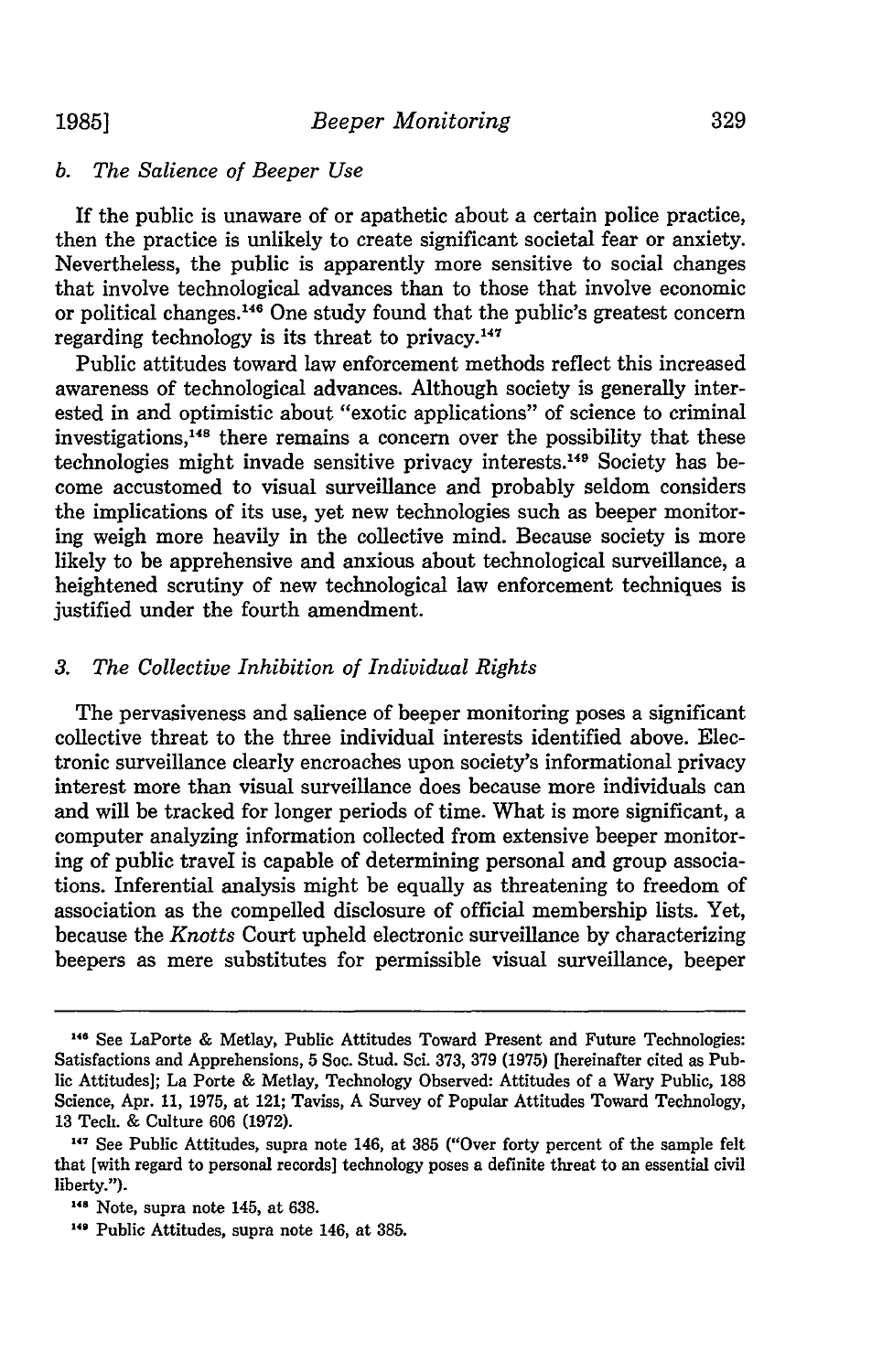### b. *The Salience of Beeper Use*

If the public is unaware of or apathetic about a certain police practice, then the practice is unlikely to create significant societal fear or anxiety. Nevertheless, the public is apparently more sensitive to social changes that involve technological advances than to those that involve economic or political changes.[146] One study found that the public's greatest concern regarding technology is its threat to privacy.[147]

Public attitudes toward law enforcement methods reflect this increased awareness of technological advances. Although society is generally interested in and optimistic about "exotic applications" of science to criminal investigations,[148] there remains a concern over the possibility that these technologies might invade sensitive privacy interests.[149] Society has become accustomed to visual surveillance and probably seldom considers the implications of its use, yet new technologies such as beeper monitoring weigh more heavily in the collective mind. Because society is more likely to be apprehensive and anxious about technological surveillance, a heightened scrutiny of new technological law enforcement techniques is justified under the fourth amendment.

### 3. *The Collective Inhibition of Individual Rights*

The pervasiveness and salience of beeper monitoring poses a significant collective threat to the three individual interests identified above. Electronic surveillance clearly encroaches upon society's informational privacy interest more than visual surveillance does because more individuals can and will be tracked for longer periods of time. What is more significant, a computer analyzing information collected from extensive beeper monitoring of public travel is capable of determining personal and group associations. Inferential analysis might be equally as threatening to freedom of association as the compelled disclosure of official membership lists. Yet, because the *Knotts* Court upheld electronic surveillance by characterizing beepers as mere substitutes for permissible visual surveillance, beeper

---

[146] See LaPorte & Metlay, Public Attitudes Toward Present and Future Technologies: Satisfactions and Apprehensions, 5 Soc. Stud. Sci. 373, 379 (1975) [hereinafter cited as Public Attitudes]; La Porte & Metlay, Technology Observed: Attitudes of a Wary Public, 188 Science, Apr. 11, 1975, at 121; Taviss, A Survey of Popular Attitudes Toward Technology, 13 Tech. & Culture 606 (1972).

[147] See Public Attitudes, supra note 146, at 385 ("Over forty percent of the sample felt that [with regard to personal records] technology poses a definite threat to an essential civil liberty.").

[148] Note, supra note 145, at 638.

[149] Public Attitudes, supra note 146, at 385.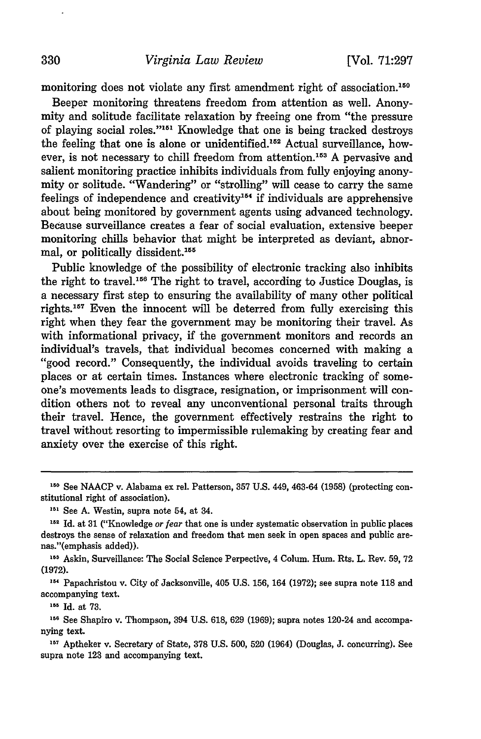monitoring does not violate any first amendment right of association.[150]

Beeper monitoring threatens freedom from attention as well. Anonymity and solitude facilitate relaxation by freeing one from "the pressure of playing social roles."[151] Knowledge that one is being tracked destroys the feeling that one is alone or unidentified.[152] Actual surveillance, however, is not necessary to chill freedom from attention.[153] A pervasive and salient monitoring practice inhibits individuals from fully enjoying anonymity or solitude. "Wandering" or "strolling" will cease to carry the same feelings of independence and creativity[154] if individuals are apprehensive about being monitored by government agents using advanced technology. Because surveillance creates a fear of social evaluation, extensive beeper monitoring chills behavior that might be interpreted as deviant, abnormal, or politically dissident.[155]

Public knowledge of the possibility of electronic tracking also inhibits the right to travel.[156] The right to travel, according to Justice Douglas, is a necessary first step to ensuring the availability of many other political rights.[157] Even the innocent will be deterred from fully exercising this right when they fear the government may be monitoring their travel. As with informational privacy, if the government monitors and records an individual's travels, that individual becomes concerned with making a "good record." Consequently, the individual avoids traveling to certain places or at certain times. Instances where electronic tracking of someone's movements leads to disgrace, resignation, or imprisonment will condition others not to reveal any unconventional personal traits through their travel. Hence, the government effectively restrains the right to travel without resorting to impermissible rulemaking by creating fear and anxiety over the exercise of this right.

---

[150] See NAACP v. Alabama ex rel. Patterson, 357 U.S. 449, 463-64 (1958) (protecting constitutional right of association).

[151] See A. Westin, supra note 54, at 34.

[152] Id. at 31 ("Knowledge *or fear* that one is under systematic observation in public places destroys the sense of relaxation and freedom that men seek in open spaces and public arenas."(emphasis added)).

[153] Askin, Surveillance: The Social Science Perpective, 4 Colum. Hum. Rts. L. Rev. 59, 72 (1972).

[154] Papachristou v. City of Jacksonville, 405 U.S. 156, 164 (1972); see supra note 118 and accompanying text.

[155] Id. at 73.

[156] See Shapiro v. Thompson, 394 U.S. 618, 629 (1969); supra notes 120-24 and accompanying text.

[157] Aptheker v. Secretary of State, 378 U.S. 500, 520 (1964) (Douglas, J. concurring). See supra note 123 and accompanying text.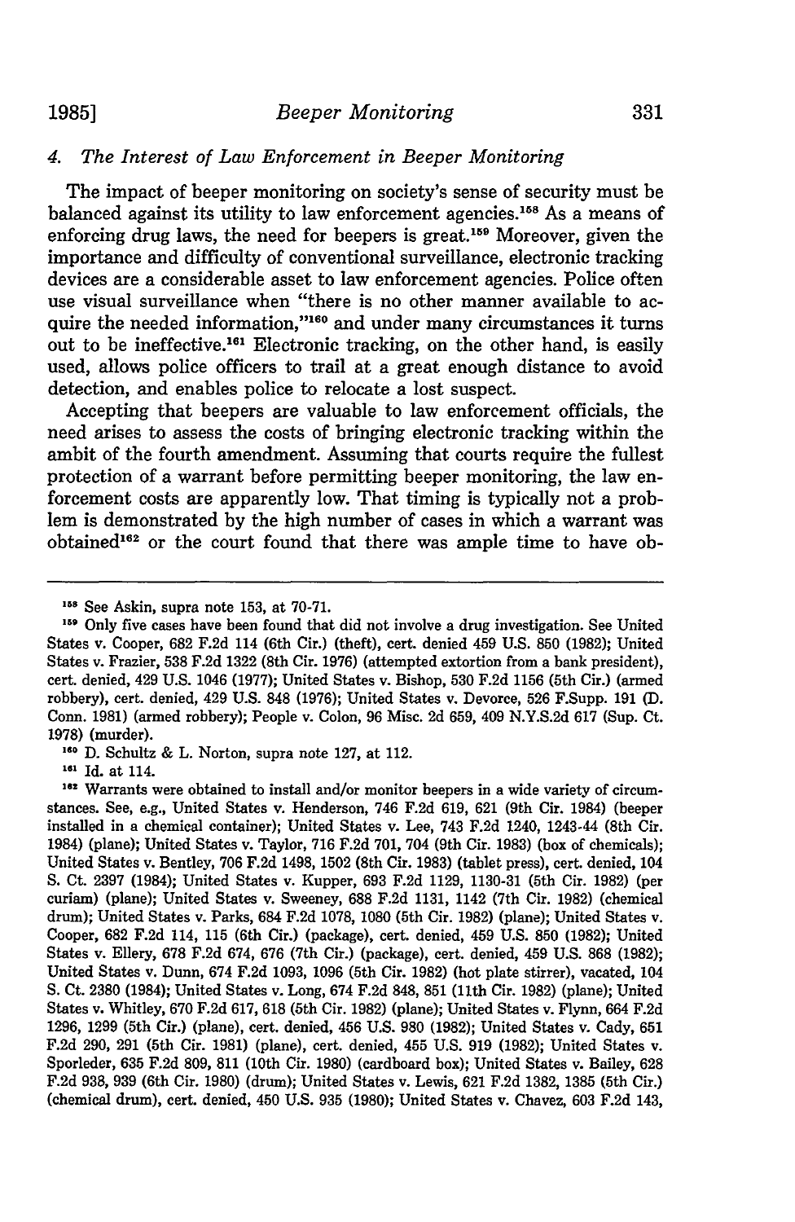### 4. *The Interest of Law Enforcement in Beeper Monitoring*

The impact of beeper monitoring on society's sense of security must be balanced against its utility to law enforcement agencies.[158] As a means of enforcing drug laws, the need for beepers is great.[159] Moreover, given the importance and difficulty of conventional surveillance, electronic tracking devices are a considerable asset to law enforcement agencies. Police often use visual surveillance when "there is no other manner available to acquire the needed information,"[160] and under many circumstances it turns out to be ineffective.[161] Electronic tracking, on the other hand, is easily used, allows police officers to trail at a great enough distance to avoid detection, and enables police to relocate a lost suspect.

Accepting that beepers are valuable to law enforcement officials, the need arises to assess the costs of bringing electronic tracking within the ambit of the fourth amendment. Assuming that courts require the fullest protection of a warrant before permitting beeper monitoring, the law enforcement costs are apparently low. That timing is typically not a problem is demonstrated by the high number of cases in which a warrant was obtained[162] or the court found that there was ample time to have ob-

---

[158] See Askin, supra note 153, at 70-71.

[159] Only five cases have been found that did not involve a drug investigation. See United States v. Cooper, 682 F.2d 114 (6th Cir.) (theft), cert. denied 459 U.S. 850 (1982); United States v. Frazier, 538 F.2d 1322 (8th Cir. 1976) (attempted extortion from a bank president), cert. denied, 429 U.S. 1046 (1977); United States v. Bishop, 530 F.2d 1156 (5th Cir.) (armed robbery), cert. denied, 429 U.S. 848 (1976); United States v. Devorce, 526 F.Supp. 191 (D. Conn. 1981) (armed robbery); People v. Colon, 96 Misc. 2d 659, 409 N.Y.S.2d 617 (Sup. Ct. 1978) (murder).

[160] D. Schultz & L. Norton, supra note 127, at 112.

[161] Id. at 114.

[162] Warrants were obtained to install and/or monitor beepers in a wide variety of circumstances. See, e.g., United States v. Henderson, 746 F.2d 619, 621 (9th Cir. 1984) (beeper installed in a chemical container); United States v. Lee, 743 F.2d 1240, 1243-44 (8th Cir. 1984) (plane); United States v. Taylor, 716 F.2d 701, 704 (9th Cir. 1983) (box of chemicals); United States v. Bentley, 706 F.2d 1498, 1502 (8th Cir. 1983) (tablet press), cert. denied, 104 S. Ct. 2397 (1984); United States v. Kupper, 693 F.2d 1129, 1130-31 (5th Cir. 1982) (per curiam) (plane); United States v. Sweeney, 688 F.2d 1131, 1142 (7th Cir. 1982) (chemical drum); United States v. Parks, 684 F.2d 1078, 1080 (5th Cir. 1982) (plane); United States v. Cooper, 682 F.2d 114, 115 (6th Cir.) (package), cert. denied, 459 U.S. 850 (1982); United States v. Ellery, 678 F.2d 674, 676 (7th Cir.) (package), cert. denied, 459 U.S. 868 (1982); United States v. Dunn, 674 F.2d 1093, 1096 (5th Cir. 1982) (hot plate stirrer), vacated, 104 S. Ct. 2380 (1984); United States v. Long, 674 F.2d 848, 851 (11th Cir. 1982) (plane); United States v. Whitley, 670 F.2d 617, 618 (5th Cir. 1982) (plane); United States v. Flynn, 664 F.2d 1296, 1299 (5th Cir.) (plane), cert. denied, 456 U.S. 980 (1982); United States v. Cady, 651 F.2d 290, 291 (5th Cir. 1981) (plane), cert. denied, 455 U.S. 919 (1982); United States v. Sporleder, 635 F.2d 809, 811 (10th Cir. 1980) (cardboard box); United States v. Bailey, 628 F.2d 938, 939 (6th Cir. 1980) (drum); United States v. Lewis, 621 F.2d 1382, 1385 (5th Cir.) (chemical drum), cert. denied, 450 U.S. 935 (1980); United States v. Chavez, 603 F.2d 143,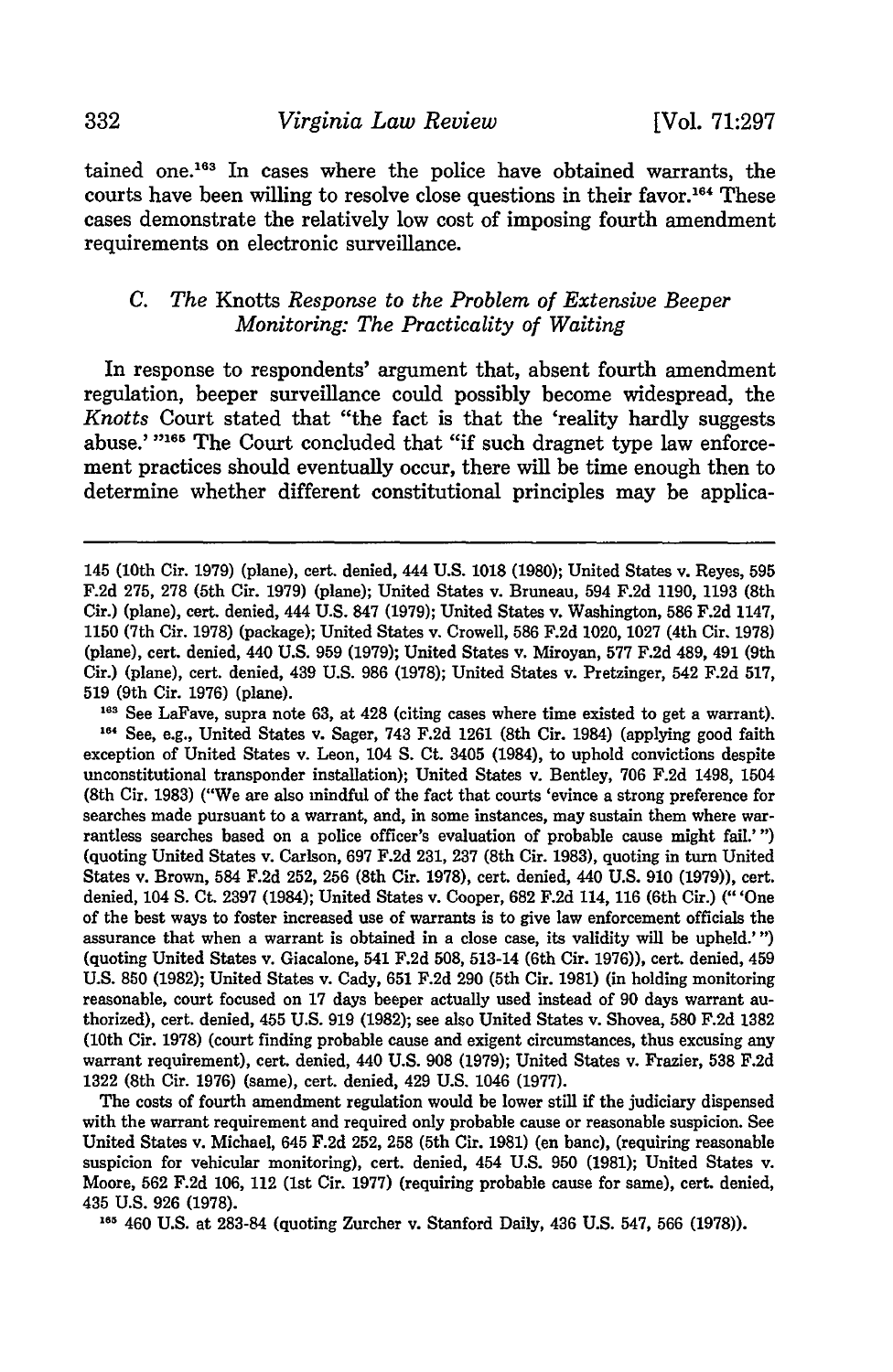tained one.[163] In cases where the police have obtained warrants, the courts have been willing to resolve close questions in their favor.[164] These cases demonstrate the relatively low cost of imposing fourth amendment requirements on electronic surveillance.

### C. The *Knotts* Response to the Problem of Extensive Beeper Monitoring: The Practicality of Waiting

In response to respondents' argument that, absent fourth amendment regulation, beeper surveillance could possibly become widespread, the *Knotts* Court stated that "the fact is that the 'reality hardly suggests abuse.'"[165] The Court concluded that "if such dragnet type law enforcement practices should eventually occur, there will be time enough then to determine whether different constitutional principles may be applica-

---

145 (10th Cir. 1979) (plane), cert. denied, 444 U.S. 1018 (1980); United States v. Reyes, 595 F.2d 275, 278 (5th Cir. 1979) (plane); United States v. Bruneau, 594 F.2d 1190, 1193 (8th Cir.) (plane), cert. denied, 444 U.S. 847 (1979); United States v. Washington, 586 F.2d 1147, 1150 (7th Cir. 1978) (package); United States v. Crowell, 586 F.2d 1020, 1027 (4th Cir. 1978) (plane), cert. denied, 440 U.S. 959 (1979); United States v. Miroyan, 577 F.2d 489, 491 (9th Cir.) (plane), cert. denied, 439 U.S. 986 (1978); United States v. Pretzinger, 542 F.2d 517, 519 (9th Cir. 1976) (plane).

[163] See LaFave, supra note 63, at 428 (citing cases where time existed to get a warrant).

[164] See, e.g., United States v. Sager, 743 F.2d 1261 (8th Cir. 1984) (applying good faith exception of United States v. Leon, 104 S. Ct. 3405 (1984), to uphold convictions despite unconstitutional transponder installation); United States v. Bentley, 706 F.2d 1498, 1504 (8th Cir. 1983) ("We are also mindful of the fact that courts 'evince a strong preference for searches made pursuant to a warrant, and, in some instances, may sustain them where warrantless searches based on a police officer's evaluation of probable cause might fail.'") (quoting United States v. Carlson, 697 F.2d 231, 237 (8th Cir. 1983), quoting in turn United States v. Brown, 584 F.2d 252, 256 (8th Cir. 1978), cert. denied, 440 U.S. 910 (1979)), cert. denied, 104 S. Ct. 2397 (1984); United States v. Cooper, 682 F.2d 114, 116 (6th Cir.) ("'One of the best ways to foster increased use of warrants is to give law enforcement officials the assurance that when a warrant is obtained in a close case, its validity will be upheld.'") (quoting United States v. Giacalone, 541 F.2d 508, 513-14 (6th Cir. 1976)), cert. denied, 459 U.S. 850 (1982); United States v. Cady, 651 F.2d 290 (5th Cir. 1981) (in holding monitoring reasonable, court focused on 17 days beeper actually used instead of 90 days warrant authorized), cert. denied, 455 U.S. 919 (1982); see also United States v. Shovea, 580 F.2d 1382 (10th Cir. 1978) (court finding probable cause and exigent circumstances, thus excusing any warrant requirement), cert. denied, 440 U.S. 908 (1979); United States v. Frazier, 538 F.2d 1322 (8th Cir. 1976) (same), cert. denied, 429 U.S. 1046 (1977).

The costs of fourth amendment regulation would be lower still if the judiciary dispensed with the warrant requirement and required only probable cause or reasonable suspicion. See United States v. Michael, 645 F.2d 252, 258 (5th Cir. 1981) (en banc), (requiring reasonable suspicion for vehicular monitoring), cert. denied, 454 U.S. 950 (1981); United States v. Moore, 562 F.2d 106, 112 (1st Cir. 1977) (requiring probable cause for same), cert. denied, 435 U.S. 926 (1978).

[165] 460 U.S. at 283-84 (quoting Zurcher v. Stanford Daily, 436 U.S. 547, 566 (1978)).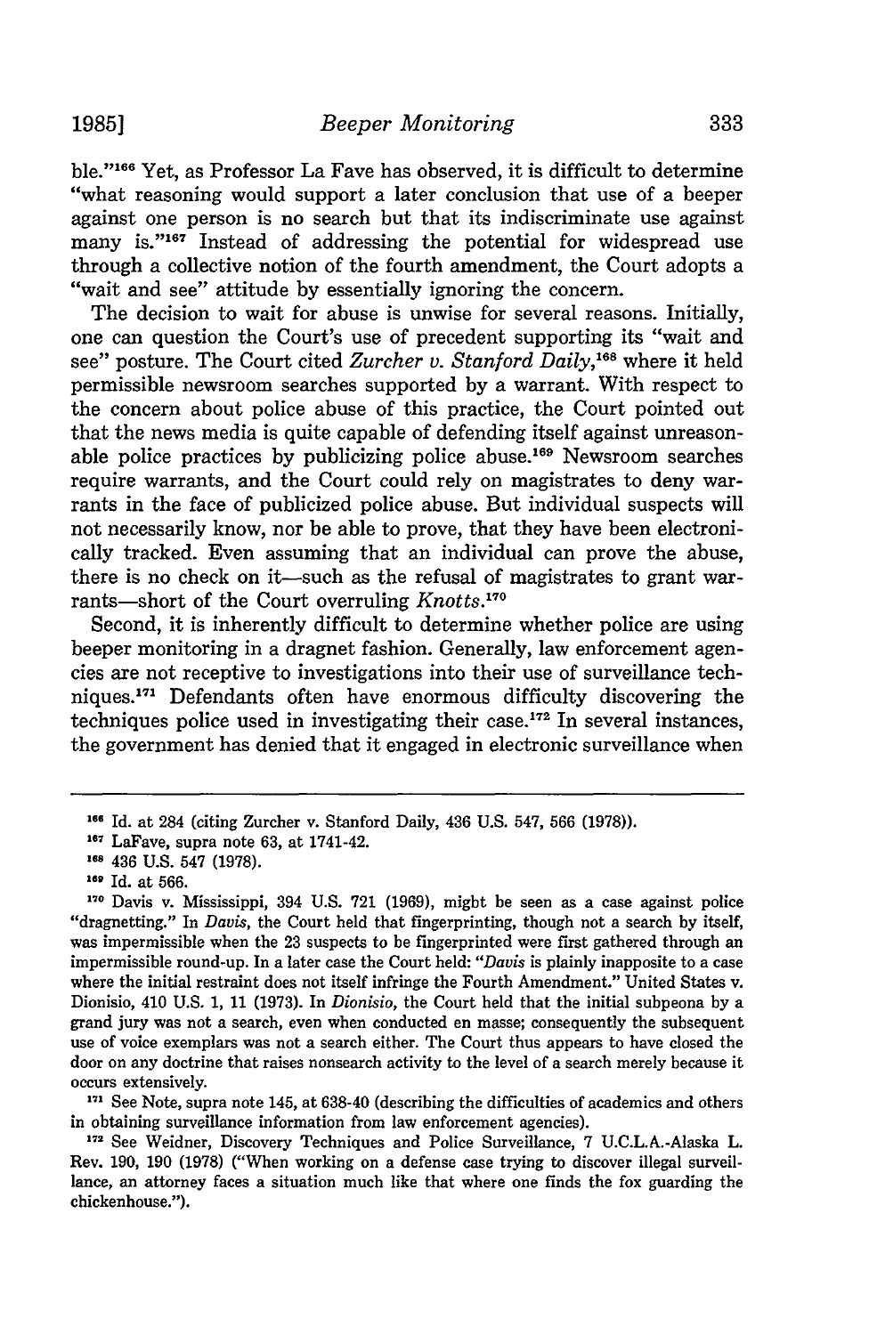ble."[166] Yet, as Professor La Fave has observed, it is difficult to determine "what reasoning would support a later conclusion that use of a beeper against one person is no search but that its indiscriminate use against many is."[167] Instead of addressing the potential for widespread use through a collective notion of the fourth amendment, the Court adopts a "wait and see" attitude by essentially ignoring the concern.

The decision to wait for abuse is unwise for several reasons. Initially, one can question the Court's use of precedent supporting its "wait and see" posture. The Court cited *Zurcher v. Stanford Daily*,[168] where it held permissible newsroom searches supported by a warrant. With respect to the concern about police abuse of this practice, the Court pointed out that the news media is quite capable of defending itself against unreasonable police practices by publicizing police abuse.[169] Newsroom searches require warrants, and the Court could rely on magistrates to deny warrants in the face of publicized police abuse. But individual suspects will not necessarily know, nor be able to prove, that they have been electronically tracked. Even assuming that an individual can prove the abuse, there is no check on it—such as the refusal of magistrates to grant warrants—short of the Court overruling *Knotts*.[170]

Second, it is inherently difficult to determine whether police are using beeper monitoring in a dragnet fashion. Generally, law enforcement agencies are not receptive to investigations into their use of surveillance techniques.[171] Defendants often have enormous difficulty discovering the techniques police used in investigating their case.[172] In several instances, the government has denied that it engaged in electronic surveillance when

---

[166] Id. at 284 (citing Zurcher v. Stanford Daily, 436 U.S. 547, 566 (1978)).

[167] LaFave, supra note 63, at 1741-42.

[168] 436 U.S. 547 (1978).

[169] Id. at 566.

[170] Davis v. Mississippi, 394 U.S. 721 (1969), might be seen as a case against police "dragnetting." In *Davis*, the Court held that fingerprinting, though not a search by itself, was impermissible when the 23 suspects to be fingerprinted were first gathered through an impermissible round-up. In a later case the Court held: "*Davis* is plainly inapposite to a case where the initial restraint does not itself infringe the Fourth Amendment." United States v. Dionisio, 410 U.S. 1, 11 (1973). In *Dionisio*, the Court held that the initial subpeona by a grand jury was not a search, even when conducted en masse; consequently the subsequent use of voice exemplars was not a search either. The Court thus appears to have closed the door on any doctrine that raises nonsearch activity to the level of a search merely because it occurs extensively.

[171] See Note, supra note 145, at 638-40 (describing the difficulties of academics and others in obtaining surveillance information from law enforcement agencies).

[172] See Weidner, Discovery Techniques and Police Surveillance, 7 U.C.L.A.-Alaska L. Rev. 190, 190 (1978) ("When working on a defense case trying to discover illegal surveillance, an attorney faces a situation much like that where one finds the fox guarding the chickenhouse.").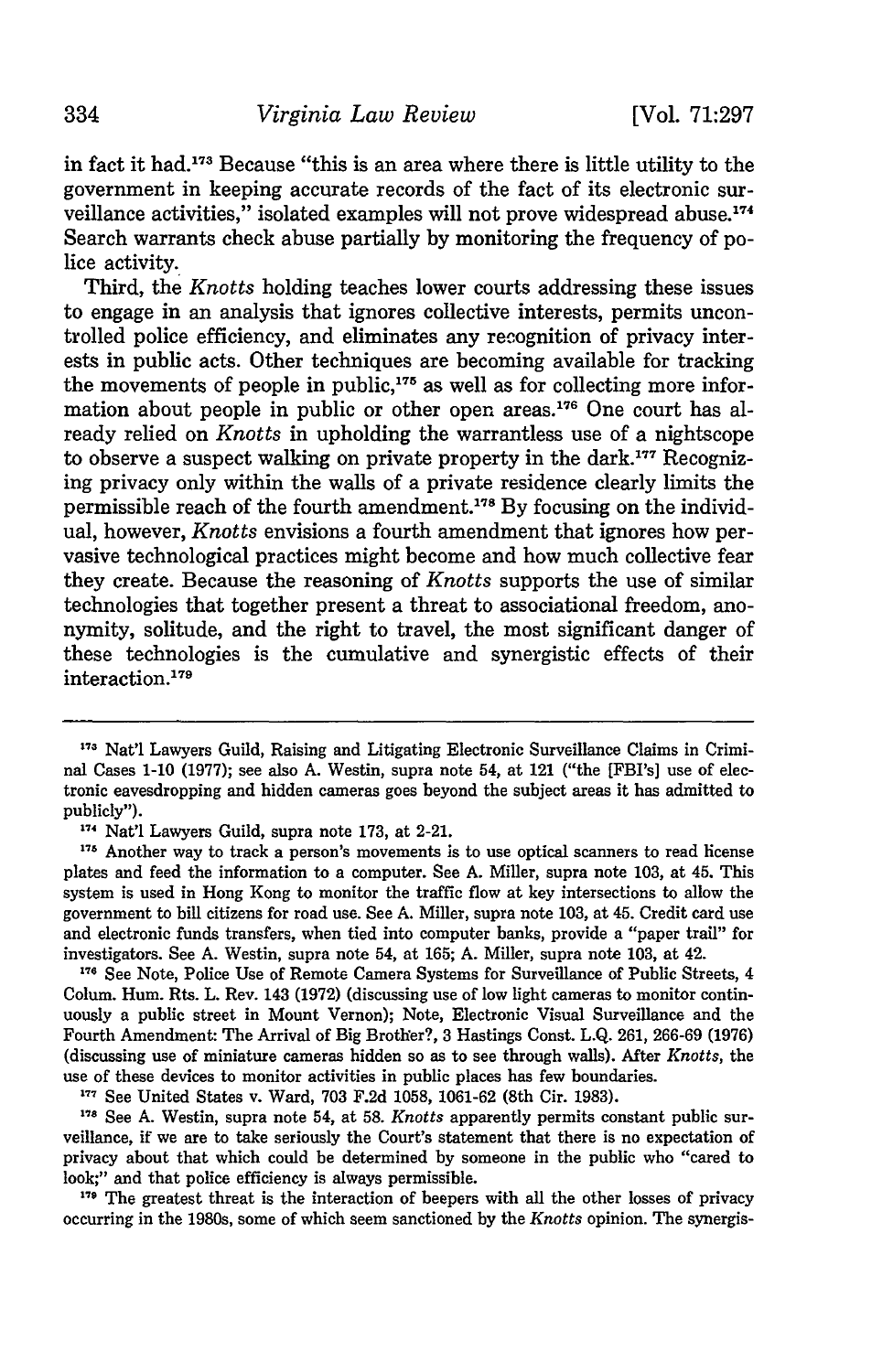in fact it had.[173] Because "this is an area where there is little utility to the government in keeping accurate records of the fact of its electronic surveillance activities," isolated examples will not prove widespread abuse.[174] Search warrants check abuse partially by monitoring the frequency of police activity.

Third, the *Knotts* holding teaches lower courts addressing these issues to engage in an analysis that ignores collective interests, permits uncontrolled police efficiency, and eliminates any recognition of privacy interests in public acts. Other techniques are becoming available for tracking the movements of people in public,[175] as well as for collecting more information about people in public or other open areas.[176] One court has already relied on *Knotts* in upholding the warrantless use of a nightscope to observe a suspect walking on private property in the dark.[177] Recognizing privacy only within the walls of a private residence clearly limits the permissible reach of the fourth amendment.[178] By focusing on the individual, however, *Knotts* envisions a fourth amendment that ignores how pervasive technological practices might become and how much collective fear they create. Because the reasoning of *Knotts* supports the use of similar technologies that together present a threat to associational freedom, anonymity, solitude, and the right to travel, the most significant danger of these technologies is the cumulative and synergistic effects of their interaction.[179]

---

[173] Nat'l Lawyers Guild, Raising and Litigating Electronic Surveillance Claims in Criminal Cases 1-10 (1977); see also A. Westin, supra note 54, at 121 ("the [FBI's] use of electronic eavesdropping and hidden cameras goes beyond the subject areas it has admitted to publicly").

[174] Nat'l Lawyers Guild, supra note 173, at 2-21.

[175] Another way to track a person's movements is to use optical scanners to read license plates and feed the information to a computer. See A. Miller, supra note 103, at 45. This system is used in Hong Kong to monitor the traffic flow at key intersections to allow the government to bill citizens for road use. See A. Miller, supra note 103, at 45. Credit card use and electronic funds transfers, when tied into computer banks, provide a "paper trail" for investigators. See A. Westin, supra note 54, at 165; A. Miller, supra note 103, at 42.

[176] See Note, Police Use of Remote Camera Systems for Surveillance of Public Streets, 4 Colum. Hum. Rts. L. Rev. 143 (1972) (discussing use of low light cameras to monitor continuously a public street in Mount Vernon); Note, Electronic Visual Surveillance and the Fourth Amendment: The Arrival of Big Brother?, 3 Hastings Const. L.Q. 261, 266-69 (1976) (discussing use of miniature cameras hidden so as to see through walls). After *Knotts*, the use of these devices to monitor activities in public places has few boundaries.

[177] See United States v. Ward, 703 F.2d 1058, 1061-62 (8th Cir. 1983).

[178] See A. Westin, supra note 54, at 58. *Knotts* apparently permits constant public surveillance, if we are to take seriously the Court's statement that there is no expectation of privacy about that which could be determined by someone in the public who "cared to look;" and that police efficiency is always permissible.

[179] The greatest threat is the interaction of beepers with all the other losses of privacy occurring in the 1980s, some of which seem sanctioned by the *Knotts* opinion. The synergis-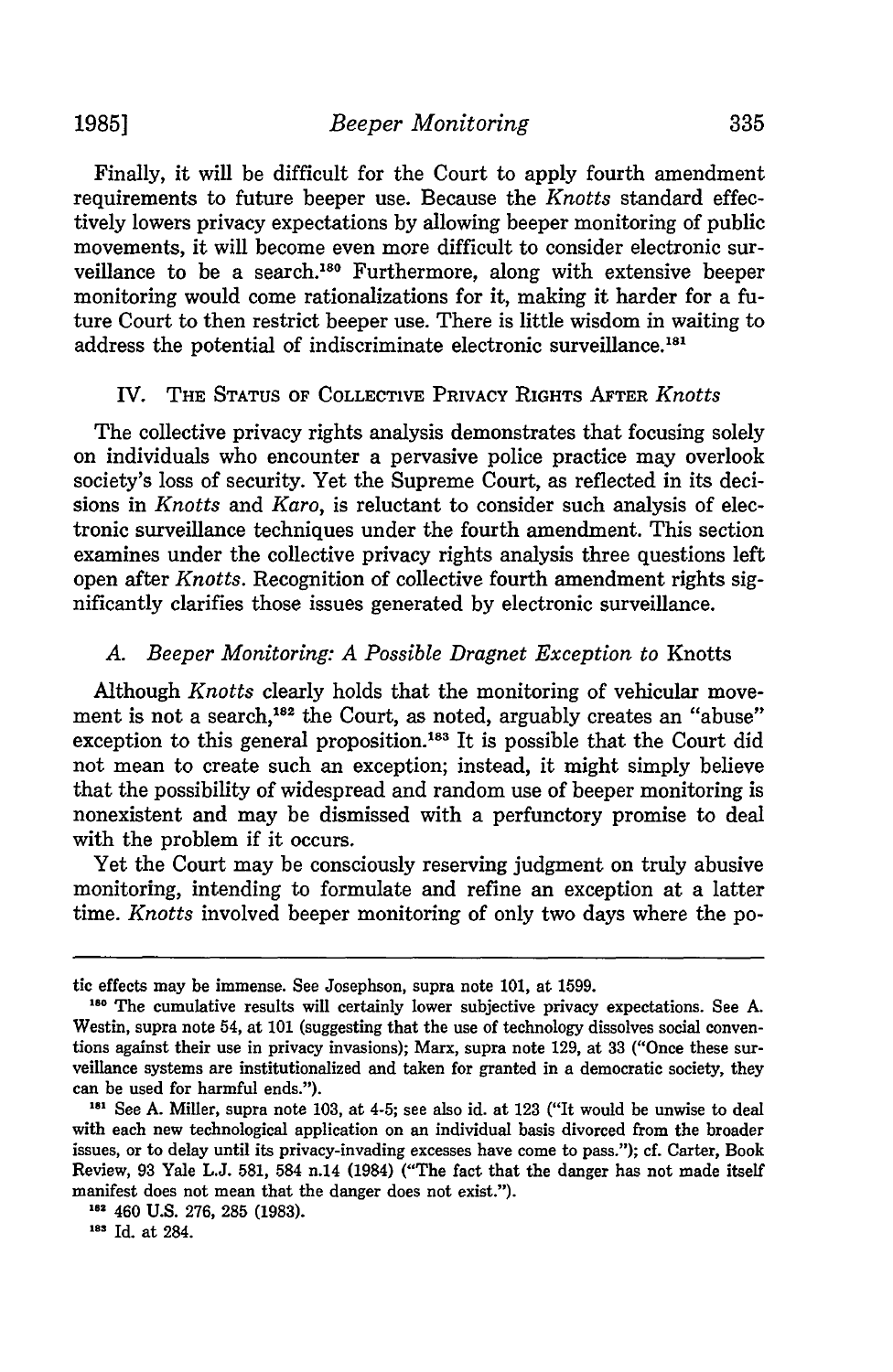Finally, it will be difficult for the Court to apply fourth amendment requirements to future beeper use. Because the *Knotts* standard effectively lowers privacy expectations by allowing beeper monitoring of public movements, it will become even more difficult to consider electronic surveillance to be a search.[180] Furthermore, along with extensive beeper monitoring would come rationalizations for it, making it harder for a future Court to then restrict beeper use. There is little wisdom in waiting to address the potential of indiscriminate electronic surveillance.[181]

## IV. The Status of Collective Privacy Rights After *Knotts*

The collective privacy rights analysis demonstrates that focusing solely on individuals who encounter a pervasive police practice may overlook society's loss of security. Yet the Supreme Court, as reflected in its decisions in *Knotts* and *Karo*, is reluctant to consider such analysis of electronic surveillance techniques under the fourth amendment. This section examines under the collective privacy rights analysis three questions left open after *Knotts*. Recognition of collective fourth amendment rights significantly clarifies those issues generated by electronic surveillance.

### A. *Beeper Monitoring: A Possible Dragnet Exception to* Knotts

Although *Knotts* clearly holds that the monitoring of vehicular movement is not a search,[182] the Court, as noted, arguably creates an "abuse" exception to this general proposition.[183] It is possible that the Court did not mean to create such an exception; instead, it might simply believe that the possibility of widespread and random use of beeper monitoring is nonexistent and may be dismissed with a perfunctory promise to deal with the problem if it occurs.

Yet the Court may be consciously reserving judgment on truly abusive monitoring, intending to formulate and refine an exception at a latter time. *Knotts* involved beeper monitoring of only two days where the po-

---

tic effects may be immense. See Josephson, supra note 101, at 1599.

[180] The cumulative results will certainly lower subjective privacy expectations. See A. Westin, supra note 54, at 101 (suggesting that the use of technology dissolves social conventions against their use in privacy invasions); Marx, supra note 129, at 33 ("Once these surveillance systems are institutionalized and taken for granted in a democratic society, they can be used for harmful ends.").

[181] See A. Miller, supra note 103, at 4-5; see also id. at 123 ("It would be unwise to deal with each new technological application on an individual basis divorced from the broader issues, or to delay until its privacy-invading excesses have come to pass."); cf. Carter, Book Review, 93 Yale L.J. 581, 584 n.14 (1984) ("The fact that the danger has not made itself manifest does not mean that the danger does not exist.").

[182] 460 U.S. 276, 285 (1983).

[183] Id. at 284.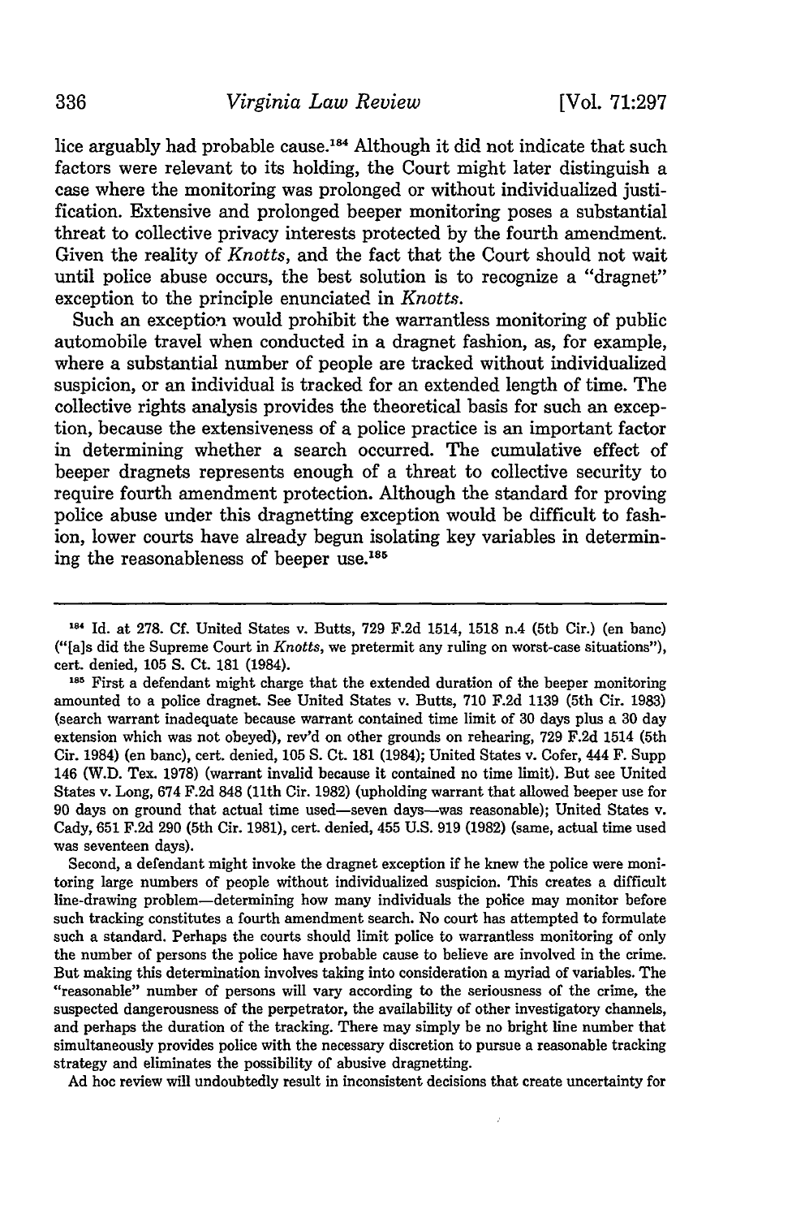lice arguably had probable cause.[184] Although it did not indicate that such factors were relevant to its holding, the Court might later distinguish a case where the monitoring was prolonged or without individualized justification. Extensive and prolonged beeper monitoring poses a substantial threat to collective privacy interests protected by the fourth amendment. Given the reality of *Knotts*, and the fact that the Court should not wait until police abuse occurs, the best solution is to recognize a "dragnet" exception to the principle enunciated in *Knotts*.

Such an exception would prohibit the warrantless monitoring of public automobile travel when conducted in a dragnet fashion, as, for example, where a substantial number of people are tracked without individualized suspicion, or an individual is tracked for an extended length of time. The collective rights analysis provides the theoretical basis for such an exception, because the extensiveness of a police practice is an important factor in determining whether a search occurred. The cumulative effect of beeper dragnets represents enough of a threat to collective security to require fourth amendment protection. Although the standard for proving police abuse under this dragnetting exception would be difficult to fashion, lower courts have already begun isolating key variables in determining the reasonableness of beeper use.[185]

---

[184] Id. at 278. Cf. United States v. Butts, 729 F.2d 1514, 1518 n.4 (5th Cir.) (en banc) ("[a]s did the Supreme Court in *Knotts*, we pretermit any ruling on worst-case situations"), cert. denied, 105 S. Ct. 181 (1984).

[185] First a defendant might charge that the extended duration of the beeper monitoring amounted to a police dragnet. See United States v. Butts, 710 F.2d 1139 (5th Cir. 1983) (search warrant inadequate because warrant contained time limit of 30 days plus a 30 day extension which was not obeyed), rev'd on other grounds on rehearing, 729 F.2d 1514 (5th Cir. 1984) (en banc), cert. denied, 105 S. Ct. 181 (1984); United States v. Cofer, 444 F. Supp 146 (W.D. Tex. 1978) (warrant invalid because it contained no time limit). But see United States v. Long, 674 F.2d 848 (11th Cir. 1982) (upholding warrant that allowed beeper use for 90 days on ground that actual time used—seven days—was reasonable); United States v. Cady, 651 F.2d 290 (5th Cir. 1981), cert. denied, 455 U.S. 919 (1982) (same, actual time used was seventeen days).

Second, a defendant might invoke the dragnet exception if he knew the police were monitoring large numbers of people without individualized suspicion. This creates a difficult line-drawing problem—determining how many individuals the police may monitor before such tracking constitutes a fourth amendment search. No court has attempted to formulate such a standard. Perhaps the courts should limit police to warrantless monitoring of only the number of persons the police have probable cause to believe are involved in the crime. But making this determination involves taking into consideration a myriad of variables. The "reasonable" number of persons will vary according to the seriousness of the crime, the suspected dangerousness of the perpetrator, the availability of other investigatory channels, and perhaps the duration of the tracking. There may simply be no bright line number that simultaneously provides police with the necessary discretion to pursue a reasonable tracking strategy and eliminates the possibility of abusive dragnetting.

Ad hoc review will undoubtedly result in inconsistent decisions that create uncertainty for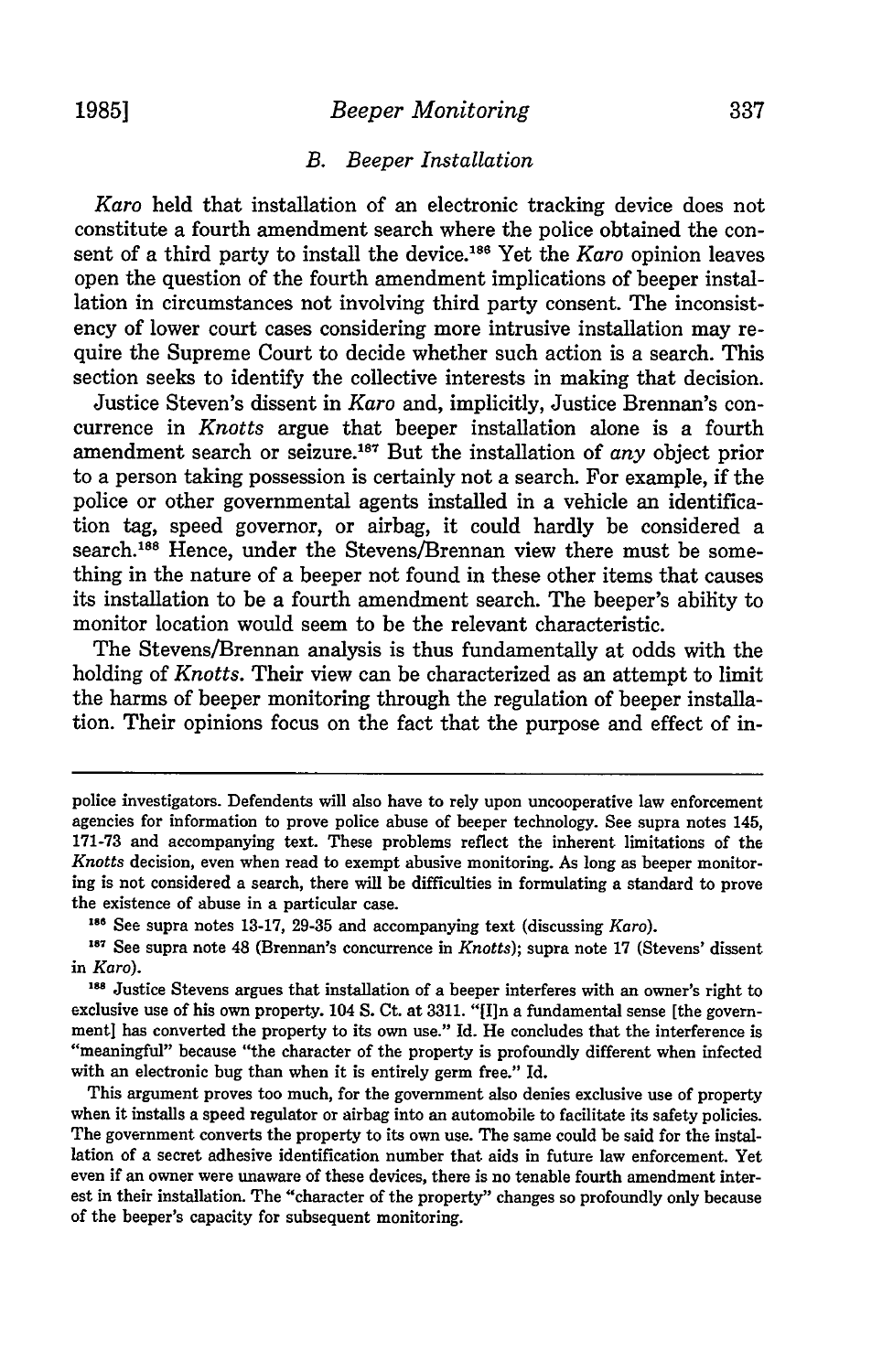### B. Beeper Installation

*Karo* held that installation of an electronic tracking device does not constitute a fourth amendment search where the police obtained the consent of a third party to install the device.[186] Yet the *Karo* opinion leaves open the question of the fourth amendment implications of beeper installation in circumstances not involving third party consent. The inconsistency of lower court cases considering more intrusive installation may require the Supreme Court to decide whether such action is a search. This section seeks to identify the collective interests in making that decision.

Justice Steven's dissent in *Karo* and, implicitly, Justice Brennan's concurrence in *Knotts* argue that beeper installation alone is a fourth amendment search or seizure.[187] But the installation of *any* object prior to a person taking possession is certainly not a search. For example, if the police or other governmental agents installed in a vehicle an identification tag, speed governor, or airbag, it could hardly be considered a search.[188] Hence, under the Stevens/Brennan view there must be something in the nature of a beeper not found in these other items that causes its installation to be a fourth amendment search. The beeper's ability to monitor location would seem to be the relevant characteristic.

The Stevens/Brennan analysis is thus fundamentally at odds with the holding of *Knotts*. Their view can be characterized as an attempt to limit the harms of beeper monitoring through the regulation of beeper installation. Their opinions focus on the fact that the purpose and effect of in-

---

police investigators. Defendents will also have to rely upon uncooperative law enforcement agencies for information to prove police abuse of beeper technology. See supra notes 145, 171-73 and accompanying text. These problems reflect the inherent limitations of the *Knotts* decision, even when read to exempt abusive monitoring. As long as beeper monitoring is not considered a search, there will be difficulties in formulating a standard to prove the existence of abuse in a particular case.

[186] See supra notes 13-17, 29-35 and accompanying text (discussing *Karo*).

[187] See supra note 48 (Brennan's concurrence in *Knotts*); supra note 17 (Stevens' dissent in *Karo*).

[188] Justice Stevens argues that installation of a beeper interferes with an owner's right to exclusive use of his own property. 104 S. Ct. at 3311. "[I]n a fundamental sense [the government] has converted the property to its own use." Id. He concludes that the interference is "meaningful" because "the character of the property is profoundly different when infected with an electronic bug than when it is entirely germ free." Id.

This argument proves too much, for the government also denies exclusive use of property when it installs a speed regulator or airbag into an automobile to facilitate its safety policies. The government converts the property to its own use. The same could be said for the installation of a secret adhesive identification number that aids in future law enforcement. Yet even if an owner were unaware of these devices, there is no tenable fourth amendment interest in their installation. The "character of the property" changes so profoundly only because of the beeper's capacity for subsequent monitoring.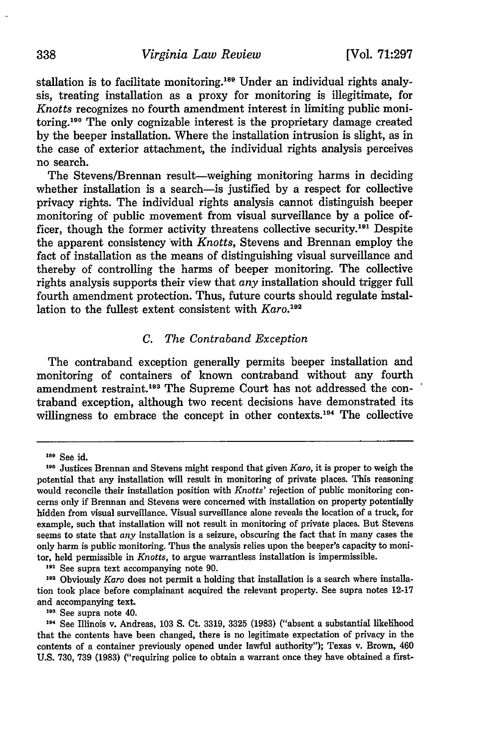stallation is to facilitate monitoring.[189] Under an individual rights analysis, treating installation as a proxy for monitoring is illegitimate, for *Knotts* recognizes no fourth amendment interest in limiting public monitoring.[190] The only cognizable interest is the proprietary damage created by the beeper installation. Where the installation intrusion is slight, as in the case of exterior attachment, the individual rights analysis perceives no search.

The Stevens/Brennan result—weighing monitoring harms in deciding whether installation is a search—is justified by a respect for collective privacy rights. The individual rights analysis cannot distinguish beeper monitoring of public movement from visual surveillance by a police officer, though the former activity threatens collective security.[191] Despite the apparent consistency with *Knotts*, Stevens and Brennan employ the fact of installation as the means of distinguishing visual surveillance and thereby of controlling the harms of beeper monitoring. The collective rights analysis supports their view that *any* installation should trigger full fourth amendment protection. Thus, future courts should regulate installation to the fullest extent consistent with *Karo*.[192]

### C. *The Contraband Exception*

The contraband exception generally permits beeper installation and monitoring of containers of known contraband without any fourth amendment restraint.[193] The Supreme Court has not addressed the contraband exception, although two recent decisions have demonstrated its willingness to embrace the concept in other contexts.[194] The collective

---

[189] See id.

[190] Justices Brennan and Stevens might respond that given *Karo*, it is proper to weigh the potential that any installation will result in monitoring of private places. This reasoning would reconcile their installation position with *Knotts'* rejection of public monitoring concerns only if Brennan and Stevens were concerned with installation on property potentially hidden from visual surveillance. Visual surveillance alone reveals the location of a truck, for example, such that installation will not result in monitoring of private places. But Stevens seems to state that *any* installation is a seizure, obscuring the fact that in many cases the only harm is public monitoring. Thus the analysis relies upon the beeper's capacity to monitor, held permissible in *Knotts*, to argue warrantless installation is impermissible.

[191] See supra text accompanying note 90.

[192] Obviously *Karo* does not permit a holding that installation is a search where installation took place before complainant acquired the relevant property. See supra notes 12-17 and accompanying text.

[193] See supra note 40.

[194] See Illinois v. Andreas, 103 S. Ct. 3319, 3325 (1983) ("absent a substantial likelihood that the contents have been changed, there is no legitimate expectation of privacy in the contents of a container previously opened under lawful authority"); Texas v. Brown, 460 U.S. 730, 739 (1983) ("requiring police to obtain a warrant once they have obtained a first-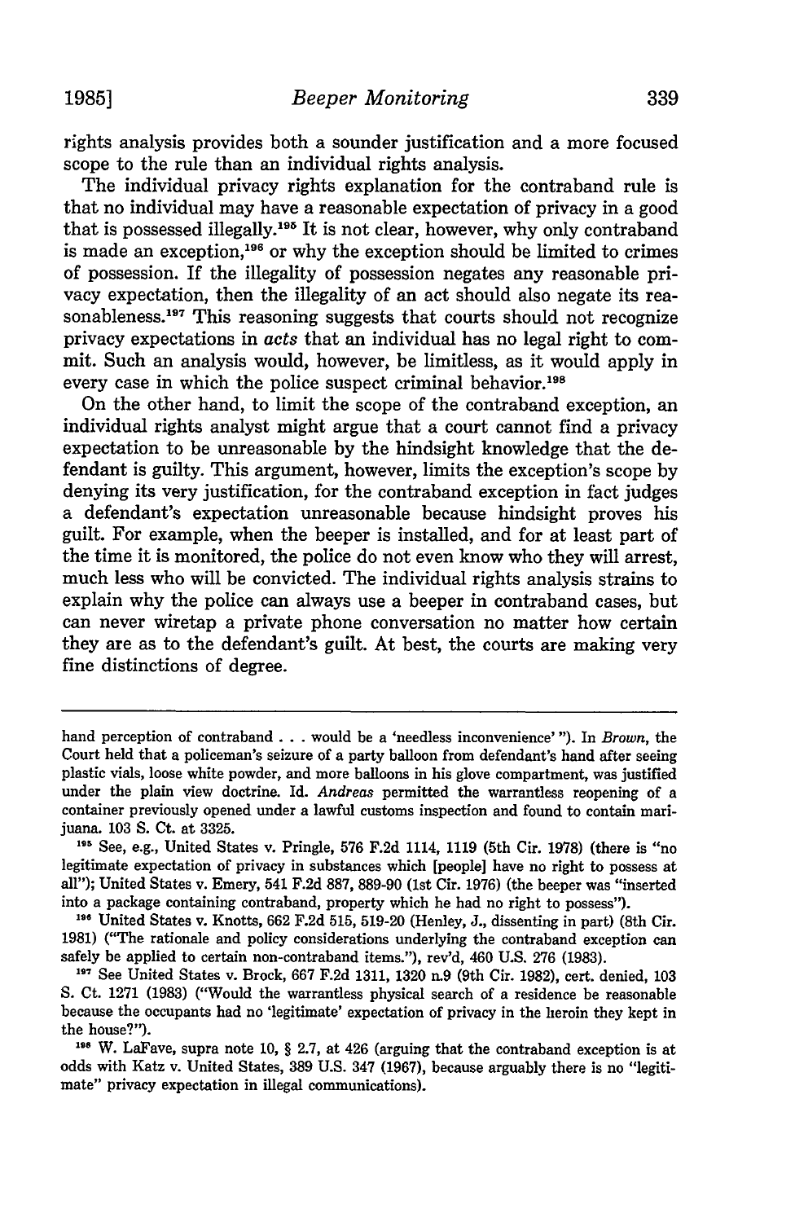rights analysis provides both a sounder justification and a more focused scope to the rule than an individual rights analysis.

The individual privacy rights explanation for the contraband rule is that no individual may have a reasonable expectation of privacy in a good that is possessed illegally.[195] It is not clear, however, why only contraband is made an exception,[196] or why the exception should be limited to crimes of possession. If the illegality of possession negates any reasonable privacy expectation, then the illegality of an act should also negate its reasonableness.[197] This reasoning suggests that courts should not recognize privacy expectations in *acts* that an individual has no legal right to commit. Such an analysis would, however, be limitless, as it would apply in every case in which the police suspect criminal behavior.[198]

On the other hand, to limit the scope of the contraband exception, an individual rights analyst might argue that a court cannot find a privacy expectation to be unreasonable by the hindsight knowledge that the defendant is guilty. This argument, however, limits the exception's scope by denying its very justification, for the contraband exception in fact judges a defendant's expectation unreasonable because hindsight proves his guilt. For example, when the beeper is installed, and for at least part of the time it is monitored, the police do not even know who they will arrest, much less who will be convicted. The individual rights analysis strains to explain why the police can always use a beeper in contraband cases, but can never wiretap a private phone conversation no matter how certain they are as to the defendant's guilt. At best, the courts are making very fine distinctions of degree.

---

hand perception of contraband . . . would be a 'needless inconvenience' "). In *Brown*, the Court held that a policeman's seizure of a party balloon from defendant's hand after seeing plastic vials, loose white powder, and more balloons in his glove compartment, was justified under the plain view doctrine. Id. *Andreas* permitted the warrantless reopening of a container previously opened under a lawful customs inspection and found to contain marijuana. 103 S. Ct. at 3325.

[195] See, e.g., United States v. Pringle, 576 F.2d 1114, 1119 (5th Cir. 1978) (there is "no legitimate expectation of privacy in substances which [people] have no right to possess at all"); United States v. Emery, 541 F.2d 887, 889-90 (1st Cir. 1976) (the beeper was "inserted into a package containing contraband, property which he had no right to possess").

[196] United States v. Knotts, 662 F.2d 515, 519-20 (Henley, J., dissenting in part) (8th Cir. 1981) ("The rationale and policy considerations underlying the contraband exception can safely be applied to certain non-contraband items."), rev'd, 460 U.S. 276 (1983).

[197] See United States v. Brock, 667 F.2d 1311, 1320 n.9 (9th Cir. 1982), cert. denied, 103 S. Ct. 1271 (1983) ("Would the warrantless physical search of a residence be reasonable because the occupants had no 'legitimate' expectation of privacy in the heroin they kept in the house?").

[198] W. LaFave, supra note 10, § 2.7, at 426 (arguing that the contraband exception is at odds with Katz v. United States, 389 U.S. 347 (1967), because arguably there is no "legitimate" privacy expectation in illegal communications).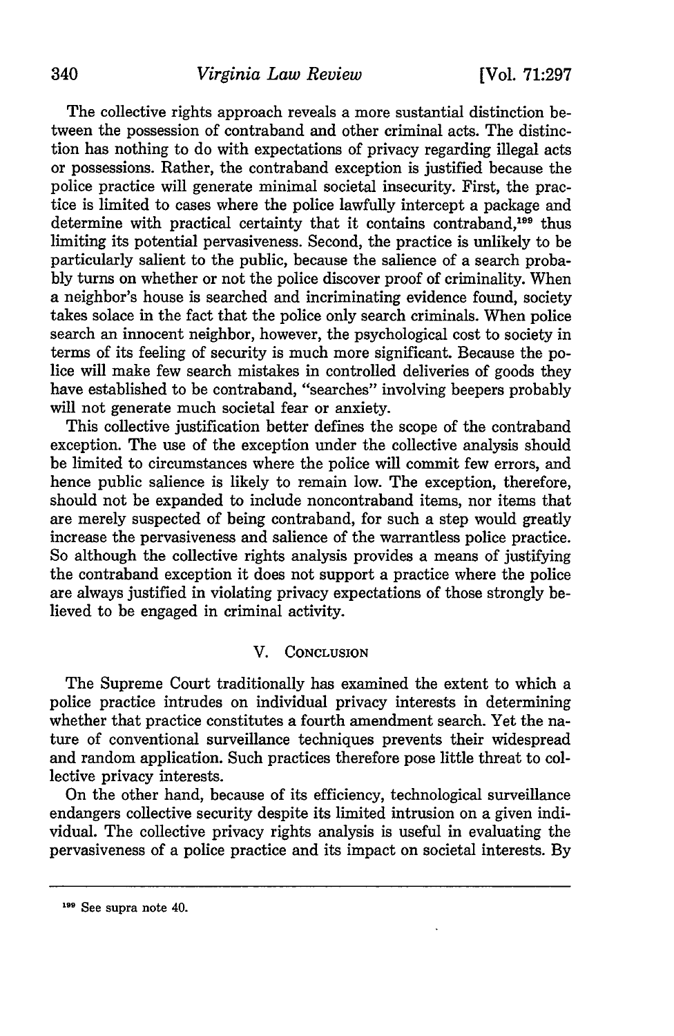The collective rights approach reveals a more sustantial distinction between the possession of contraband and other criminal acts. The distinction has nothing to do with expectations of privacy regarding illegal acts or possessions. Rather, the contraband exception is justified because the police practice will generate minimal societal insecurity. First, the practice is limited to cases where the police lawfully intercept a package and determine with practical certainty that it contains contraband,[199] thus limiting its potential pervasiveness. Second, the practice is unlikely to be particularly salient to the public, because the salience of a search probably turns on whether or not the police discover proof of criminality. When a neighbor's house is searched and incriminating evidence found, society takes solace in the fact that the police only search criminals. When police search an innocent neighbor, however, the psychological cost to society in terms of its feeling of security is much more significant. Because the police will make few search mistakes in controlled deliveries of goods they have established to be contraband, "searches" involving beepers probably will not generate much societal fear or anxiety.

This collective justification better defines the scope of the contraband exception. The use of the exception under the collective analysis should be limited to circumstances where the police will commit few errors, and hence public salience is likely to remain low. The exception, therefore, should not be expanded to include noncontraband items, nor items that are merely suspected of being contraband, for such a step would greatly increase the pervasiveness and salience of the warrantless police practice. So although the collective rights analysis provides a means of justifying the contraband exception it does not support a practice where the police are always justified in violating privacy expectations of those strongly believed to be engaged in criminal activity.

## V. Conclusion

The Supreme Court traditionally has examined the extent to which a police practice intrudes on individual privacy interests in determining whether that practice constitutes a fourth amendment search. Yet the nature of conventional surveillance techniques prevents their widespread and random application. Such practices therefore pose little threat to collective privacy interests.

On the other hand, because of its efficiency, technological surveillance endangers collective security despite its limited intrusion on a given individual. The collective privacy rights analysis is useful in evaluating the pervasiveness of a police practice and its impact on societal interests. By

---

[199] See supra note 40.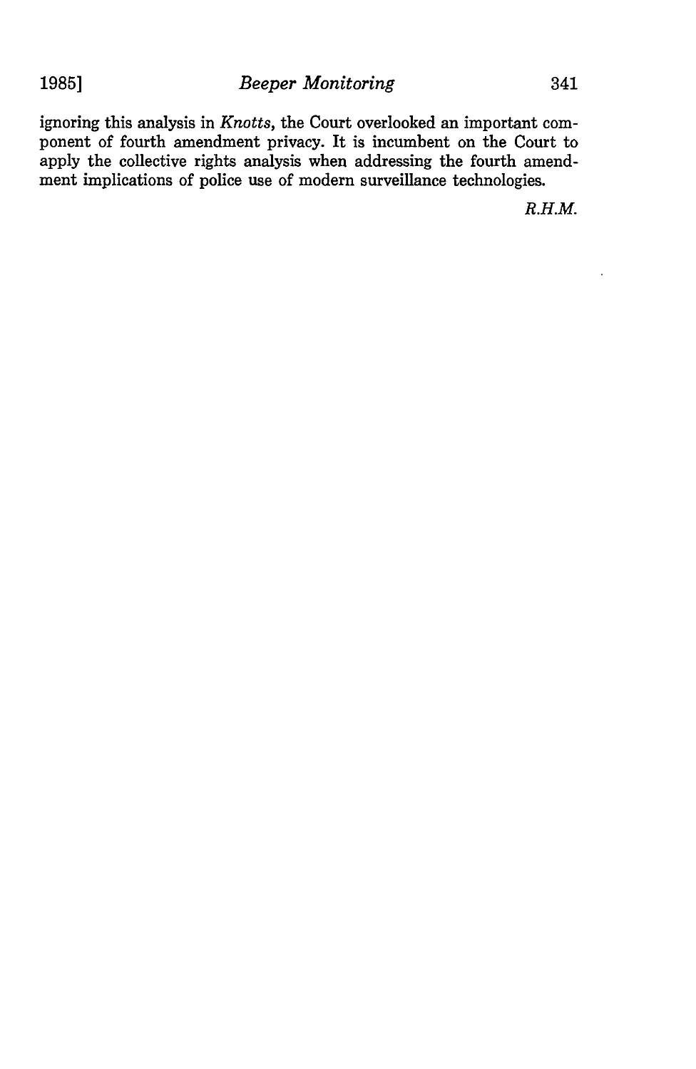ignoring this analysis in *Knotts*, the Court overlooked an important component of fourth amendment privacy. It is incumbent on the Court to apply the collective rights analysis when addressing the fourth amendment implications of police use of modern surveillance technologies.

*R.H.M.*